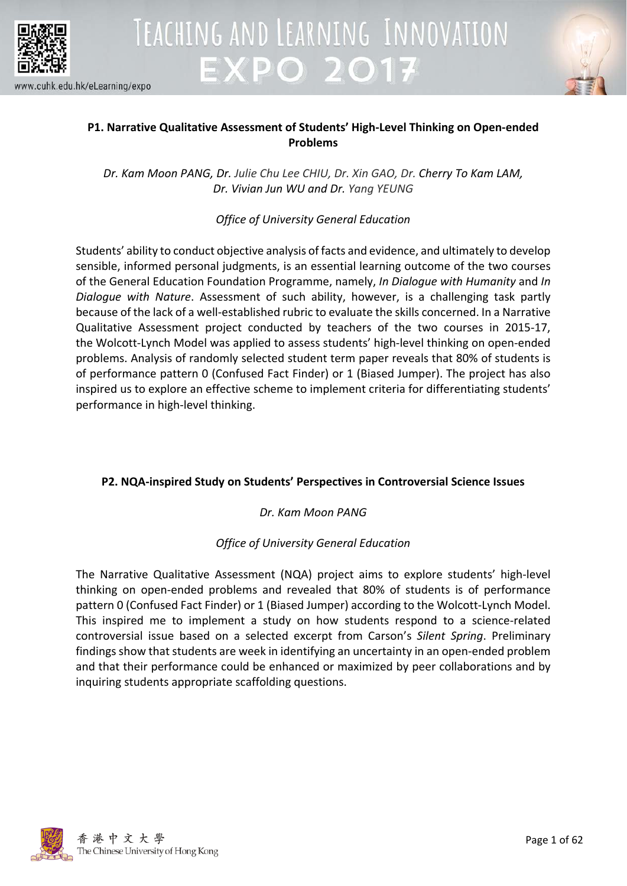### P1. Narrative Qualitative Assessment of Students' High-Level Thinking on Open-ended Problems

*Dr. Kam Moon PANG, Dr. Julie Chu Lee CHIU, Dr. Xin GAO, Dr. Cherry To Kam LAM, Dr. Vivian Jun WU and Dr. Yang YEUNG*

*Office of University General Education*

Students' ability to conduct objective analysis of facts and evidence, and ultimately to develop sensible, informed personal judgments, is an essential learning outcome of the two courses of the General Education Foundation Programme, namely, *In Dialogue with Humanity* and *In Dialogue with Nature*. Assessment of such ability, however, is a challenging task partly because of the lack of a well-established rubric to evaluate the skills concerned. In a Narrative Qualitative Assessment project conducted by teachers of the two courses in 2015-17, the Wolcott-Lynch Model was applied to assess students' high-level thinking on open-ended problems. Analysis of randomly selected student term paper reveals that 80% of students is of performance pattern 0 (Confused Fact Finder) or 1 (Biased Jumper). The project has also inspired us to explore an effective scheme to implement criteria for differentiating students' performance in high-level thinking.

### P2. NQA-inspired Study on Students' Perspectives in Controversial Science Issues

*Dr. Kam Moon PANG*

*Office of University General Education*

The Narrative Qualitative Assessment (NQA) project aims to explore students' high-level thinking on open-ended problems and revealed that 80% of students is of performance pattern 0 (Confused Fact Finder) or 1 (Biased Jumper) according to the Wolcott-Lynch Model. This inspired me to implement a study on how students respond to a science-related controversial issue based on a selected excerpt from Carson's *Silent Spring*. Preliminary findings show that students are week in identifying an uncertainty in an open-ended problem and that their performance could be enhanced or maximized by peer collaborations and by inquiring students appropriate scaffolding questions.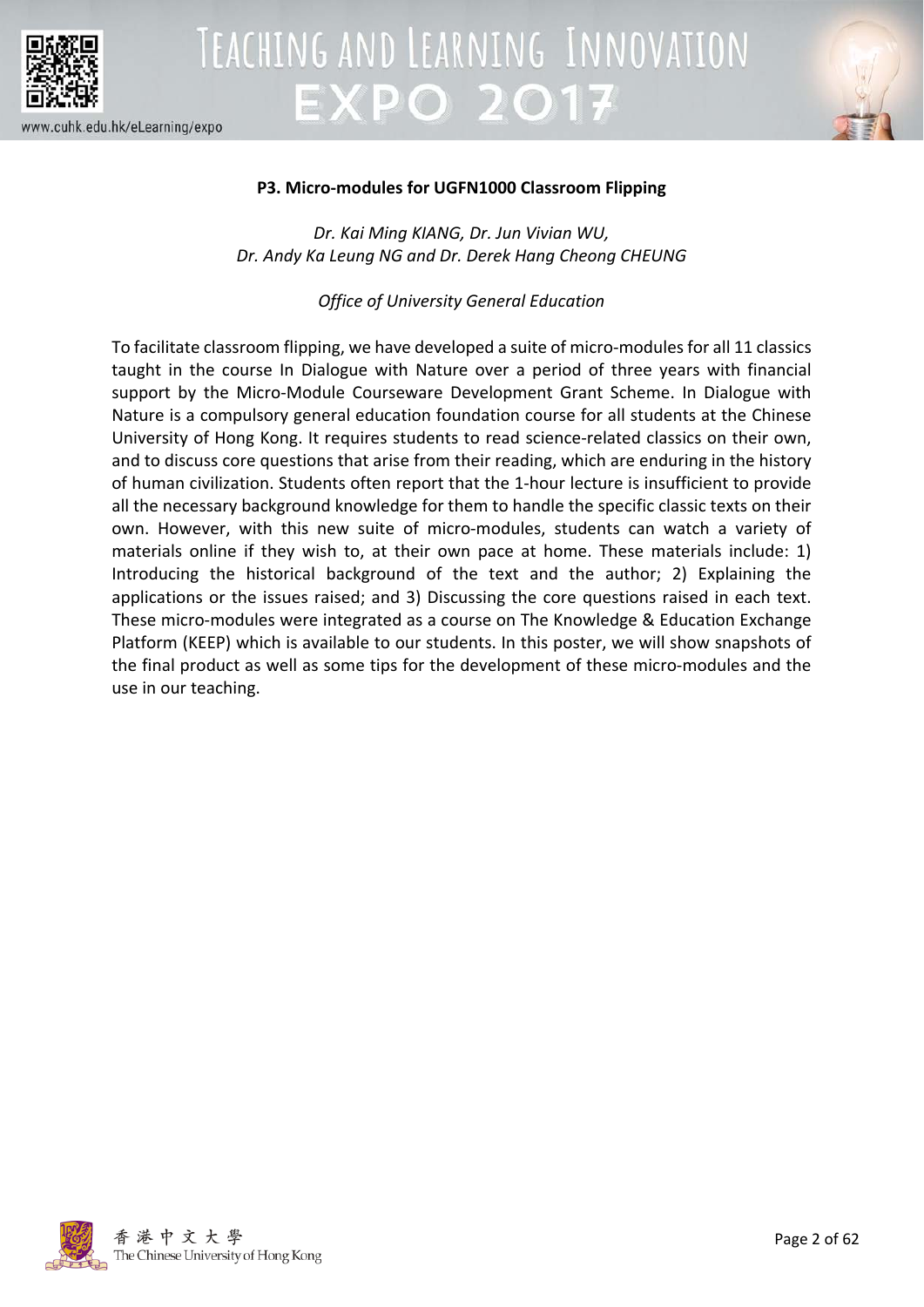## P3. Micro-modules for UGFN1000 Classroom Flipping

*Dr. Kai Ming KIANG, Dr. Jun Vivian WU,*
*Dr. Andy Ka Leung NG and Dr. Derek Hang Cheong CHEUNG*

*Office of University General Education*

To facilitate classroom flipping, we have developed a suite of micro-modules for all 11 classics taught in the course In Dialogue with Nature over a period of three years with financial support by the Micro-Module Courseware Development Grant Scheme. In Dialogue with Nature is a compulsory general education foundation course for all students at the Chinese University of Hong Kong. It requires students to read science-related classics on their own, and to discuss core questions that arise from their reading, which are enduring in the history of human civilization. Students often report that the 1-hour lecture is insufficient to provide all the necessary background knowledge for them to handle the specific classic texts on their own. However, with this new suite of micro-modules, students can watch a variety of materials online if they wish to, at their own pace at home. These materials include: 1) Introducing the historical background of the text and the author; 2) Explaining the applications or the issues raised; and 3) Discussing the core questions raised in each text. These micro-modules were integrated as a course on The Knowledge & Education Exchange Platform (KEEP) which is available to our students. In this poster, we will show snapshots of the final product as well as some tips for the development of these micro-modules and the use in our teaching.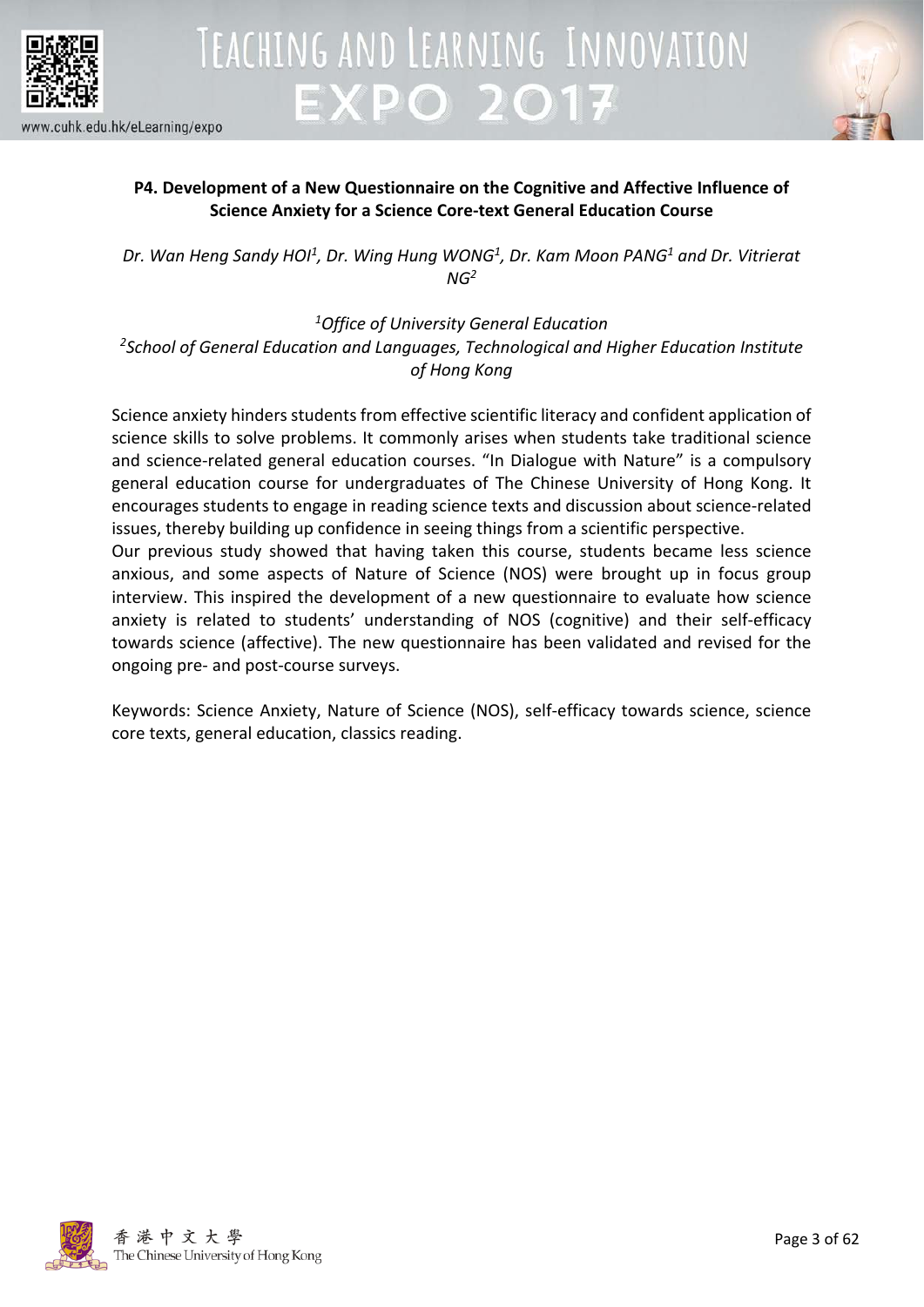**P4. Development of a New Questionnaire on the Cognitive and Affective Influence of Science Anxiety for a Science Core-text General Education Course**

*Dr. Wan Heng Sandy HOI[1], Dr. Wing Hung WONG[1], Dr. Kam Moon PANG[1] and Dr. Vitrierat NG[2]*

*[1]Office of University General Education*
*[2]School of General Education and Languages, Technological and Higher Education Institute of Hong Kong*

Science anxiety hinders students from effective scientific literacy and confident application of science skills to solve problems. It commonly arises when students take traditional science and science-related general education courses. "In Dialogue with Nature" is a compulsory general education course for undergraduates of The Chinese University of Hong Kong. It encourages students to engage in reading science texts and discussion about science-related issues, thereby building up confidence in seeing things from a scientific perspective.

Our previous study showed that having taken this course, students became less science anxious, and some aspects of Nature of Science (NOS) were brought up in focus group interview. This inspired the development of a new questionnaire to evaluate how science anxiety is related to students' understanding of NOS (cognitive) and their self-efficacy towards science (affective). The new questionnaire has been validated and revised for the ongoing pre- and post-course surveys.

Keywords: Science Anxiety, Nature of Science (NOS), self-efficacy towards science, science core texts, general education, classics reading.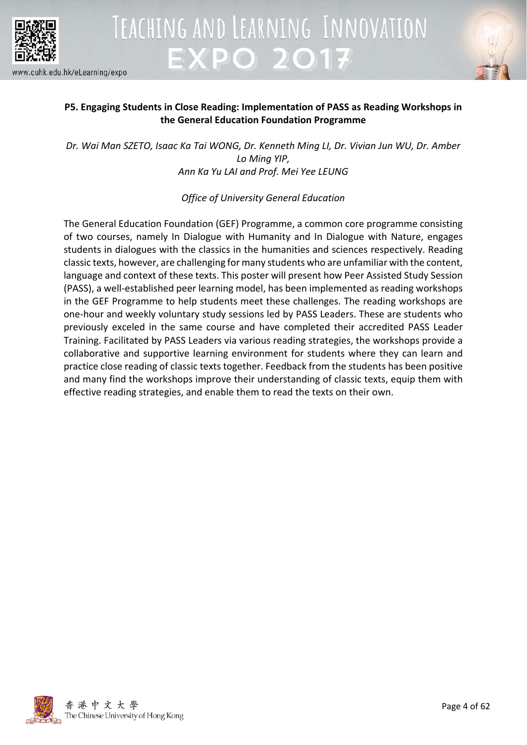## P5. Engaging Students in Close Reading: Implementation of PASS as Reading Workshops in the General Education Foundation Programme

*Dr. Wai Man SZETO, Isaac Ka Tai WONG, Dr. Kenneth Ming LI, Dr. Vivian Jun WU, Dr. Amber Lo Ming YIP, Ann Ka Yu LAI and Prof. Mei Yee LEUNG*

*Office of University General Education*

The General Education Foundation (GEF) Programme, a common core programme consisting of two courses, namely In Dialogue with Humanity and In Dialogue with Nature, engages students in dialogues with the classics in the humanities and sciences respectively. Reading classic texts, however, are challenging for many students who are unfamiliar with the content, language and context of these texts. This poster will present how Peer Assisted Study Session (PASS), a well-established peer learning model, has been implemented as reading workshops in the GEF Programme to help students meet these challenges. The reading workshops are one-hour and weekly voluntary study sessions led by PASS Leaders. These are students who previously exceled in the same course and have completed their accredited PASS Leader Training. Facilitated by PASS Leaders via various reading strategies, the workshops provide a collaborative and supportive learning environment for students where they can learn and practice close reading of classic texts together. Feedback from the students has been positive and many find the workshops improve their understanding of classic texts, equip them with effective reading strategies, and enable them to read the texts on their own.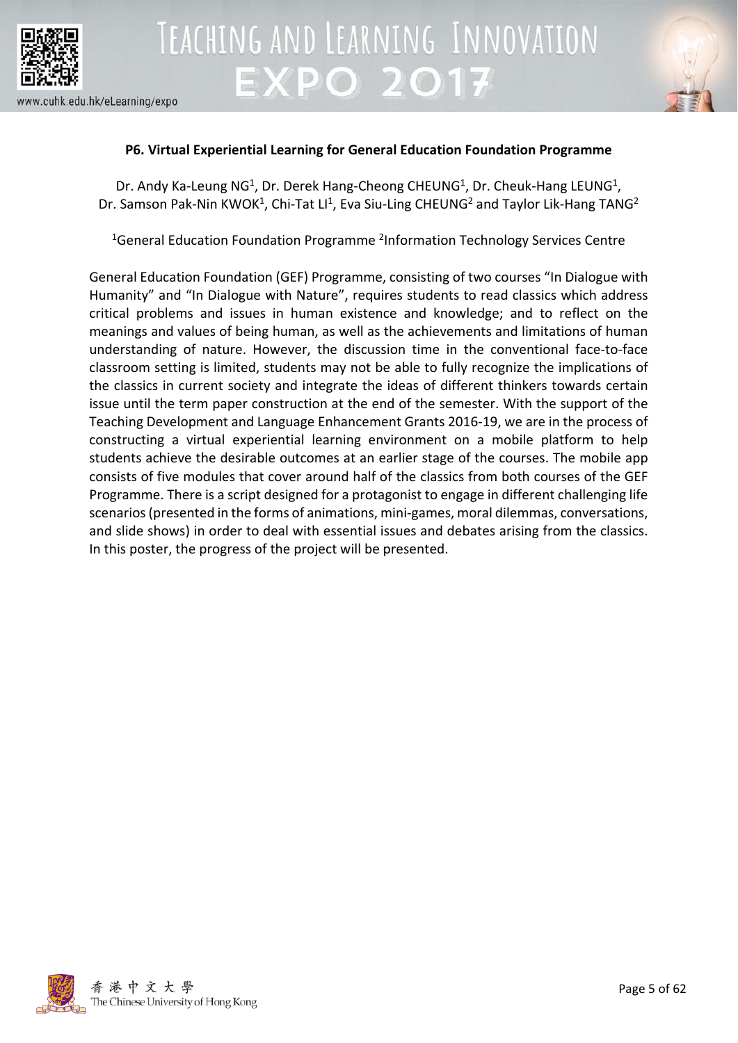### P6. Virtual Experiential Learning for General Education Foundation Programme

Dr. Andy Ka-Leung NG[1], Dr. Derek Hang-Cheong CHEUNG[1], Dr. Cheuk-Hang LEUNG[1], Dr. Samson Pak-Nin KWOK[1], Chi-Tat LI[1], Eva Siu-Ling CHEUNG[2] and Taylor Lik-Hang TANG[2]

[1]General Education Foundation Programme [2]Information Technology Services Centre

General Education Foundation (GEF) Programme, consisting of two courses "In Dialogue with Humanity" and "In Dialogue with Nature", requires students to read classics which address critical problems and issues in human existence and knowledge; and to reflect on the meanings and values of being human, as well as the achievements and limitations of human understanding of nature. However, the discussion time in the conventional face-to-face classroom setting is limited, students may not be able to fully recognize the implications of the classics in current society and integrate the ideas of different thinkers towards certain issue until the term paper construction at the end of the semester. With the support of the Teaching Development and Language Enhancement Grants 2016-19, we are in the process of constructing a virtual experiential learning environment on a mobile platform to help students achieve the desirable outcomes at an earlier stage of the courses. The mobile app consists of five modules that cover around half of the classics from both courses of the GEF Programme. There is a script designed for a protagonist to engage in different challenging life scenarios (presented in the forms of animations, mini-games, moral dilemmas, conversations, and slide shows) in order to deal with essential issues and debates arising from the classics. In this poster, the progress of the project will be presented.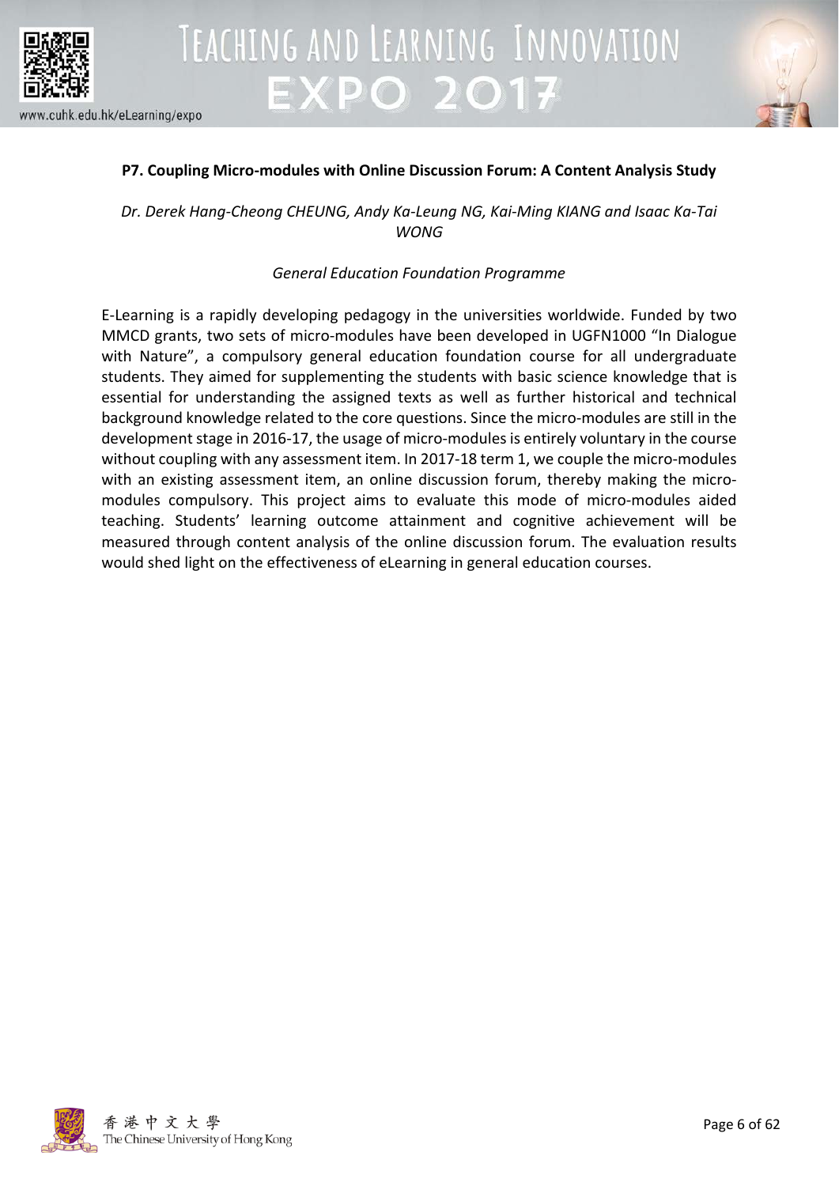### P7. Coupling Micro-modules with Online Discussion Forum: A Content Analysis Study

*Dr. Derek Hang-Cheong CHEUNG, Andy Ka-Leung NG, Kai-Ming KIANG and Isaac Ka-Tai WONG*

*General Education Foundation Programme*

E-Learning is a rapidly developing pedagogy in the universities worldwide. Funded by two MMCD grants, two sets of micro-modules have been developed in UGFN1000 "In Dialogue with Nature", a compulsory general education foundation course for all undergraduate students. They aimed for supplementing the students with basic science knowledge that is essential for understanding the assigned texts as well as further historical and technical background knowledge related to the core questions. Since the micro-modules are still in the development stage in 2016-17, the usage of micro-modules is entirely voluntary in the course without coupling with any assessment item. In 2017-18 term 1, we couple the micro-modules with an existing assessment item, an online discussion forum, thereby making the micro-modules compulsory. This project aims to evaluate this mode of micro-modules aided teaching. Students' learning outcome attainment and cognitive achievement will be measured through content analysis of the online discussion forum. The evaluation results would shed light on the effectiveness of eLearning in general education courses.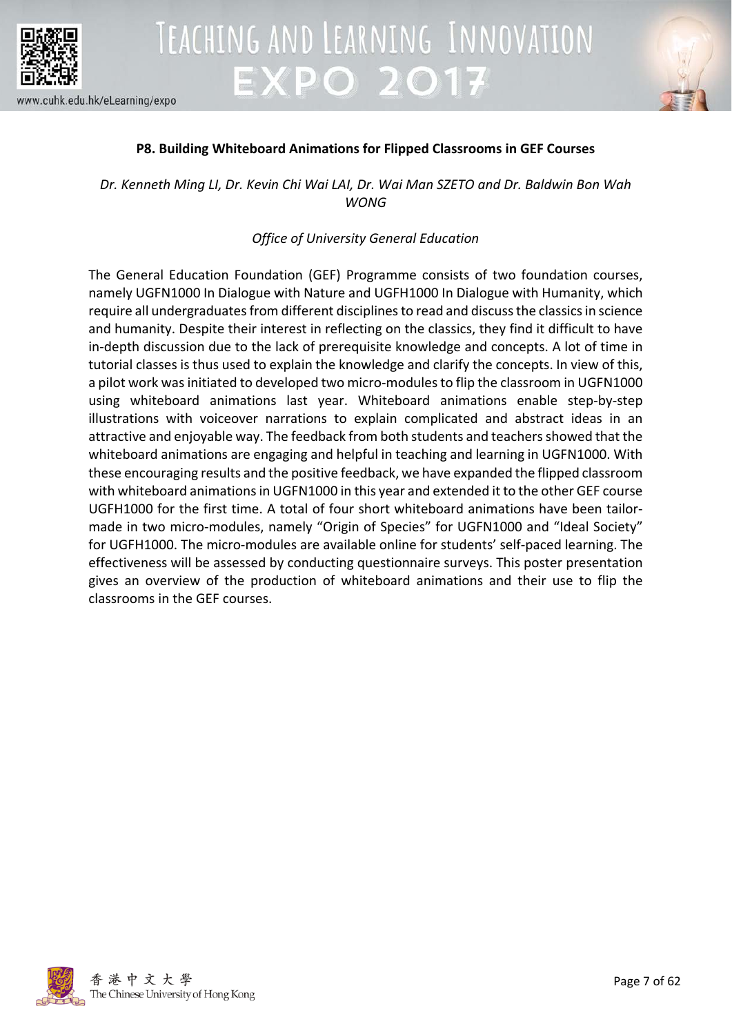**P8. Building Whiteboard Animations for Flipped Classrooms in GEF Courses**

*Dr. Kenneth Ming LI, Dr. Kevin Chi Wai LAI, Dr. Wai Man SZETO and Dr. Baldwin Bon Wah WONG*

*Office of University General Education*

The General Education Foundation (GEF) Programme consists of two foundation courses, namely UGFN1000 In Dialogue with Nature and UGFH1000 In Dialogue with Humanity, which require all undergraduates from different disciplines to read and discuss the classics in science and humanity. Despite their interest in reflecting on the classics, they find it difficult to have in-depth discussion due to the lack of prerequisite knowledge and concepts. A lot of time in tutorial classes is thus used to explain the knowledge and clarify the concepts. In view of this, a pilot work was initiated to developed two micro-modules to flip the classroom in UGFN1000 using whiteboard animations last year. Whiteboard animations enable step-by-step illustrations with voiceover narrations to explain complicated and abstract ideas in an attractive and enjoyable way. The feedback from both students and teachers showed that the whiteboard animations are engaging and helpful in teaching and learning in UGFN1000. With these encouraging results and the positive feedback, we have expanded the flipped classroom with whiteboard animations in UGFN1000 in this year and extended it to the other GEF course UGFH1000 for the first time. A total of four short whiteboard animations have been tailor-made in two micro-modules, namely "Origin of Species" for UGFN1000 and "Ideal Society" for UGFH1000. The micro-modules are available online for students' self-paced learning. The effectiveness will be assessed by conducting questionnaire surveys. This poster presentation gives an overview of the production of whiteboard animations and their use to flip the classrooms in the GEF courses.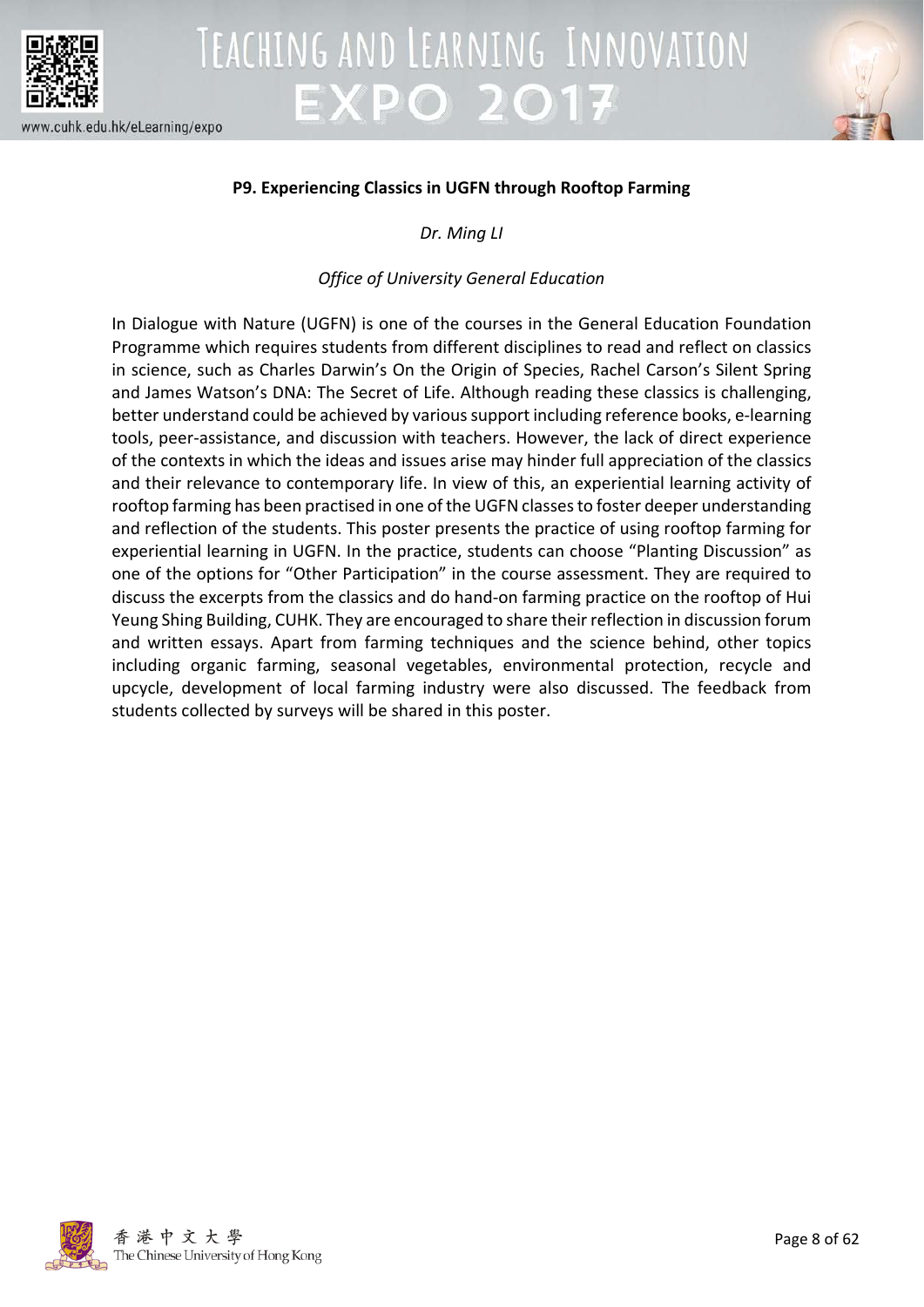**P9. Experiencing Classics in UGFN through Rooftop Farming**

*Dr. Ming LI*

*Office of University General Education*

In Dialogue with Nature (UGFN) is one of the courses in the General Education Foundation Programme which requires students from different disciplines to read and reflect on classics in science, such as Charles Darwin's On the Origin of Species, Rachel Carson's Silent Spring and James Watson's DNA: The Secret of Life. Although reading these classics is challenging, better understand could be achieved by various support including reference books, e-learning tools, peer-assistance, and discussion with teachers. However, the lack of direct experience of the contexts in which the ideas and issues arise may hinder full appreciation of the classics and their relevance to contemporary life. In view of this, an experiential learning activity of rooftop farming has been practised in one of the UGFN classes to foster deeper understanding and reflection of the students. This poster presents the practice of using rooftop farming for experiential learning in UGFN. In the practice, students can choose "Planting Discussion" as one of the options for "Other Participation" in the course assessment. They are required to discuss the excerpts from the classics and do hand-on farming practice on the rooftop of Hui Yeung Shing Building, CUHK. They are encouraged to share their reflection in discussion forum and written essays. Apart from farming techniques and the science behind, other topics including organic farming, seasonal vegetables, environmental protection, recycle and upcycle, development of local farming industry were also discussed. The feedback from students collected by surveys will be shared in this poster.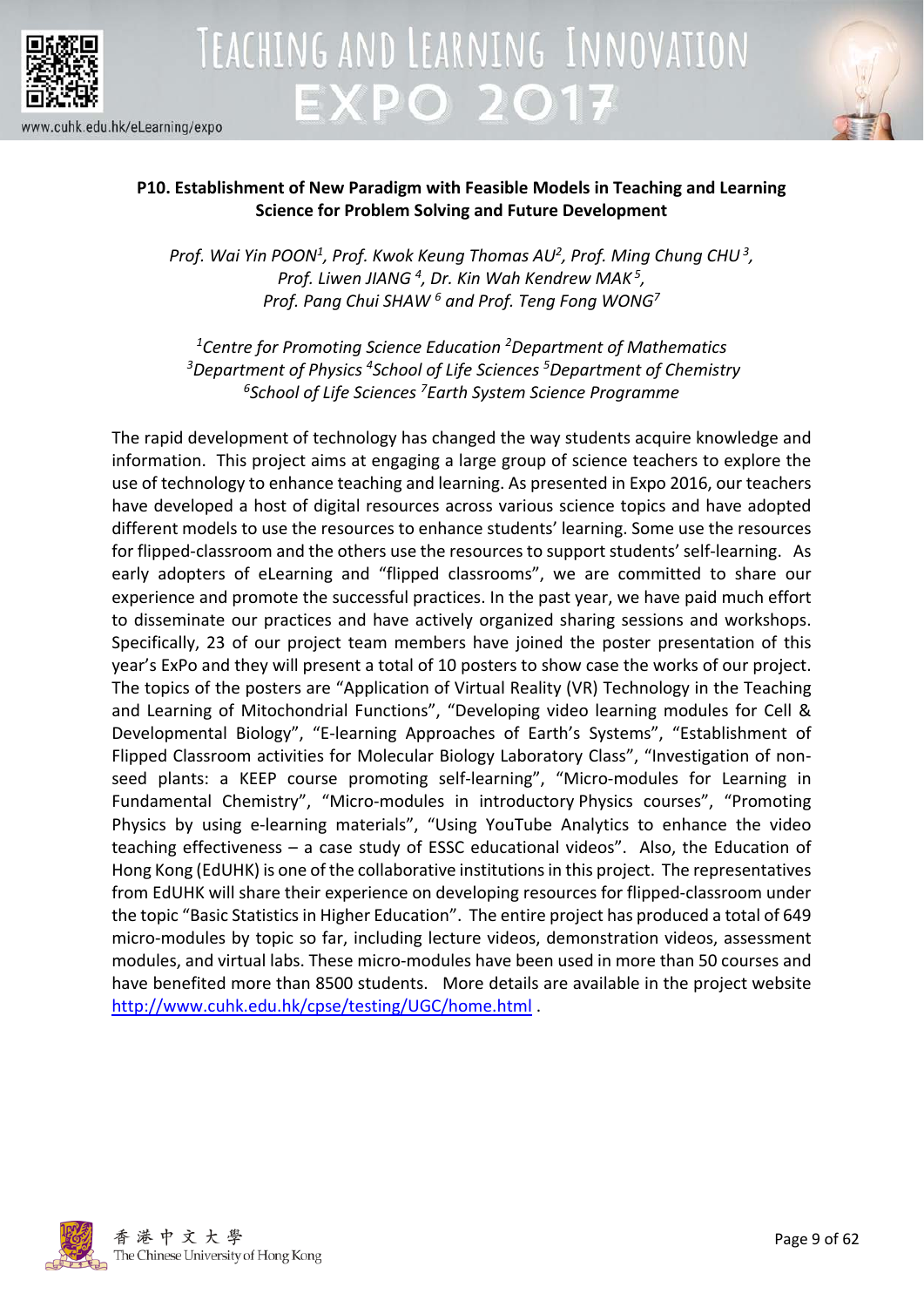### P10. Establishment of New Paradigm with Feasible Models in Teaching and Learning Science for Problem Solving and Future Development

*Prof. Wai Yin POON[1], Prof. Kwok Keung Thomas AU[2], Prof. Ming Chung CHU[3], Prof. Liwen JIANG[4], Dr. Kin Wah Kendrew MAK[5], Prof. Pang Chui SHAW[6] and Prof. Teng Fong WONG[7]*

*[1]Centre for Promoting Science Education [2]Department of Mathematics [3]Department of Physics [4]School of Life Sciences [5]Department of Chemistry [6]School of Life Sciences [7]Earth System Science Programme*

The rapid development of technology has changed the way students acquire knowledge and information. This project aims at engaging a large group of science teachers to explore the use of technology to enhance teaching and learning. As presented in Expo 2016, our teachers have developed a host of digital resources across various science topics and have adopted different models to use the resources to enhance students' learning. Some use the resources for flipped-classroom and the others use the resources to support students' self-learning. As early adopters of eLearning and "flipped classrooms", we are committed to share our experience and promote the successful practices. In the past year, we have paid much effort to disseminate our practices and have actively organized sharing sessions and workshops. Specifically, 23 of our project team members have joined the poster presentation of this year's ExPo and they will present a total of 10 posters to show case the works of our project. The topics of the posters are "Application of Virtual Reality (VR) Technology in the Teaching and Learning of Mitochondrial Functions", "Developing video learning modules for Cell & Developmental Biology", "E-learning Approaches of Earth's Systems", "Establishment of Flipped Classroom activities for Molecular Biology Laboratory Class", "Investigation of non-seed plants: a KEEP course promoting self-learning", "Micro-modules for Learning in Fundamental Chemistry", "Micro-modules in introductory Physics courses", "Promoting Physics by using e-learning materials", "Using YouTube Analytics to enhance the video teaching effectiveness – a case study of ESSC educational videos". Also, the Education of Hong Kong (EdUHK) is one of the collaborative institutions in this project. The representatives from EdUHK will share their experience on developing resources for flipped-classroom under the topic "Basic Statistics in Higher Education". The entire project has produced a total of 649 micro-modules by topic so far, including lecture videos, demonstration videos, assessment modules, and virtual labs. These micro-modules have been used in more than 50 courses and have benefited more than 8500 students. More details are available in the project website http://www.cuhk.edu.hk/cpse/testing/UGC/home.html .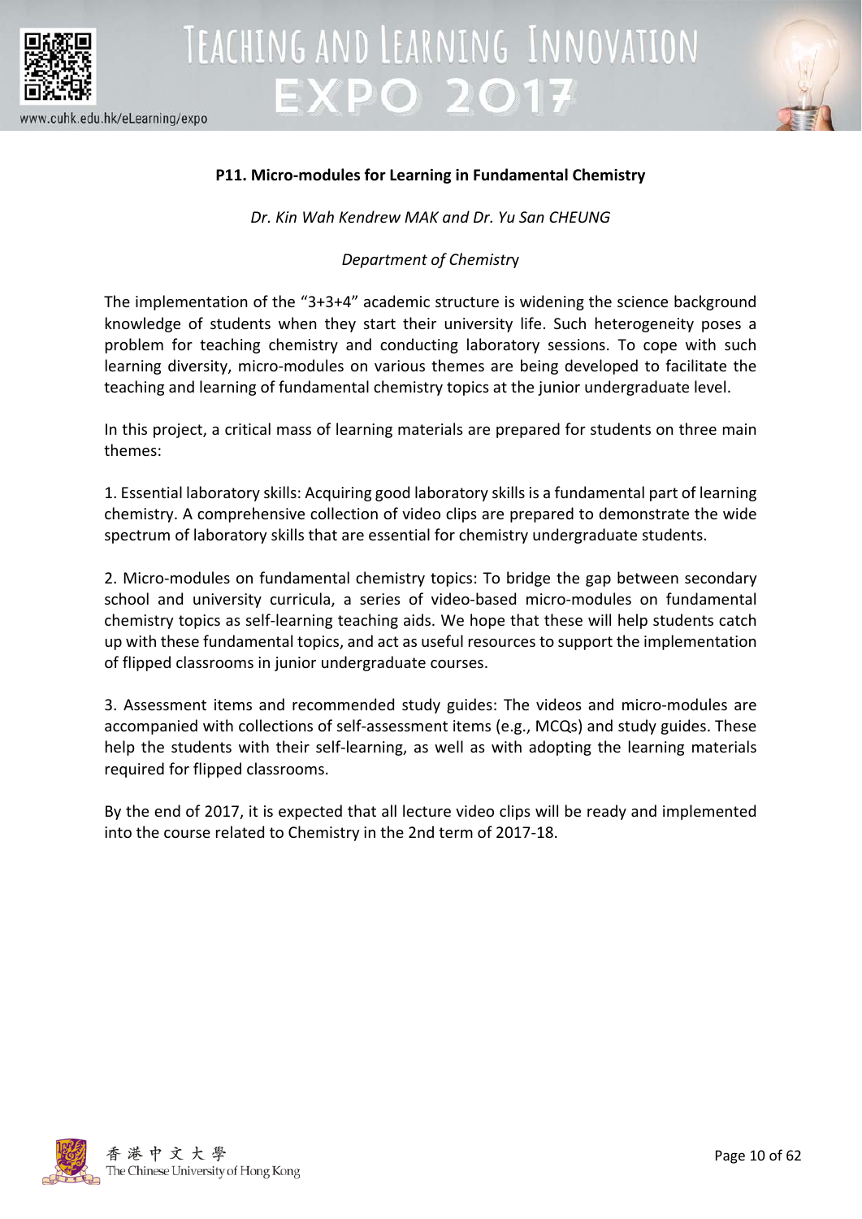### P11. Micro-modules for Learning in Fundamental Chemistry

*Dr. Kin Wah Kendrew MAK and Dr. Yu San CHEUNG*

*Department of Chemistry*

The implementation of the "3+3+4" academic structure is widening the science background knowledge of students when they start their university life. Such heterogeneity poses a problem for teaching chemistry and conducting laboratory sessions. To cope with such learning diversity, micro-modules on various themes are being developed to facilitate the teaching and learning of fundamental chemistry topics at the junior undergraduate level.

In this project, a critical mass of learning materials are prepared for students on three main themes:

1. Essential laboratory skills: Acquiring good laboratory skills is a fundamental part of learning chemistry. A comprehensive collection of video clips are prepared to demonstrate the wide spectrum of laboratory skills that are essential for chemistry undergraduate students.

2. Micro-modules on fundamental chemistry topics: To bridge the gap between secondary school and university curricula, a series of video-based micro-modules on fundamental chemistry topics as self-learning teaching aids. We hope that these will help students catch up with these fundamental topics, and act as useful resources to support the implementation of flipped classrooms in junior undergraduate courses.

3. Assessment items and recommended study guides: The videos and micro-modules are accompanied with collections of self-assessment items (e.g., MCQs) and study guides. These help the students with their self-learning, as well as with adopting the learning materials required for flipped classrooms.

By the end of 2017, it is expected that all lecture video clips will be ready and implemented into the course related to Chemistry in the 2nd term of 2017-18.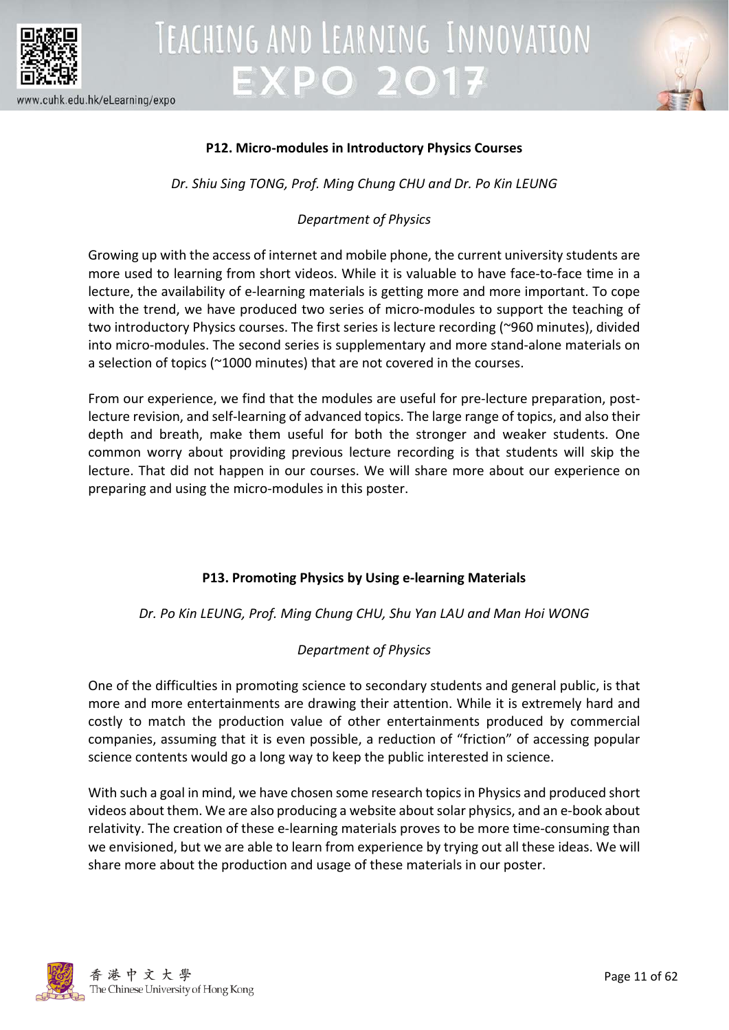### P12. Micro-modules in Introductory Physics Courses

*Dr. Shiu Sing TONG, Prof. Ming Chung CHU and Dr. Po Kin LEUNG*

*Department of Physics*

Growing up with the access of internet and mobile phone, the current university students are more used to learning from short videos. While it is valuable to have face-to-face time in a lecture, the availability of e-learning materials is getting more and more important. To cope with the trend, we have produced two series of micro-modules to support the teaching of two introductory Physics courses. The first series is lecture recording (~960 minutes), divided into micro-modules. The second series is supplementary and more stand-alone materials on a selection of topics (~1000 minutes) that are not covered in the courses.

From our experience, we find that the modules are useful for pre-lecture preparation, post-lecture revision, and self-learning of advanced topics. The large range of topics, and also their depth and breath, make them useful for both the stronger and weaker students. One common worry about providing previous lecture recording is that students will skip the lecture. That did not happen in our courses. We will share more about our experience on preparing and using the micro-modules in this poster.

### P13. Promoting Physics by Using e-learning Materials

*Dr. Po Kin LEUNG, Prof. Ming Chung CHU, Shu Yan LAU and Man Hoi WONG*

*Department of Physics*

One of the difficulties in promoting science to secondary students and general public, is that more and more entertainments are drawing their attention. While it is extremely hard and costly to match the production value of other entertainments produced by commercial companies, assuming that it is even possible, a reduction of "friction" of accessing popular science contents would go a long way to keep the public interested in science.

With such a goal in mind, we have chosen some research topics in Physics and produced short videos about them. We are also producing a website about solar physics, and an e-book about relativity. The creation of these e-learning materials proves to be more time-consuming than we envisioned, but we are able to learn from experience by trying out all these ideas. We will share more about the production and usage of these materials in our poster.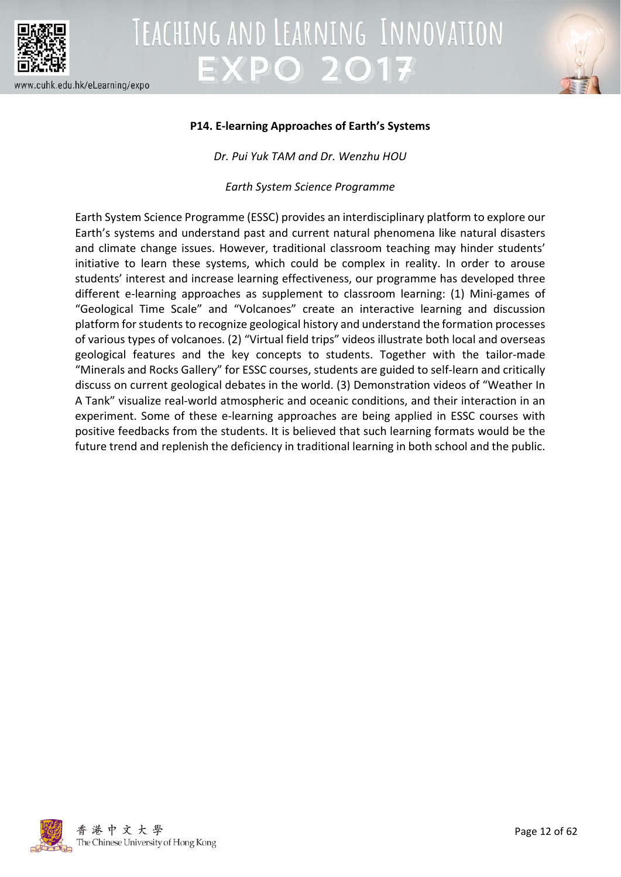### P14. E-learning Approaches of Earth's Systems

*Dr. Pui Yuk TAM and Dr. Wenzhu HOU*

*Earth System Science Programme*

Earth System Science Programme (ESSC) provides an interdisciplinary platform to explore our Earth's systems and understand past and current natural phenomena like natural disasters and climate change issues. However, traditional classroom teaching may hinder students' initiative to learn these systems, which could be complex in reality. In order to arouse students' interest and increase learning effectiveness, our programme has developed three different e-learning approaches as supplement to classroom learning: (1) Mini-games of "Geological Time Scale" and "Volcanoes" create an interactive learning and discussion platform for students to recognize geological history and understand the formation processes of various types of volcanoes. (2) "Virtual field trips" videos illustrate both local and overseas geological features and the key concepts to students. Together with the tailor-made "Minerals and Rocks Gallery" for ESSC courses, students are guided to self-learn and critically discuss on current geological debates in the world. (3) Demonstration videos of "Weather In A Tank" visualize real-world atmospheric and oceanic conditions, and their interaction in an experiment. Some of these e-learning approaches are being applied in ESSC courses with positive feedbacks from the students. It is believed that such learning formats would be the future trend and replenish the deficiency in traditional learning in both school and the public.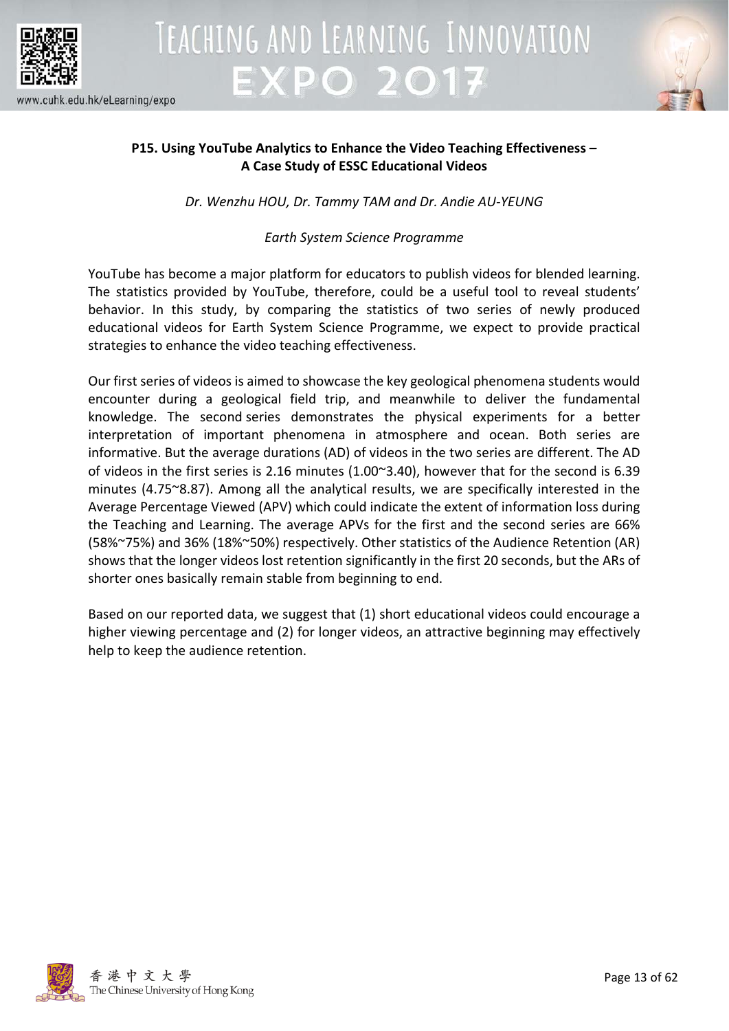## P15. Using YouTube Analytics to Enhance the Video Teaching Effectiveness – A Case Study of ESSC Educational Videos

*Dr. Wenzhu HOU, Dr. Tammy TAM and Dr. Andie AU-YEUNG*

*Earth System Science Programme*

YouTube has become a major platform for educators to publish videos for blended learning. The statistics provided by YouTube, therefore, could be a useful tool to reveal students' behavior. In this study, by comparing the statistics of two series of newly produced educational videos for Earth System Science Programme, we expect to provide practical strategies to enhance the video teaching effectiveness.

Our first series of videos is aimed to showcase the key geological phenomena students would encounter during a geological field trip, and meanwhile to deliver the fundamental knowledge. The second series demonstrates the physical experiments for a better interpretation of important phenomena in atmosphere and ocean. Both series are informative. But the average durations (AD) of videos in the two series are different. The AD of videos in the first series is 2.16 minutes (1.00~3.40), however that for the second is 6.39 minutes (4.75~8.87). Among all the analytical results, we are specifically interested in the Average Percentage Viewed (APV) which could indicate the extent of information loss during the Teaching and Learning. The average APVs for the first and the second series are 66% (58%~75%) and 36% (18%~50%) respectively. Other statistics of the Audience Retention (AR) shows that the longer videos lost retention significantly in the first 20 seconds, but the ARs of shorter ones basically remain stable from beginning to end.

Based on our reported data, we suggest that (1) short educational videos could encourage a higher viewing percentage and (2) for longer videos, an attractive beginning may effectively help to keep the audience retention.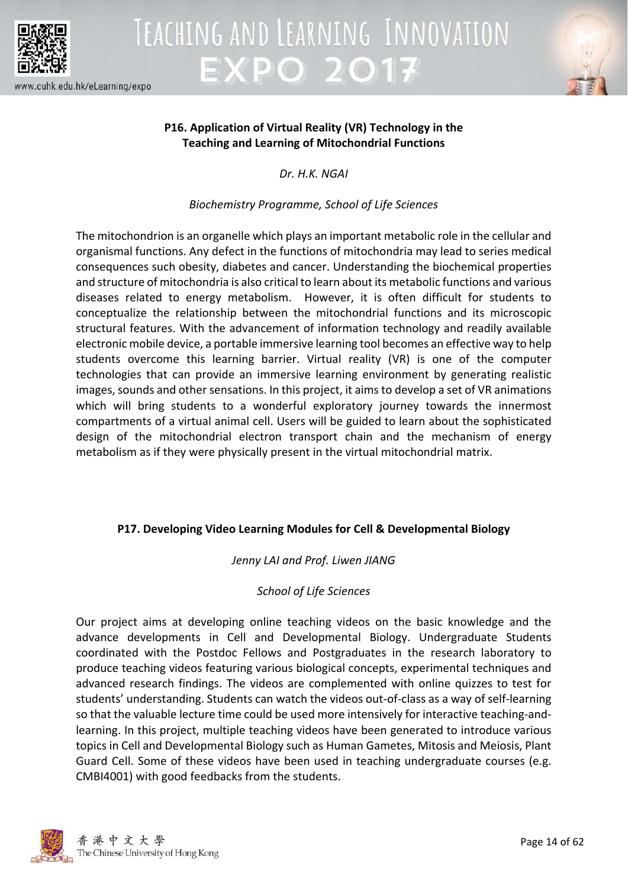### P16. Application of Virtual Reality (VR) Technology in the Teaching and Learning of Mitochondrial Functions

*Dr. H.K. NGAI*

*Biochemistry Programme, School of Life Sciences*

The mitochondrion is an organelle which plays an important metabolic role in the cellular and organismal functions. Any defect in the functions of mitochondria may lead to series medical consequences such obesity, diabetes and cancer. Understanding the biochemical properties and structure of mitochondria is also critical to learn about its metabolic functions and various diseases related to energy metabolism. However, it is often difficult for students to conceptualize the relationship between the mitochondrial functions and its microscopic structural features. With the advancement of information technology and readily available electronic mobile device, a portable immersive learning tool becomes an effective way to help students overcome this learning barrier. Virtual reality (VR) is one of the computer technologies that can provide an immersive learning environment by generating realistic images, sounds and other sensations. In this project, it aims to develop a set of VR animations which will bring students to a wonderful exploratory journey towards the innermost compartments of a virtual animal cell. Users will be guided to learn about the sophisticated design of the mitochondrial electron transport chain and the mechanism of energy metabolism as if they were physically present in the virtual mitochondrial matrix.

### P17. Developing Video Learning Modules for Cell & Developmental Biology

*Jenny LAI and Prof. Liwen JIANG*

*School of Life Sciences*

Our project aims at developing online teaching videos on the basic knowledge and the advance developments in Cell and Developmental Biology. Undergraduate Students coordinated with the Postdoc Fellows and Postgraduates in the research laboratory to produce teaching videos featuring various biological concepts, experimental techniques and advanced research findings. The videos are complemented with online quizzes to test for students' understanding. Students can watch the videos out-of-class as a way of self-learning so that the valuable lecture time could be used more intensively for interactive teaching-and-learning. In this project, multiple teaching videos have been generated to introduce various topics in Cell and Developmental Biology such as Human Gametes, Mitosis and Meiosis, Plant Guard Cell. Some of these videos have been used in teaching undergraduate courses (e.g. CMBI4001) with good feedbacks from the students.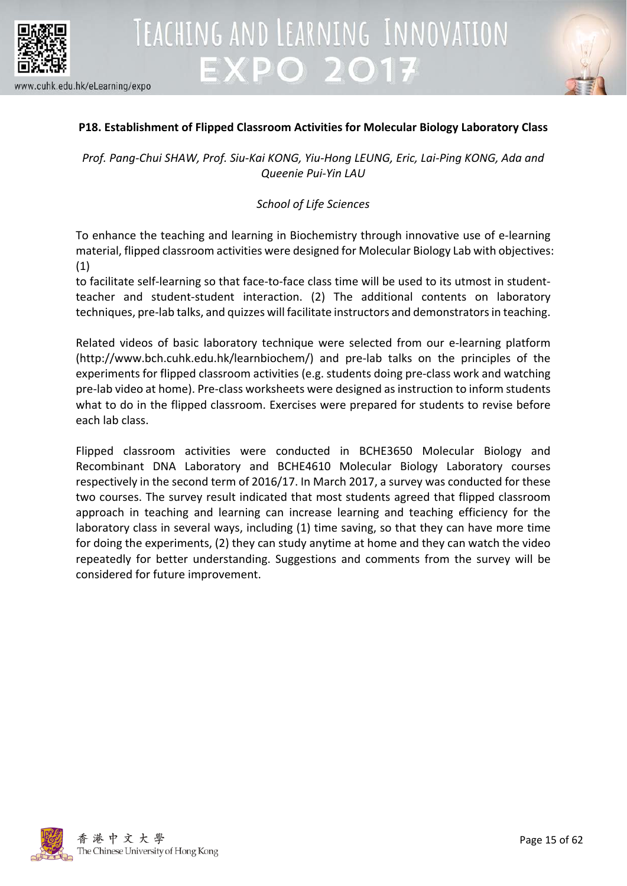## P18. Establishment of Flipped Classroom Activities for Molecular Biology Laboratory Class

*Prof. Pang-Chui SHAW, Prof. Siu-Kai KONG, Yiu-Hong LEUNG, Eric, Lai-Ping KONG, Ada and Queenie Pui-Yin LAU*

*School of Life Sciences*

To enhance the teaching and learning in Biochemistry through innovative use of e-learning material, flipped classroom activities were designed for Molecular Biology Lab with objectives: (1)
to facilitate self-learning so that face-to-face class time will be used to its utmost in student-teacher and student-student interaction. (2) The additional contents on laboratory techniques, pre-lab talks, and quizzes will facilitate instructors and demonstrators in teaching.

Related videos of basic laboratory technique were selected from our e-learning platform (http://www.bch.cuhk.edu.hk/learnbiochem/) and pre-lab talks on the principles of the experiments for flipped classroom activities (e.g. students doing pre-class work and watching pre-lab video at home). Pre-class worksheets were designed as instruction to inform students what to do in the flipped classroom. Exercises were prepared for students to revise before each lab class.

Flipped classroom activities were conducted in BCHE3650 Molecular Biology and Recombinant DNA Laboratory and BCHE4610 Molecular Biology Laboratory courses respectively in the second term of 2016/17. In March 2017, a survey was conducted for these two courses. The survey result indicated that most students agreed that flipped classroom approach in teaching and learning can increase learning and teaching efficiency for the laboratory class in several ways, including (1) time saving, so that they can have more time for doing the experiments, (2) they can study anytime at home and they can watch the video repeatedly for better understanding. Suggestions and comments from the survey will be considered for future improvement.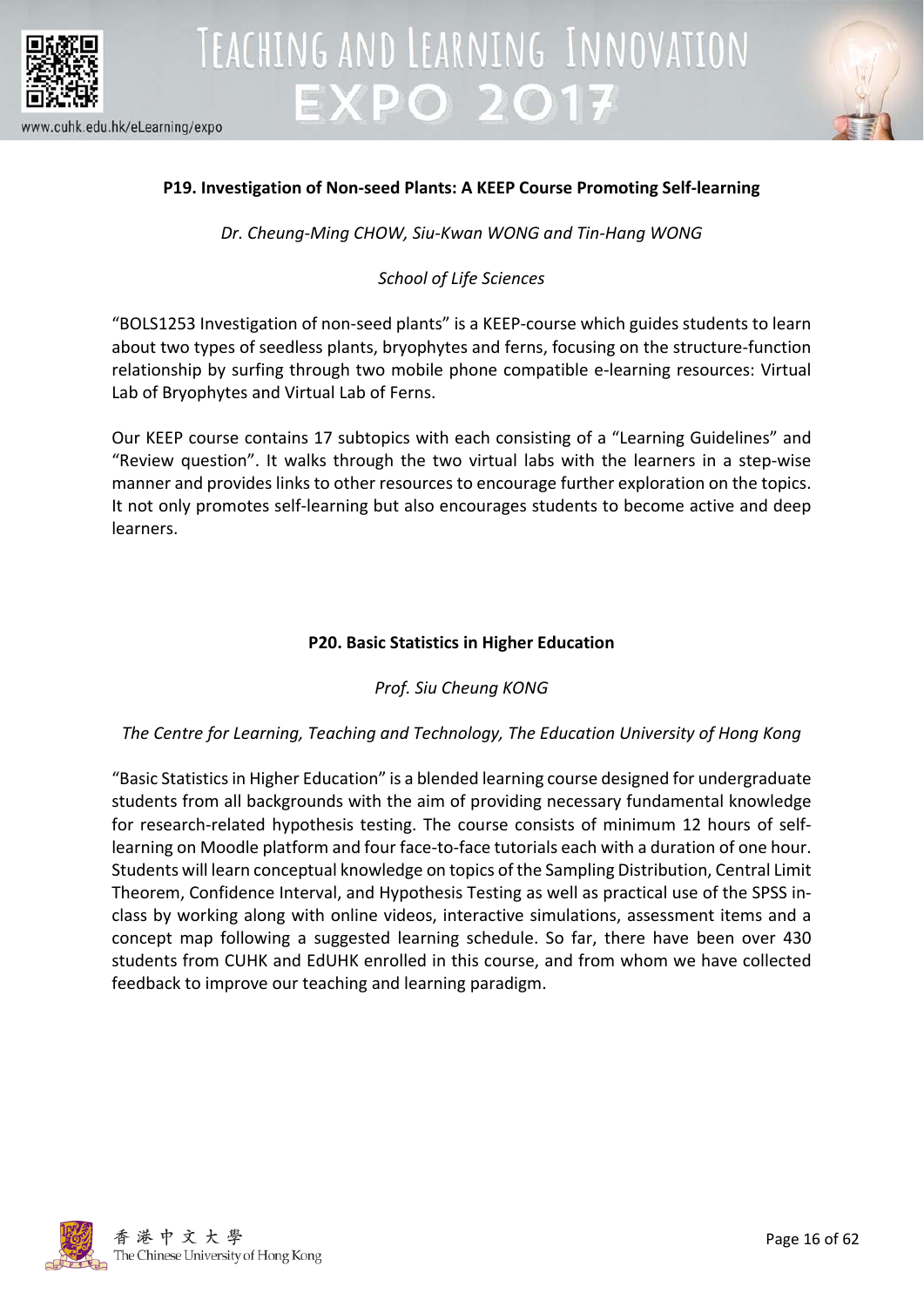### P19. Investigation of Non-seed Plants: A KEEP Course Promoting Self-learning

*Dr. Cheung-Ming CHOW, Siu-Kwan WONG and Tin-Hang WONG*

*School of Life Sciences*

"BOLS1253 Investigation of non-seed plants" is a KEEP-course which guides students to learn about two types of seedless plants, bryophytes and ferns, focusing on the structure-function relationship by surfing through two mobile phone compatible e-learning resources: Virtual Lab of Bryophytes and Virtual Lab of Ferns.

Our KEEP course contains 17 subtopics with each consisting of a "Learning Guidelines" and "Review question". It walks through the two virtual labs with the learners in a step-wise manner and provides links to other resources to encourage further exploration on the topics. It not only promotes self-learning but also encourages students to become active and deep learners.

### P20. Basic Statistics in Higher Education

*Prof. Siu Cheung KONG*

*The Centre for Learning, Teaching and Technology, The Education University of Hong Kong*

"Basic Statistics in Higher Education" is a blended learning course designed for undergraduate students from all backgrounds with the aim of providing necessary fundamental knowledge for research-related hypothesis testing. The course consists of minimum 12 hours of self-learning on Moodle platform and four face-to-face tutorials each with a duration of one hour. Students will learn conceptual knowledge on topics of the Sampling Distribution, Central Limit Theorem, Confidence Interval, and Hypothesis Testing as well as practical use of the SPSS in-class by working along with online videos, interactive simulations, assessment items and a concept map following a suggested learning schedule. So far, there have been over 430 students from CUHK and EdUHK enrolled in this course, and from whom we have collected feedback to improve our teaching and learning paradigm.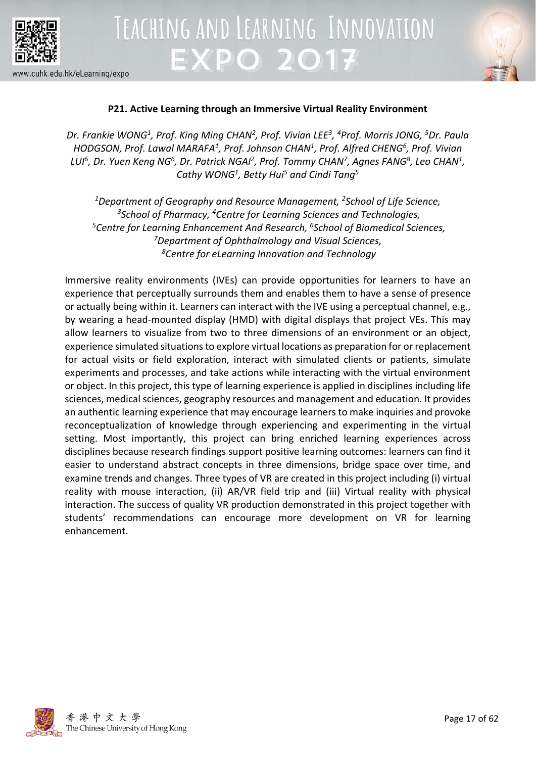## P21. Active Learning through an Immersive Virtual Reality Environment

*Dr. Frankie WONG[1], Prof. King Ming CHAN[2], Prof. Vivian LEE[3], [4]Prof. Morris JONG, [5]Dr. Paula HODGSON, Prof. Lawal MARAFA[1], Prof. Johnson CHAN[1], Prof. Alfred CHENG[6], Prof. Vivian LUI[6], Dr. Yuen Keng NG[6], Dr. Patrick NGAI[2], Prof. Tommy CHAN[7], Agnes FANG[8], Leo CHAN[1], Cathy WONG[1], Betty Hui[5] and Cindi Tang[5]*

*[1]Department of Geography and Resource Management, [2]School of Life Science, [3]School of Pharmacy, [4]Centre for Learning Sciences and Technologies, [5]Centre for Learning Enhancement And Research, [6]School of Biomedical Sciences, [7]Department of Ophthalmology and Visual Sciences, [8]Centre for eLearning Innovation and Technology*

Immersive reality environments (IVEs) can provide opportunities for learners to have an experience that perceptually surrounds them and enables them to have a sense of presence or actually being within it. Learners can interact with the IVE using a perceptual channel, e.g., by wearing a head-mounted display (HMD) with digital displays that project VEs. This may allow learners to visualize from two to three dimensions of an environment or an object, experience simulated situations to explore virtual locations as preparation for or replacement for actual visits or field exploration, interact with simulated clients or patients, simulate experiments and processes, and take actions while interacting with the virtual environment or object. In this project, this type of learning experience is applied in disciplines including life sciences, medical sciences, geography resources and management and education. It provides an authentic learning experience that may encourage learners to make inquiries and provoke reconceptualization of knowledge through experiencing and experimenting in the virtual setting. Most importantly, this project can bring enriched learning experiences across disciplines because research findings support positive learning outcomes: learners can find it easier to understand abstract concepts in three dimensions, bridge space over time, and examine trends and changes. Three types of VR are created in this project including (i) virtual reality with mouse interaction, (ii) AR/VR field trip and (iii) Virtual reality with physical interaction. The success of quality VR production demonstrated in this project together with students' recommendations can encourage more development on VR for learning enhancement.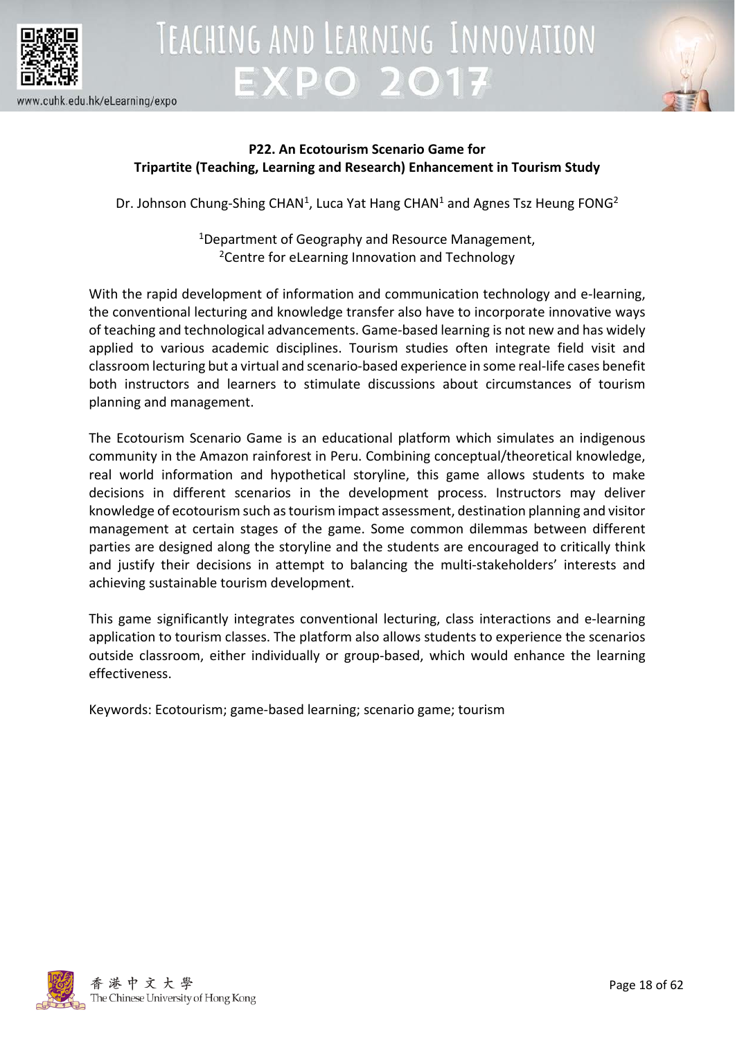## P22. An Ecotourism Scenario Game for Tripartite (Teaching, Learning and Research) Enhancement in Tourism Study

Dr. Johnson Chung-Shing CHAN[1], Luca Yat Hang CHAN[1] and Agnes Tsz Heung FONG[2]

[1]Department of Geography and Resource Management,
[2]Centre for eLearning Innovation and Technology

With the rapid development of information and communication technology and e-learning, the conventional lecturing and knowledge transfer also have to incorporate innovative ways of teaching and technological advancements. Game-based learning is not new and has widely applied to various academic disciplines. Tourism studies often integrate field visit and classroom lecturing but a virtual and scenario-based experience in some real-life cases benefit both instructors and learners to stimulate discussions about circumstances of tourism planning and management.

The Ecotourism Scenario Game is an educational platform which simulates an indigenous community in the Amazon rainforest in Peru. Combining conceptual/theoretical knowledge, real world information and hypothetical storyline, this game allows students to make decisions in different scenarios in the development process. Instructors may deliver knowledge of ecotourism such as tourism impact assessment, destination planning and visitor management at certain stages of the game. Some common dilemmas between different parties are designed along the storyline and the students are encouraged to critically think and justify their decisions in attempt to balancing the multi-stakeholders' interests and achieving sustainable tourism development.

This game significantly integrates conventional lecturing, class interactions and e-learning application to tourism classes. The platform also allows students to experience the scenarios outside classroom, either individually or group-based, which would enhance the learning effectiveness.

Keywords: Ecotourism; game-based learning; scenario game; tourism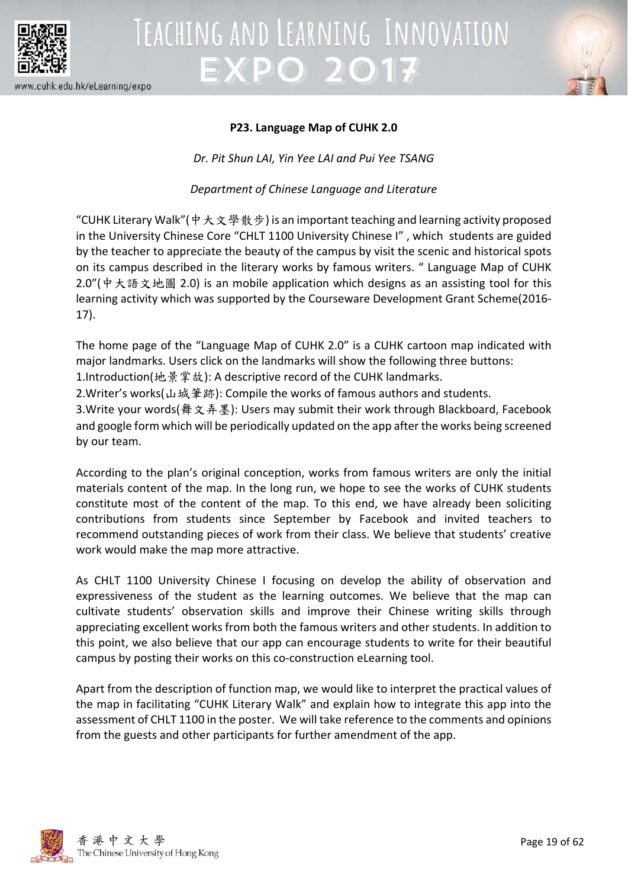**P23. Language Map of CUHK 2.0**

*Dr. Pit Shun LAI, Yin Yee LAI and Pui Yee TSANG*

*Department of Chinese Language and Literature*

"CUHK Literary Walk"(中大文學散步) is an important teaching and learning activity proposed in the University Chinese Core "CHLT 1100 University Chinese I" , which students are guided by the teacher to appreciate the beauty of the campus by visit the scenic and historical spots on its campus described in the literary works by famous writers. " Language Map of CUHK 2.0"(中大語文地圖 2.0) is an mobile application which designs as an assisting tool for this learning activity which was supported by the Courseware Development Grant Scheme(2016-17).

The home page of the "Language Map of CUHK 2.0" is a CUHK cartoon map indicated with major landmarks. Users click on the landmarks will show the following three buttons:
1.Introduction(地景掌故): A descriptive record of the CUHK landmarks.
2.Writer's works(山城筆跡): Compile the works of famous authors and students.
3.Write your words(舞文弄墨): Users may submit their work through Blackboard, Facebook and google form which will be periodically updated on the app after the works being screened by our team.

According to the plan's original conception, works from famous writers are only the initial materials content of the map. In the long run, we hope to see the works of CUHK students constitute most of the content of the map. To this end, we have already been soliciting contributions from students since September by Facebook and invited teachers to recommend outstanding pieces of work from their class. We believe that students' creative work would make the map more attractive.

As CHLT 1100 University Chinese I focusing on develop the ability of observation and expressiveness of the student as the learning outcomes. We believe that the map can cultivate students' observation skills and improve their Chinese writing skills through appreciating excellent works from both the famous writers and other students. In addition to this point, we also believe that our app can encourage students to write for their beautiful campus by posting their works on this co-construction eLearning tool.

Apart from the description of function map, we would like to interpret the practical values of the map in facilitating "CUHK Literary Walk" and explain how to integrate this app into the assessment of CHLT 1100 in the poster. We will take reference to the comments and opinions from the guests and other participants for further amendment of the app.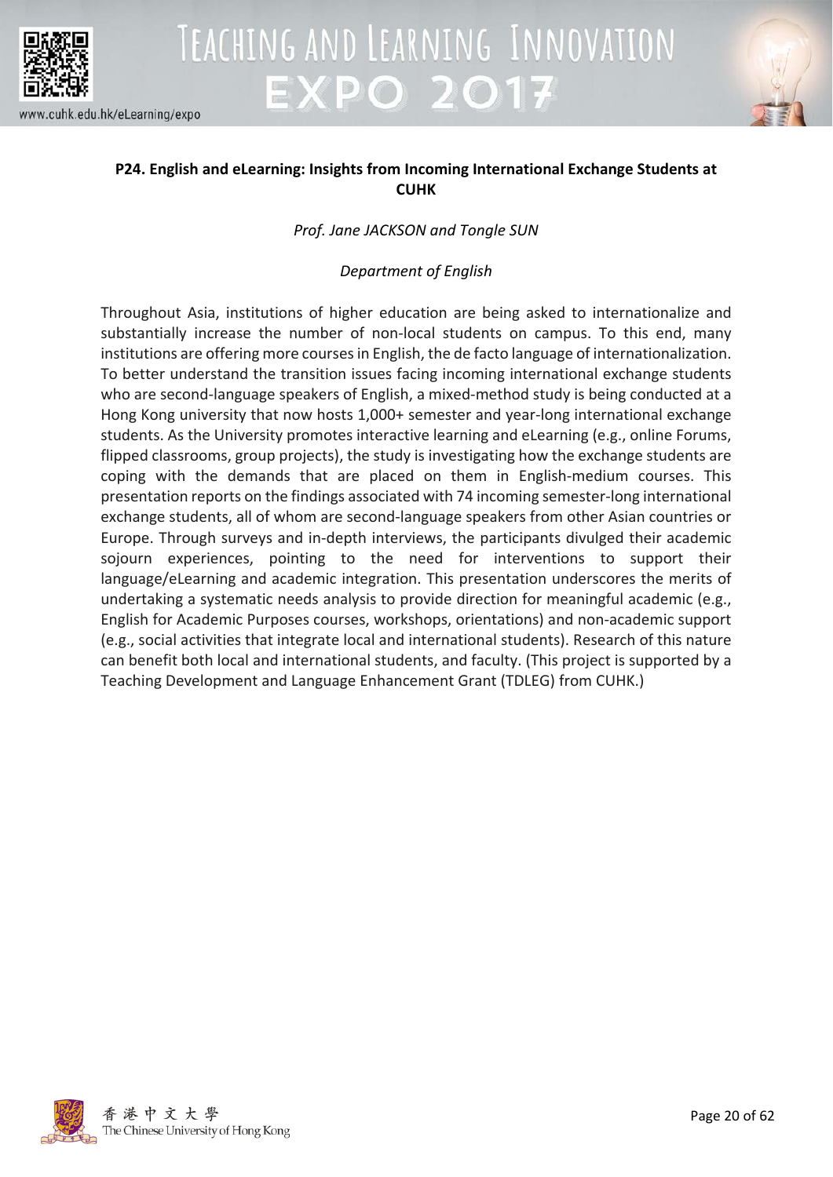## P24. English and eLearning: Insights from Incoming International Exchange Students at CUHK

*Prof. Jane JACKSON and Tongle SUN*

*Department of English*

Throughout Asia, institutions of higher education are being asked to internationalize and substantially increase the number of non-local students on campus. To this end, many institutions are offering more courses in English, the de facto language of internationalization. To better understand the transition issues facing incoming international exchange students who are second-language speakers of English, a mixed-method study is being conducted at a Hong Kong university that now hosts 1,000+ semester and year-long international exchange students. As the University promotes interactive learning and eLearning (e.g., online Forums, flipped classrooms, group projects), the study is investigating how the exchange students are coping with the demands that are placed on them in English-medium courses. This presentation reports on the findings associated with 74 incoming semester-long international exchange students, all of whom are second-language speakers from other Asian countries or Europe. Through surveys and in-depth interviews, the participants divulged their academic sojourn experiences, pointing to the need for interventions to support their language/eLearning and academic integration. This presentation underscores the merits of undertaking a systematic needs analysis to provide direction for meaningful academic (e.g., English for Academic Purposes courses, workshops, orientations) and non-academic support (e.g., social activities that integrate local and international students). Research of this nature can benefit both local and international students, and faculty. (This project is supported by a Teaching Development and Language Enhancement Grant (TDLEG) from CUHK.)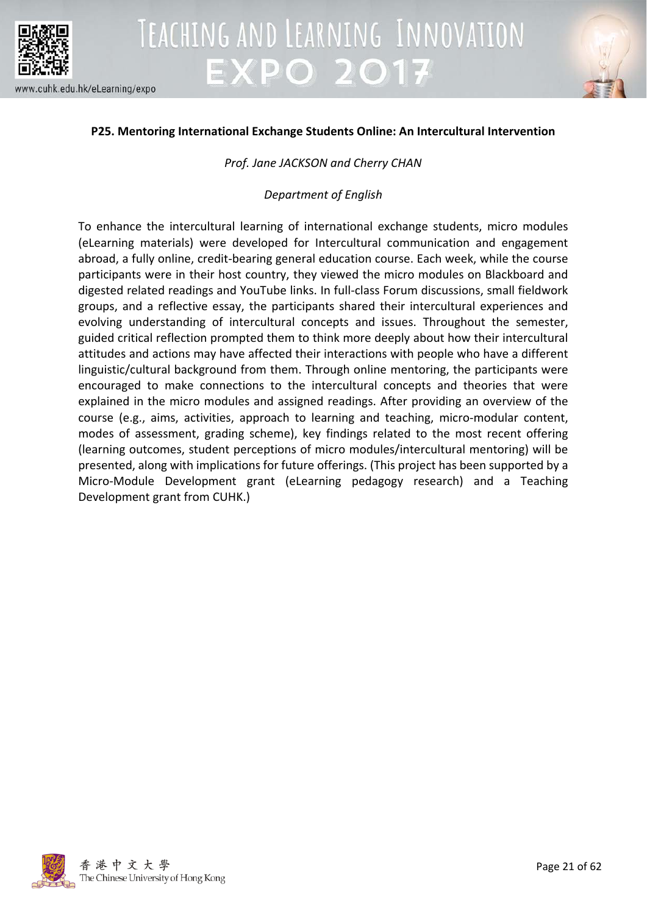### P25. Mentoring International Exchange Students Online: An Intercultural Intervention

*Prof. Jane JACKSON and Cherry CHAN*

*Department of English*

To enhance the intercultural learning of international exchange students, micro modules (eLearning materials) were developed for Intercultural communication and engagement abroad, a fully online, credit-bearing general education course. Each week, while the course participants were in their host country, they viewed the micro modules on Blackboard and digested related readings and YouTube links. In full-class Forum discussions, small fieldwork groups, and a reflective essay, the participants shared their intercultural experiences and evolving understanding of intercultural concepts and issues. Throughout the semester, guided critical reflection prompted them to think more deeply about how their intercultural attitudes and actions may have affected their interactions with people who have a different linguistic/cultural background from them. Through online mentoring, the participants were encouraged to make connections to the intercultural concepts and theories that were explained in the micro modules and assigned readings. After providing an overview of the course (e.g., aims, activities, approach to learning and teaching, micro-modular content, modes of assessment, grading scheme), key findings related to the most recent offering (learning outcomes, student perceptions of micro modules/intercultural mentoring) will be presented, along with implications for future offerings. (This project has been supported by a Micro-Module Development grant (eLearning pedagogy research) and a Teaching Development grant from CUHK.)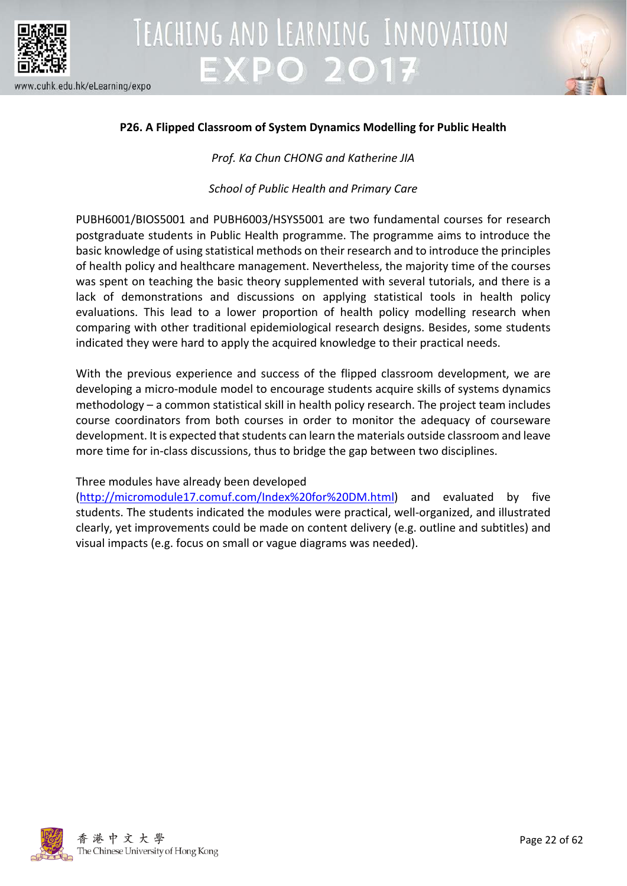**P26. A Flipped Classroom of System Dynamics Modelling for Public Health**

*Prof. Ka Chun CHONG and Katherine JIA*

*School of Public Health and Primary Care*

PUBH6001/BIOS5001 and PUBH6003/HSYS5001 are two fundamental courses for research postgraduate students in Public Health programme. The programme aims to introduce the basic knowledge of using statistical methods on their research and to introduce the principles of health policy and healthcare management. Nevertheless, the majority time of the courses was spent on teaching the basic theory supplemented with several tutorials, and there is a lack of demonstrations and discussions on applying statistical tools in health policy evaluations. This lead to a lower proportion of health policy modelling research when comparing with other traditional epidemiological research designs. Besides, some students indicated they were hard to apply the acquired knowledge to their practical needs.

With the previous experience and success of the flipped classroom development, we are developing a micro-module model to encourage students acquire skills of systems dynamics methodology – a common statistical skill in health policy research. The project team includes course coordinators from both courses in order to monitor the adequacy of courseware development. It is expected that students can learn the materials outside classroom and leave more time for in-class discussions, thus to bridge the gap between two disciplines.

Three modules have already been developed (http://micromodule17.comuf.com/Index%20for%20DM.html) and evaluated by five students. The students indicated the modules were practical, well-organized, and illustrated clearly, yet improvements could be made on content delivery (e.g. outline and subtitles) and visual impacts (e.g. focus on small or vague diagrams was needed).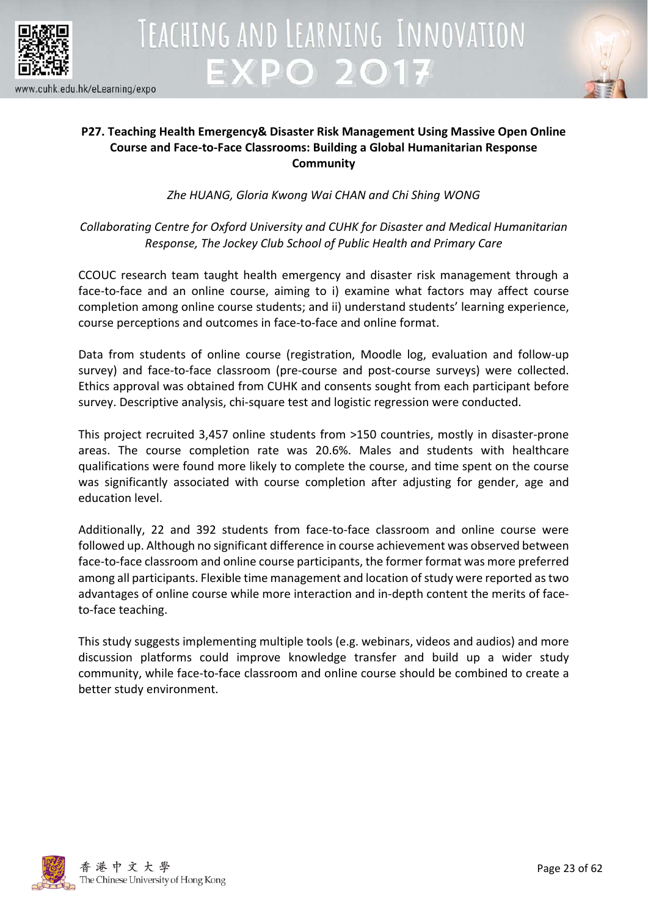**P27. Teaching Health Emergency& Disaster Risk Management Using Massive Open Online Course and Face-to-Face Classrooms: Building a Global Humanitarian Response Community**

*Zhe HUANG, Gloria Kwong Wai CHAN and Chi Shing WONG*

*Collaborating Centre for Oxford University and CUHK for Disaster and Medical Humanitarian Response, The Jockey Club School of Public Health and Primary Care*

CCOUC research team taught health emergency and disaster risk management through a face-to-face and an online course, aiming to i) examine what factors may affect course completion among online course students; and ii) understand students' learning experience, course perceptions and outcomes in face-to-face and online format.

Data from students of online course (registration, Moodle log, evaluation and follow-up survey) and face-to-face classroom (pre-course and post-course surveys) were collected. Ethics approval was obtained from CUHK and consents sought from each participant before survey. Descriptive analysis, chi-square test and logistic regression were conducted.

This project recruited 3,457 online students from >150 countries, mostly in disaster-prone areas. The course completion rate was 20.6%. Males and students with healthcare qualifications were found more likely to complete the course, and time spent on the course was significantly associated with course completion after adjusting for gender, age and education level.

Additionally, 22 and 392 students from face-to-face classroom and online course were followed up. Although no significant difference in course achievement was observed between face-to-face classroom and online course participants, the former format was more preferred among all participants. Flexible time management and location of study were reported as two advantages of online course while more interaction and in-depth content the merits of face-to-face teaching.

This study suggests implementing multiple tools (e.g. webinars, videos and audios) and more discussion platforms could improve knowledge transfer and build up a wider study community, while face-to-face classroom and online course should be combined to create a better study environment.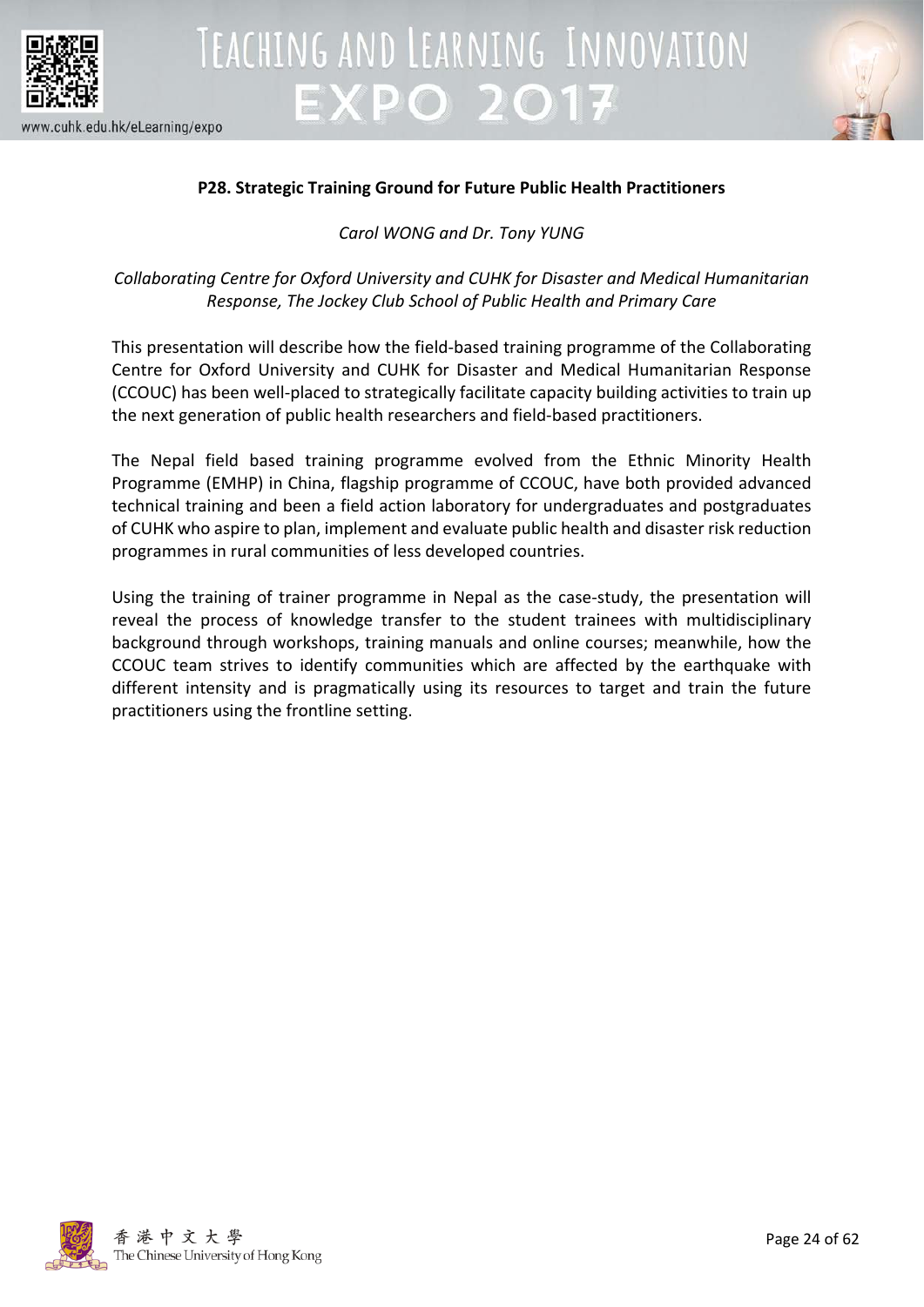### P28. Strategic Training Ground for Future Public Health Practitioners

*Carol WONG and Dr. Tony YUNG*

*Collaborating Centre for Oxford University and CUHK for Disaster and Medical Humanitarian Response, The Jockey Club School of Public Health and Primary Care*

This presentation will describe how the field-based training programme of the Collaborating Centre for Oxford University and CUHK for Disaster and Medical Humanitarian Response (CCOUC) has been well-placed to strategically facilitate capacity building activities to train up the next generation of public health researchers and field-based practitioners.

The Nepal field based training programme evolved from the Ethnic Minority Health Programme (EMHP) in China, flagship programme of CCOUC, have both provided advanced technical training and been a field action laboratory for undergraduates and postgraduates of CUHK who aspire to plan, implement and evaluate public health and disaster risk reduction programmes in rural communities of less developed countries.

Using the training of trainer programme in Nepal as the case-study, the presentation will reveal the process of knowledge transfer to the student trainees with multidisciplinary background through workshops, training manuals and online courses; meanwhile, how the CCOUC team strives to identify communities which are affected by the earthquake with different intensity and is pragmatically using its resources to target and train the future practitioners using the frontline setting.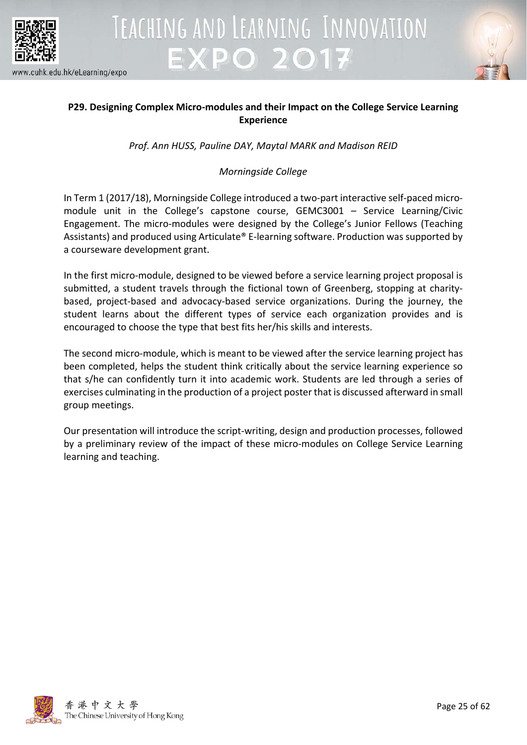## P29. Designing Complex Micro-modules and their Impact on the College Service Learning Experience

*Prof. Ann HUSS, Pauline DAY, Maytal MARK and Madison REID*

*Morningside College*

In Term 1 (2017/18), Morningside College introduced a two-part interactive self-paced micro-module unit in the College's capstone course, GEMC3001 – Service Learning/Civic Engagement. The micro-modules were designed by the College's Junior Fellows (Teaching Assistants) and produced using Articulate® E-learning software. Production was supported by a courseware development grant.

In the first micro-module, designed to be viewed before a service learning project proposal is submitted, a student travels through the fictional town of Greenberg, stopping at charity-based, project-based and advocacy-based service organizations. During the journey, the student learns about the different types of service each organization provides and is encouraged to choose the type that best fits her/his skills and interests.

The second micro-module, which is meant to be viewed after the service learning project has been completed, helps the student think critically about the service learning experience so that s/he can confidently turn it into academic work. Students are led through a series of exercises culminating in the production of a project poster that is discussed afterward in small group meetings.

Our presentation will introduce the script-writing, design and production processes, followed by a preliminary review of the impact of these micro-modules on College Service Learning learning and teaching.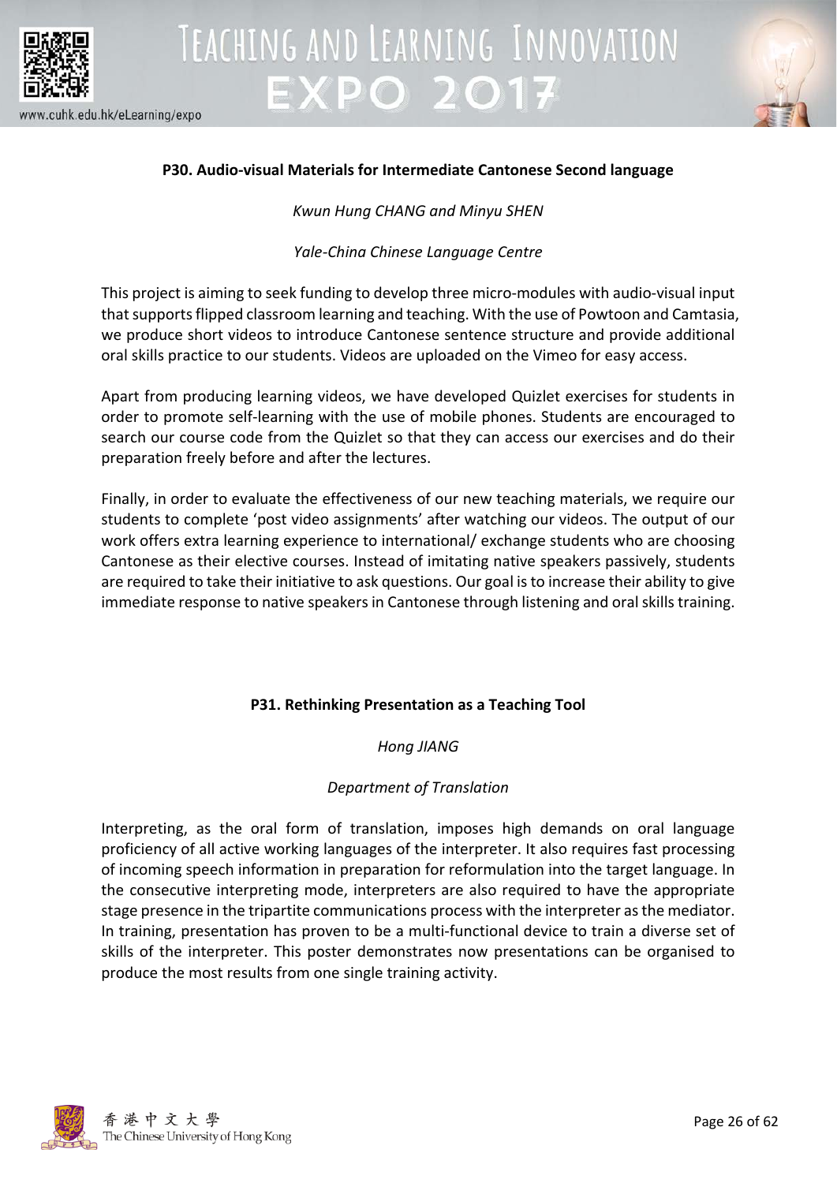### P30. Audio-visual Materials for Intermediate Cantonese Second language

*Kwun Hung CHANG and Minyu SHEN*

*Yale-China Chinese Language Centre*

This project is aiming to seek funding to develop three micro-modules with audio-visual input that supports flipped classroom learning and teaching. With the use of Powtoon and Camtasia, we produce short videos to introduce Cantonese sentence structure and provide additional oral skills practice to our students. Videos are uploaded on the Vimeo for easy access.

Apart from producing learning videos, we have developed Quizlet exercises for students in order to promote self-learning with the use of mobile phones. Students are encouraged to search our course code from the Quizlet so that they can access our exercises and do their preparation freely before and after the lectures.

Finally, in order to evaluate the effectiveness of our new teaching materials, we require our students to complete 'post video assignments' after watching our videos. The output of our work offers extra learning experience to international/ exchange students who are choosing Cantonese as their elective courses. Instead of imitating native speakers passively, students are required to take their initiative to ask questions. Our goal is to increase their ability to give immediate response to native speakers in Cantonese through listening and oral skills training.

### P31. Rethinking Presentation as a Teaching Tool

*Hong JIANG*

*Department of Translation*

Interpreting, as the oral form of translation, imposes high demands on oral language proficiency of all active working languages of the interpreter. It also requires fast processing of incoming speech information in preparation for reformulation into the target language. In the consecutive interpreting mode, interpreters are also required to have the appropriate stage presence in the tripartite communications process with the interpreter as the mediator. In training, presentation has proven to be a multi-functional device to train a diverse set of skills of the interpreter. This poster demonstrates now presentations can be organised to produce the most results from one single training activity.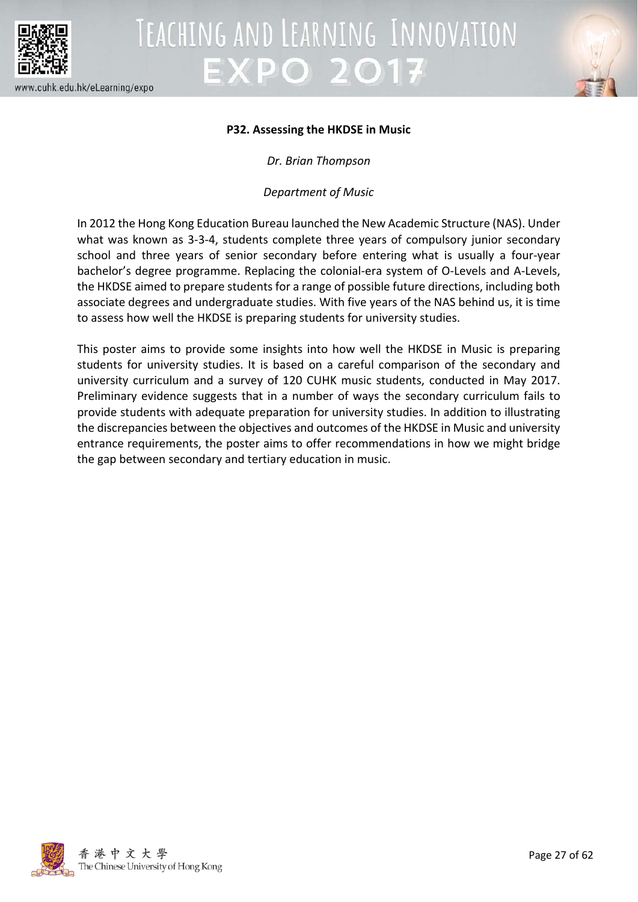### P32. Assessing the HKDSE in Music

*Dr. Brian Thompson*

*Department of Music*

In 2012 the Hong Kong Education Bureau launched the New Academic Structure (NAS). Under what was known as 3-3-4, students complete three years of compulsory junior secondary school and three years of senior secondary before entering what is usually a four-year bachelor's degree programme. Replacing the colonial-era system of O-Levels and A-Levels, the HKDSE aimed to prepare students for a range of possible future directions, including both associate degrees and undergraduate studies. With five years of the NAS behind us, it is time to assess how well the HKDSE is preparing students for university studies.

This poster aims to provide some insights into how well the HKDSE in Music is preparing students for university studies. It is based on a careful comparison of the secondary and university curriculum and a survey of 120 CUHK music students, conducted in May 2017. Preliminary evidence suggests that in a number of ways the secondary curriculum fails to provide students with adequate preparation for university studies. In addition to illustrating the discrepancies between the objectives and outcomes of the HKDSE in Music and university entrance requirements, the poster aims to offer recommendations in how we might bridge the gap between secondary and tertiary education in music.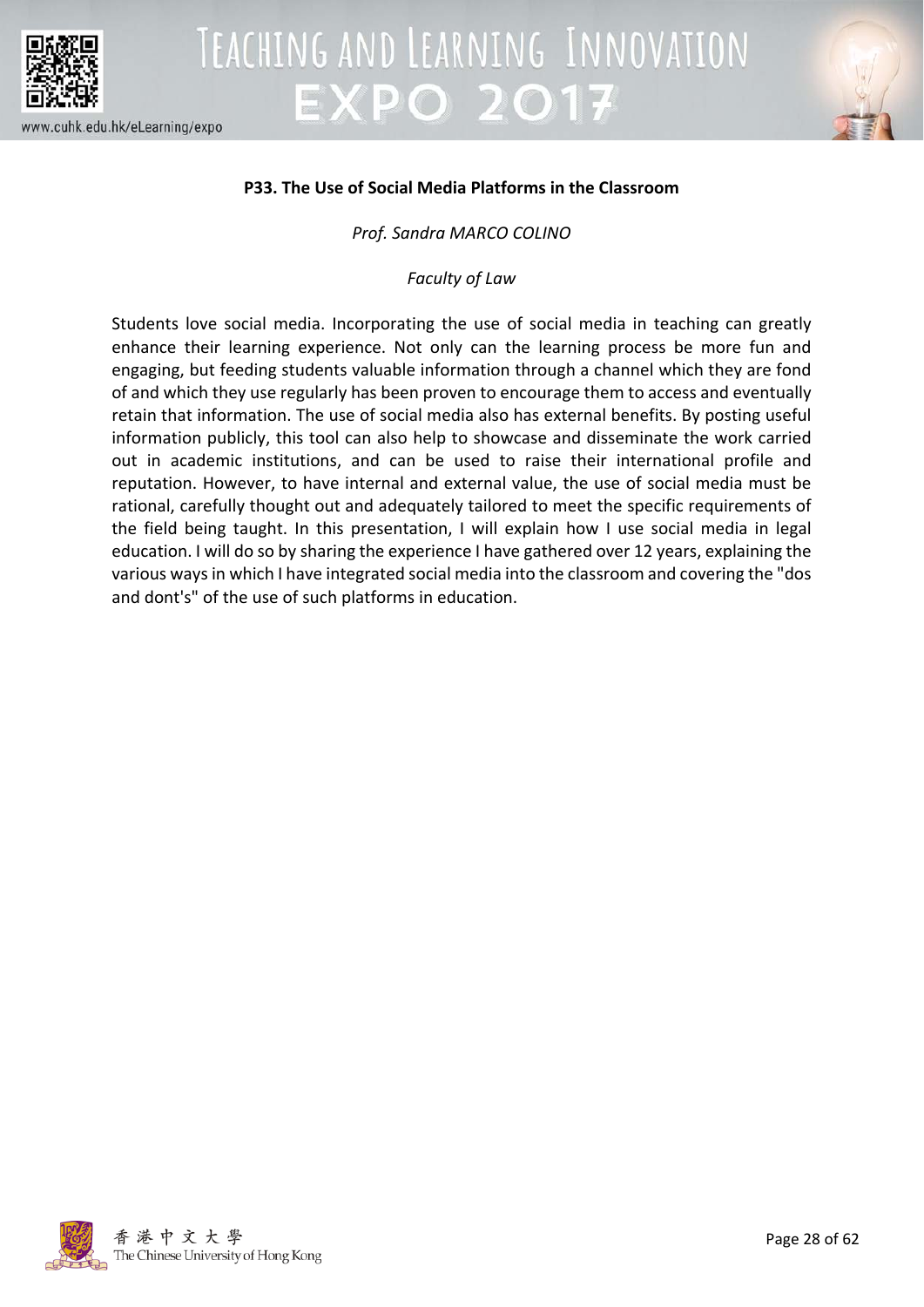**P33. The Use of Social Media Platforms in the Classroom**

*Prof. Sandra MARCO COLINO*

*Faculty of Law*

Students love social media. Incorporating the use of social media in teaching can greatly enhance their learning experience. Not only can the learning process be more fun and engaging, but feeding students valuable information through a channel which they are fond of and which they use regularly has been proven to encourage them to access and eventually retain that information. The use of social media also has external benefits. By posting useful information publicly, this tool can also help to showcase and disseminate the work carried out in academic institutions, and can be used to raise their international profile and reputation. However, to have internal and external value, the use of social media must be rational, carefully thought out and adequately tailored to meet the specific requirements of the field being taught. In this presentation, I will explain how I use social media in legal education. I will do so by sharing the experience I have gathered over 12 years, explaining the various ways in which I have integrated social media into the classroom and covering the "dos and dont's" of the use of such platforms in education.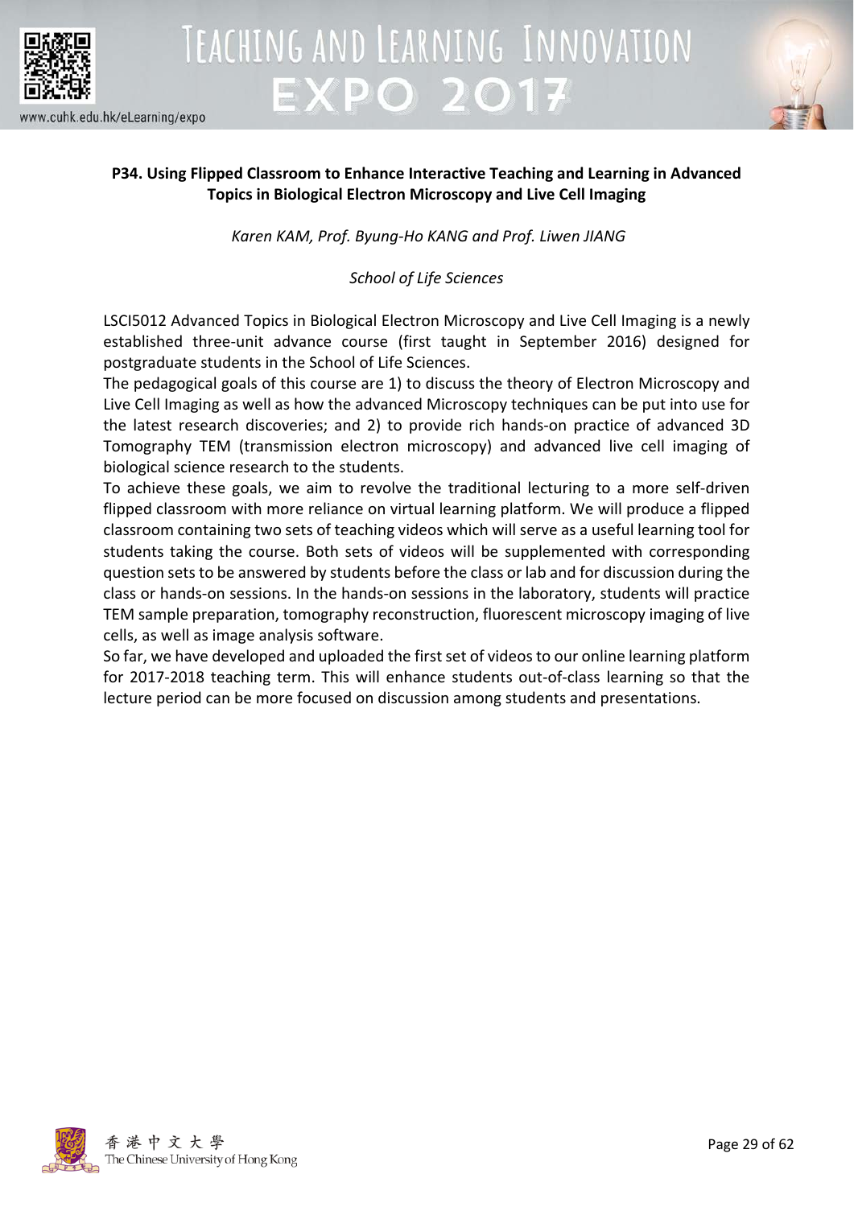## P34. Using Flipped Classroom to Enhance Interactive Teaching and Learning in Advanced Topics in Biological Electron Microscopy and Live Cell Imaging

*Karen KAM, Prof. Byung-Ho KANG and Prof. Liwen JIANG*

*School of Life Sciences*

LSCI5012 Advanced Topics in Biological Electron Microscopy and Live Cell Imaging is a newly established three-unit advance course (first taught in September 2016) designed for postgraduate students in the School of Life Sciences.

The pedagogical goals of this course are 1) to discuss the theory of Electron Microscopy and Live Cell Imaging as well as how the advanced Microscopy techniques can be put into use for the latest research discoveries; and 2) to provide rich hands-on practice of advanced 3D Tomography TEM (transmission electron microscopy) and advanced live cell imaging of biological science research to the students.

To achieve these goals, we aim to revolve the traditional lecturing to a more self-driven flipped classroom with more reliance on virtual learning platform. We will produce a flipped classroom containing two sets of teaching videos which will serve as a useful learning tool for students taking the course. Both sets of videos will be supplemented with corresponding question sets to be answered by students before the class or lab and for discussion during the class or hands-on sessions. In the hands-on sessions in the laboratory, students will practice TEM sample preparation, tomography reconstruction, fluorescent microscopy imaging of live cells, as well as image analysis software.

So far, we have developed and uploaded the first set of videos to our online learning platform for 2017-2018 teaching term. This will enhance students out-of-class learning so that the lecture period can be more focused on discussion among students and presentations.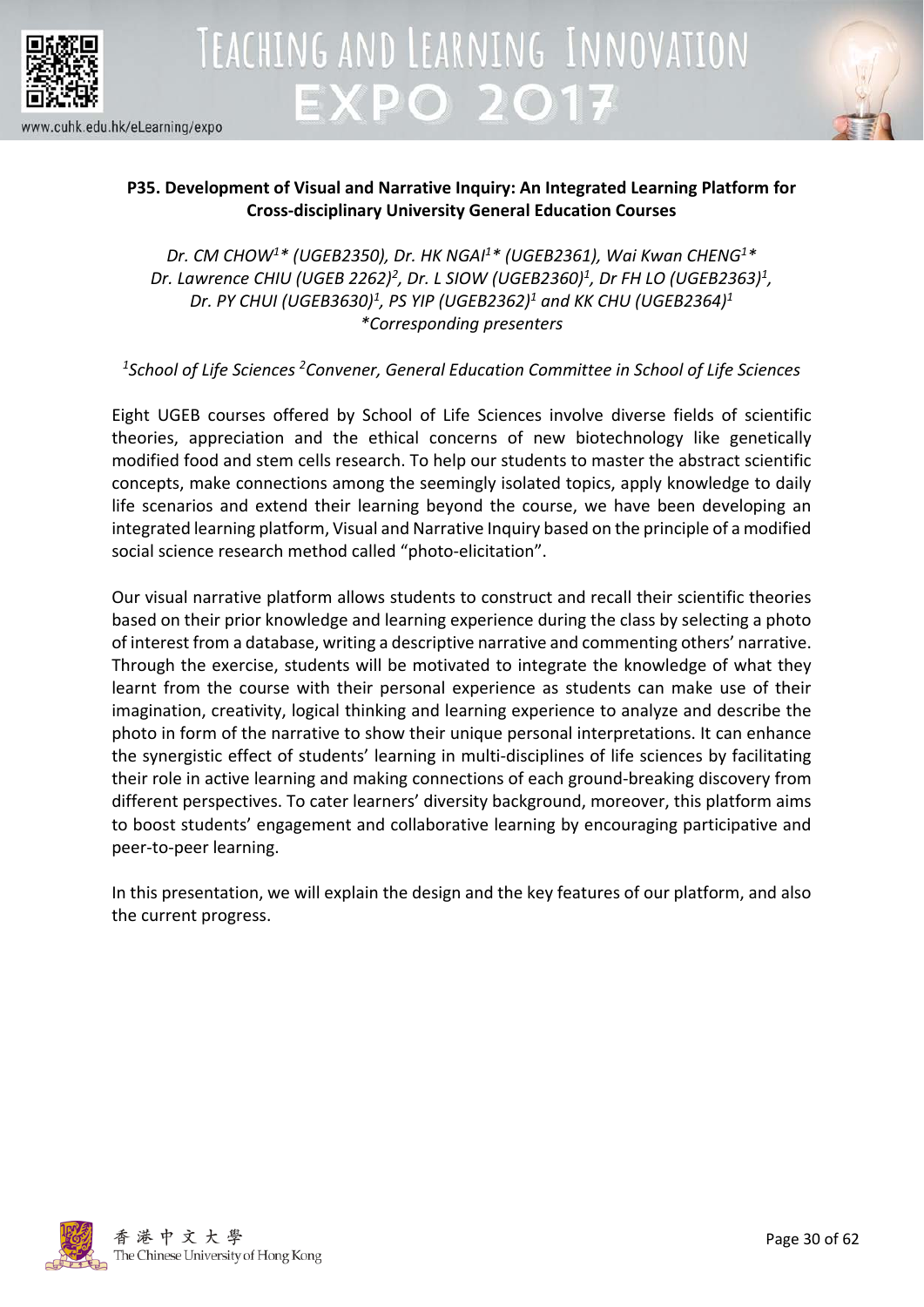**P35. Development of Visual and Narrative Inquiry: An Integrated Learning Platform for Cross-disciplinary University General Education Courses**

*Dr. CM CHOW[1]* (UGEB2350), Dr. HK NGAI[1]* (UGEB2361), Wai Kwan CHENG[1]**
*Dr. Lawrence CHIU (UGEB 2262)[2], Dr. L SIOW (UGEB2360)[1], Dr FH LO (UGEB2363)[1],*
*Dr. PY CHUI (UGEB3630)[1], PS YIP (UGEB2362)[1] and KK CHU (UGEB2364)[1]*
**Corresponding presenters*

*[1]School of Life Sciences [2]Convener, General Education Committee in School of Life Sciences*

Eight UGEB courses offered by School of Life Sciences involve diverse fields of scientific theories, appreciation and the ethical concerns of new biotechnology like genetically modified food and stem cells research. To help our students to master the abstract scientific concepts, make connections among the seemingly isolated topics, apply knowledge to daily life scenarios and extend their learning beyond the course, we have been developing an integrated learning platform, Visual and Narrative Inquiry based on the principle of a modified social science research method called "photo-elicitation".

Our visual narrative platform allows students to construct and recall their scientific theories based on their prior knowledge and learning experience during the class by selecting a photo of interest from a database, writing a descriptive narrative and commenting others' narrative. Through the exercise, students will be motivated to integrate the knowledge of what they learnt from the course with their personal experience as students can make use of their imagination, creativity, logical thinking and learning experience to analyze and describe the photo in form of the narrative to show their unique personal interpretations. It can enhance the synergistic effect of students' learning in multi-disciplines of life sciences by facilitating their role in active learning and making connections of each ground-breaking discovery from different perspectives. To cater learners' diversity background, moreover, this platform aims to boost students' engagement and collaborative learning by encouraging participative and peer-to-peer learning.

In this presentation, we will explain the design and the key features of our platform, and also the current progress.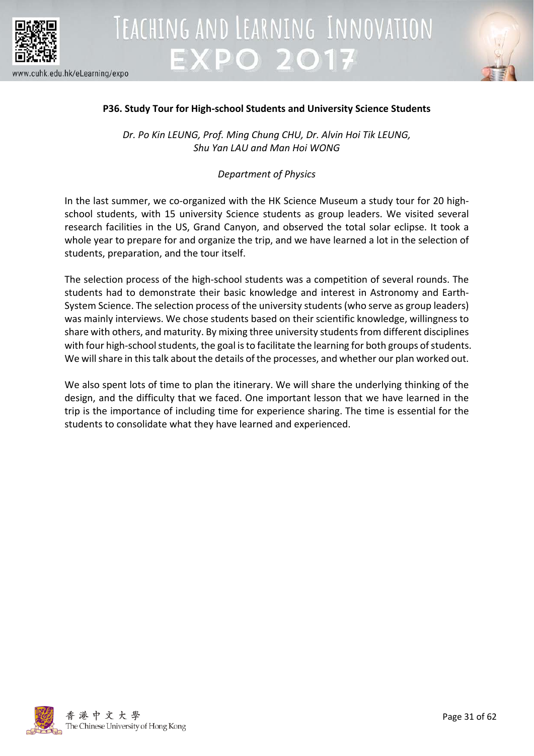### P36. Study Tour for High-school Students and University Science Students

*Dr. Po Kin LEUNG, Prof. Ming Chung CHU, Dr. Alvin Hoi Tik LEUNG, Shu Yan LAU and Man Hoi WONG*

*Department of Physics*

In the last summer, we co-organized with the HK Science Museum a study tour for 20 high-school students, with 15 university Science students as group leaders. We visited several research facilities in the US, Grand Canyon, and observed the total solar eclipse. It took a whole year to prepare for and organize the trip, and we have learned a lot in the selection of students, preparation, and the tour itself.

The selection process of the high-school students was a competition of several rounds. The students had to demonstrate their basic knowledge and interest in Astronomy and Earth-System Science. The selection process of the university students (who serve as group leaders) was mainly interviews. We chose students based on their scientific knowledge, willingness to share with others, and maturity. By mixing three university students from different disciplines with four high-school students, the goal is to facilitate the learning for both groups of students. We will share in this talk about the details of the processes, and whether our plan worked out.

We also spent lots of time to plan the itinerary. We will share the underlying thinking of the design, and the difficulty that we faced. One important lesson that we have learned in the trip is the importance of including time for experience sharing. The time is essential for the students to consolidate what they have learned and experienced.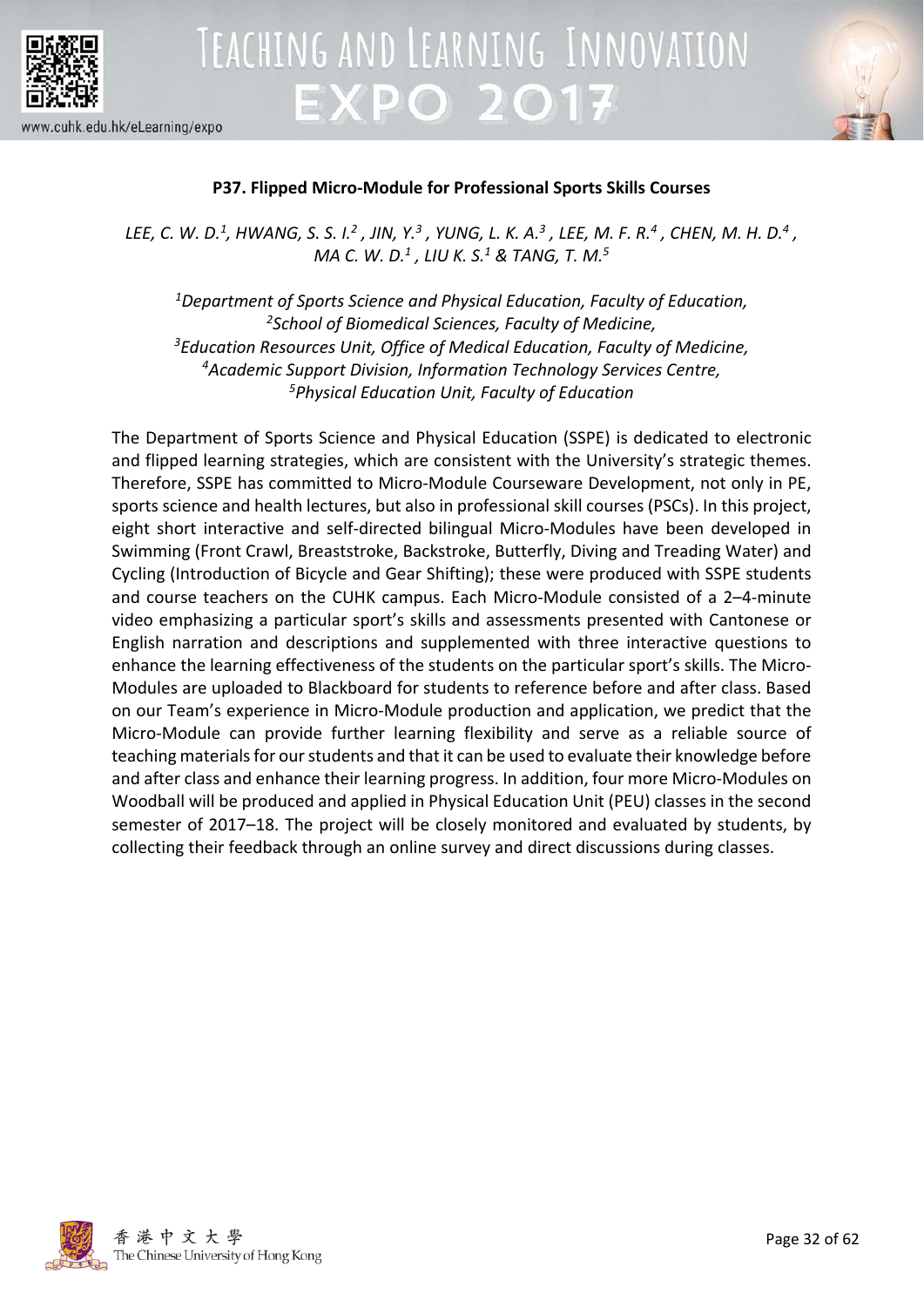## P37. Flipped Micro-Module for Professional Sports Skills Courses

*LEE, C. W. D.[1], HWANG, S. S. I.[2], JIN, Y.[3], YUNG, L. K. A.[3], LEE, M. F. R.[4], CHEN, M. H. D.[4], MA C. W. D.[1], LIU K. S.[1] & TANG, T. M.[5]*

*[1]Department of Sports Science and Physical Education, Faculty of Education,*
*[2]School of Biomedical Sciences, Faculty of Medicine,*
*[3]Education Resources Unit, Office of Medical Education, Faculty of Medicine,*
*[4]Academic Support Division, Information Technology Services Centre,*
*[5]Physical Education Unit, Faculty of Education*

The Department of Sports Science and Physical Education (SSPE) is dedicated to electronic and flipped learning strategies, which are consistent with the University's strategic themes. Therefore, SSPE has committed to Micro-Module Courseware Development, not only in PE, sports science and health lectures, but also in professional skill courses (PSCs). In this project, eight short interactive and self-directed bilingual Micro-Modules have been developed in Swimming (Front Crawl, Breaststroke, Backstroke, Butterfly, Diving and Treading Water) and Cycling (Introduction of Bicycle and Gear Shifting); these were produced with SSPE students and course teachers on the CUHK campus. Each Micro-Module consisted of a 2–4-minute video emphasizing a particular sport's skills and assessments presented with Cantonese or English narration and descriptions and supplemented with three interactive questions to enhance the learning effectiveness of the students on the particular sport's skills. The Micro-Modules are uploaded to Blackboard for students to reference before and after class. Based on our Team's experience in Micro-Module production and application, we predict that the Micro-Module can provide further learning flexibility and serve as a reliable source of teaching materials for our students and that it can be used to evaluate their knowledge before and after class and enhance their learning progress. In addition, four more Micro-Modules on Woodball will be produced and applied in Physical Education Unit (PEU) classes in the second semester of 2017–18. The project will be closely monitored and evaluated by students, by collecting their feedback through an online survey and direct discussions during classes.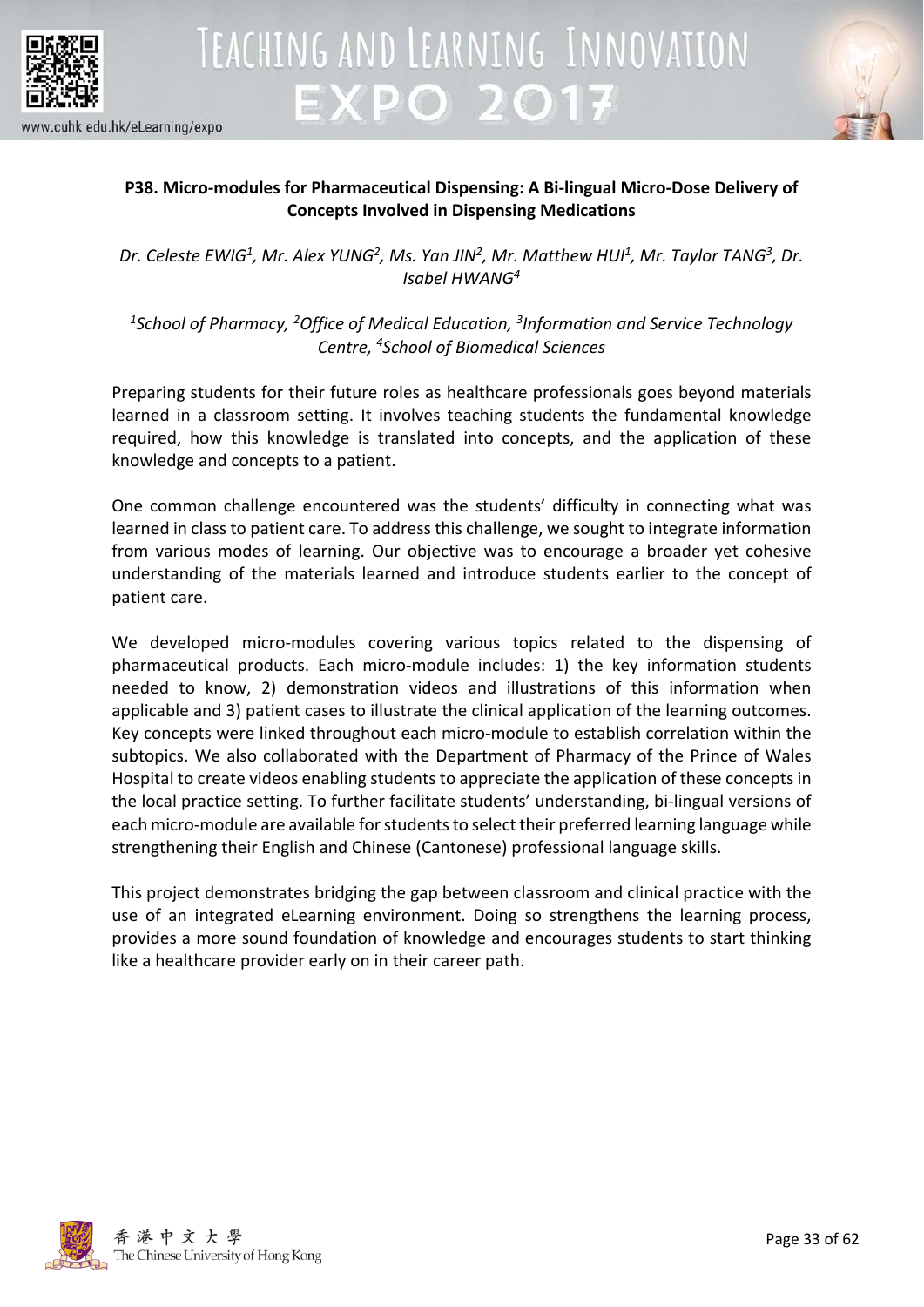## P38. Micro-modules for Pharmaceutical Dispensing: A Bi-lingual Micro-Dose Delivery of Concepts Involved in Dispensing Medications

*Dr. Celeste EWIG[1], Mr. Alex YUNG[2], Ms. Yan JIN[2], Mr. Matthew HUI[1], Mr. Taylor TANG[3], Dr. Isabel HWANG[4]*

*[1]School of Pharmacy, [2]Office of Medical Education, [3]Information and Service Technology Centre, [4]School of Biomedical Sciences*

Preparing students for their future roles as healthcare professionals goes beyond materials learned in a classroom setting. It involves teaching students the fundamental knowledge required, how this knowledge is translated into concepts, and the application of these knowledge and concepts to a patient.

One common challenge encountered was the students' difficulty in connecting what was learned in class to patient care. To address this challenge, we sought to integrate information from various modes of learning. Our objective was to encourage a broader yet cohesive understanding of the materials learned and introduce students earlier to the concept of patient care.

We developed micro-modules covering various topics related to the dispensing of pharmaceutical products. Each micro-module includes: 1) the key information students needed to know, 2) demonstration videos and illustrations of this information when applicable and 3) patient cases to illustrate the clinical application of the learning outcomes. Key concepts were linked throughout each micro-module to establish correlation within the subtopics. We also collaborated with the Department of Pharmacy of the Prince of Wales Hospital to create videos enabling students to appreciate the application of these concepts in the local practice setting. To further facilitate students' understanding, bi-lingual versions of each micro-module are available for students to select their preferred learning language while strengthening their English and Chinese (Cantonese) professional language skills.

This project demonstrates bridging the gap between classroom and clinical practice with the use of an integrated eLearning environment. Doing so strengthens the learning process, provides a more sound foundation of knowledge and encourages students to start thinking like a healthcare provider early on in their career path.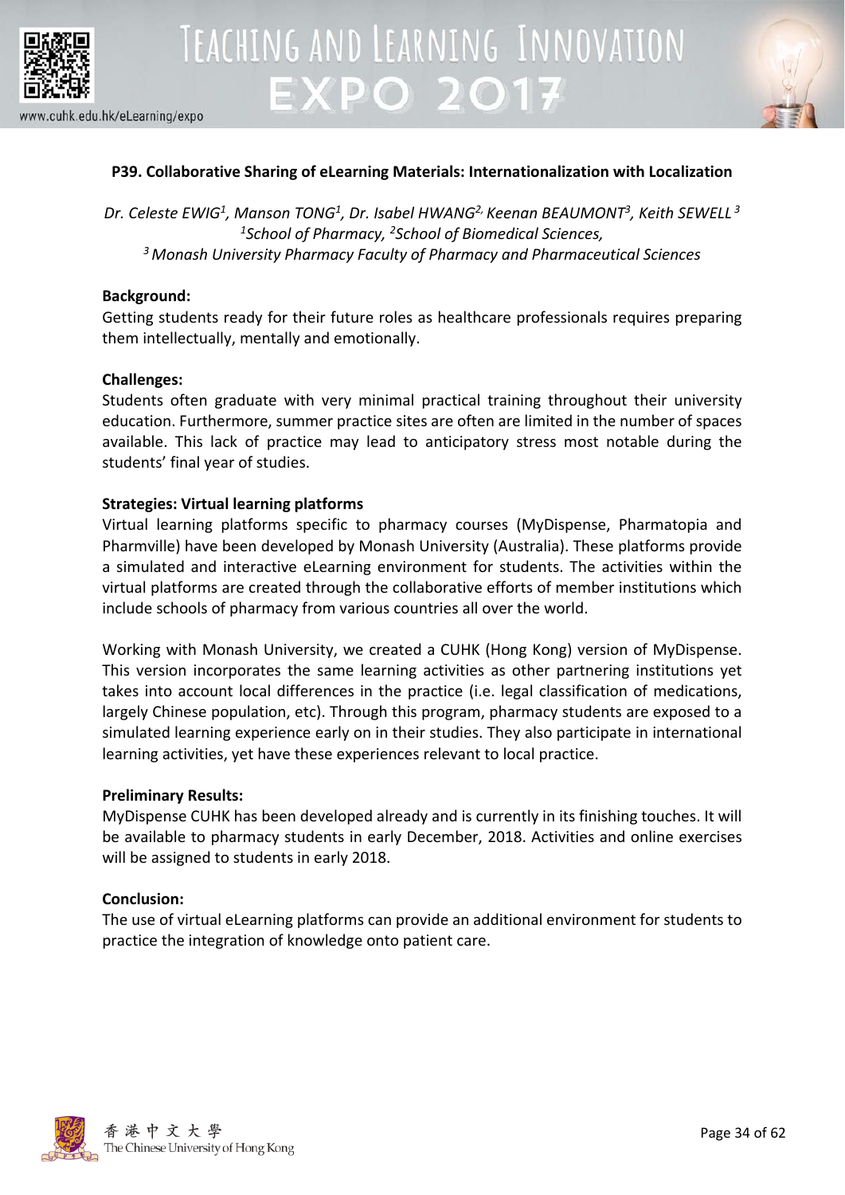### P39. Collaborative Sharing of eLearning Materials: Internationalization with Localization

*Dr. Celeste EWIG[1], Manson TONG[1], Dr. Isabel HWANG[2], Keenan BEAUMONT[3], Keith SEWELL[3]*
*[1]School of Pharmacy, [2]School of Biomedical Sciences,*
*[3]Monash University Pharmacy Faculty of Pharmacy and Pharmaceutical Sciences*

**Background:**
Getting students ready for their future roles as healthcare professionals requires preparing them intellectually, mentally and emotionally.

**Challenges:**
Students often graduate with very minimal practical training throughout their university education. Furthermore, summer practice sites are often are limited in the number of spaces available. This lack of practice may lead to anticipatory stress most notable during the students' final year of studies.

**Strategies: Virtual learning platforms**
Virtual learning platforms specific to pharmacy courses (MyDispense, Pharmatopia and Pharmville) have been developed by Monash University (Australia). These platforms provide a simulated and interactive eLearning environment for students. The activities within the virtual platforms are created through the collaborative efforts of member institutions which include schools of pharmacy from various countries all over the world.

Working with Monash University, we created a CUHK (Hong Kong) version of MyDispense. This version incorporates the same learning activities as other partnering institutions yet takes into account local differences in the practice (i.e. legal classification of medications, largely Chinese population, etc). Through this program, pharmacy students are exposed to a simulated learning experience early on in their studies. They also participate in international learning activities, yet have these experiences relevant to local practice.

**Preliminary Results:**
MyDispense CUHK has been developed already and is currently in its finishing touches. It will be available to pharmacy students in early December, 2018. Activities and online exercises will be assigned to students in early 2018.

**Conclusion:**
The use of virtual eLearning platforms can provide an additional environment for students to practice the integration of knowledge onto patient care.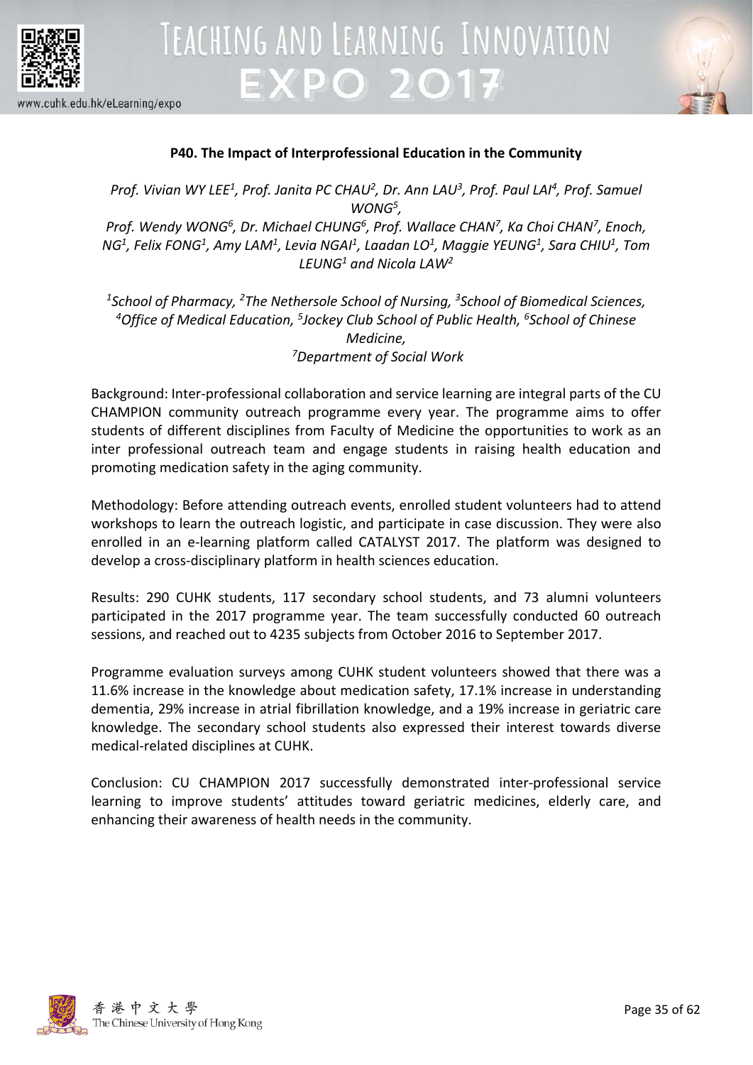**P40. The Impact of Interprofessional Education in the Community**

*Prof. Vivian WY LEE[1], Prof. Janita PC CHAU[2], Dr. Ann LAU[3], Prof. Paul LAI[4], Prof. Samuel WONG[5], Prof. Wendy WONG[6], Dr. Michael CHUNG[6], Prof. Wallace CHAN[7], Ka Choi CHAN[7], Enoch, NG[1], Felix FONG[1], Amy LAM[1], Levia NGAI[1], Laadan LO[1], Maggie YEUNG[1], Sara CHIU[1], Tom LEUNG[1] and Nicola LAW[2]*

*[1]School of Pharmacy, [2]The Nethersole School of Nursing, [3]School of Biomedical Sciences, [4]Office of Medical Education, [5]Jockey Club School of Public Health, [6]School of Chinese Medicine, [7]Department of Social Work*

Background: Inter-professional collaboration and service learning are integral parts of the CU CHAMPION community outreach programme every year. The programme aims to offer students of different disciplines from Faculty of Medicine the opportunities to work as an inter professional outreach team and engage students in raising health education and promoting medication safety in the aging community.

Methodology: Before attending outreach events, enrolled student volunteers had to attend workshops to learn the outreach logistic, and participate in case discussion. They were also enrolled in an e-learning platform called CATALYST 2017. The platform was designed to develop a cross-disciplinary platform in health sciences education.

Results: 290 CUHK students, 117 secondary school students, and 73 alumni volunteers participated in the 2017 programme year. The team successfully conducted 60 outreach sessions, and reached out to 4235 subjects from October 2016 to September 2017.

Programme evaluation surveys among CUHK student volunteers showed that there was a 11.6% increase in the knowledge about medication safety, 17.1% increase in understanding dementia, 29% increase in atrial fibrillation knowledge, and a 19% increase in geriatric care knowledge. The secondary school students also expressed their interest towards diverse medical-related disciplines at CUHK.

Conclusion: CU CHAMPION 2017 successfully demonstrated inter-professional service learning to improve students' attitudes toward geriatric medicines, elderly care, and enhancing their awareness of health needs in the community.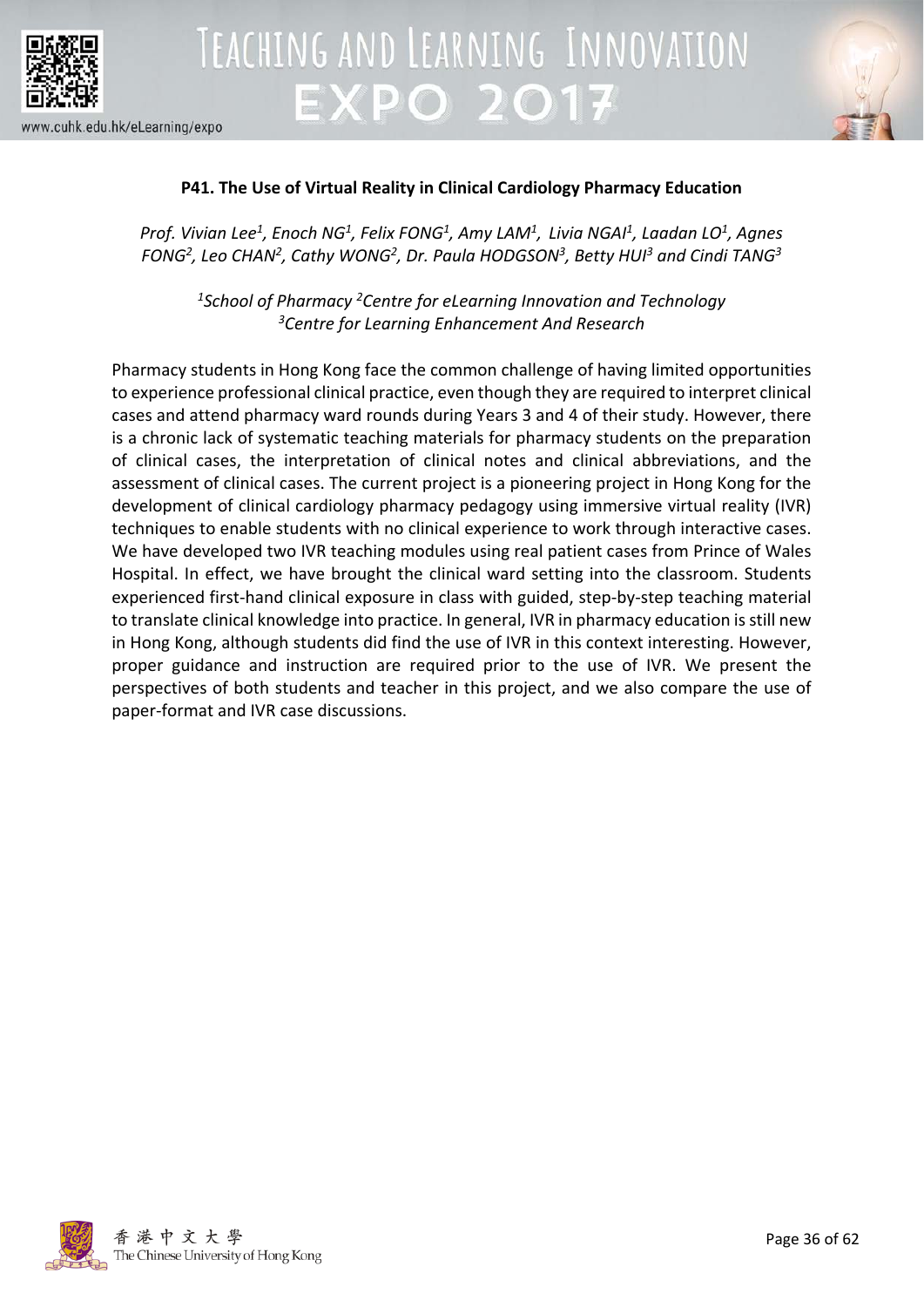## P41. The Use of Virtual Reality in Clinical Cardiology Pharmacy Education

*Prof. Vivian Lee[1], Enoch NG[1], Felix FONG[1], Amy LAM[1], Livia NGAI[1], Laadan LO[1], Agnes FONG[2], Leo CHAN[2], Cathy WONG[2], Dr. Paula HODGSON[3], Betty HUI[3] and Cindi TANG[3]*

*[1]School of Pharmacy [2]Centre for eLearning Innovation and Technology*
*[3]Centre for Learning Enhancement And Research*

Pharmacy students in Hong Kong face the common challenge of having limited opportunities to experience professional clinical practice, even though they are required to interpret clinical cases and attend pharmacy ward rounds during Years 3 and 4 of their study. However, there is a chronic lack of systematic teaching materials for pharmacy students on the preparation of clinical cases, the interpretation of clinical notes and clinical abbreviations, and the assessment of clinical cases. The current project is a pioneering project in Hong Kong for the development of clinical cardiology pharmacy pedagogy using immersive virtual reality (IVR) techniques to enable students with no clinical experience to work through interactive cases. We have developed two IVR teaching modules using real patient cases from Prince of Wales Hospital. In effect, we have brought the clinical ward setting into the classroom. Students experienced first-hand clinical exposure in class with guided, step-by-step teaching material to translate clinical knowledge into practice. In general, IVR in pharmacy education is still new in Hong Kong, although students did find the use of IVR in this context interesting. However, proper guidance and instruction are required prior to the use of IVR. We present the perspectives of both students and teacher in this project, and we also compare the use of paper-format and IVR case discussions.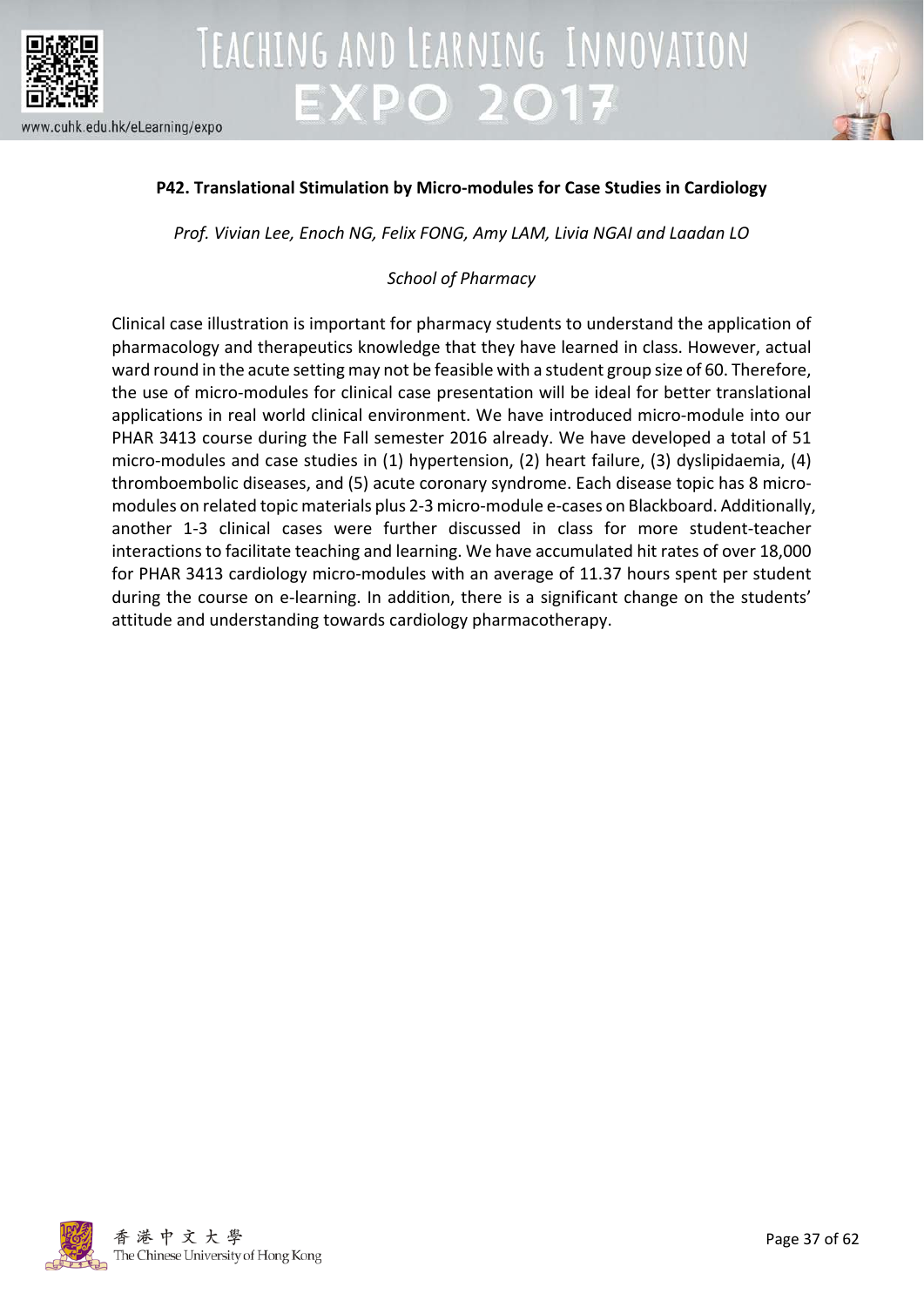**P42. Translational Stimulation by Micro-modules for Case Studies in Cardiology**

*Prof. Vivian Lee, Enoch NG, Felix FONG, Amy LAM, Livia NGAI and Laadan LO*

*School of Pharmacy*

Clinical case illustration is important for pharmacy students to understand the application of pharmacology and therapeutics knowledge that they have learned in class. However, actual ward round in the acute setting may not be feasible with a student group size of 60. Therefore, the use of micro-modules for clinical case presentation will be ideal for better translational applications in real world clinical environment. We have introduced micro-module into our PHAR 3413 course during the Fall semester 2016 already. We have developed a total of 51 micro-modules and case studies in (1) hypertension, (2) heart failure, (3) dyslipidaemia, (4) thromboembolic diseases, and (5) acute coronary syndrome. Each disease topic has 8 micro-modules on related topic materials plus 2-3 micro-module e-cases on Blackboard. Additionally, another 1-3 clinical cases were further discussed in class for more student-teacher interactions to facilitate teaching and learning. We have accumulated hit rates of over 18,000 for PHAR 3413 cardiology micro-modules with an average of 11.37 hours spent per student during the course on e-learning. In addition, there is a significant change on the students' attitude and understanding towards cardiology pharmacotherapy.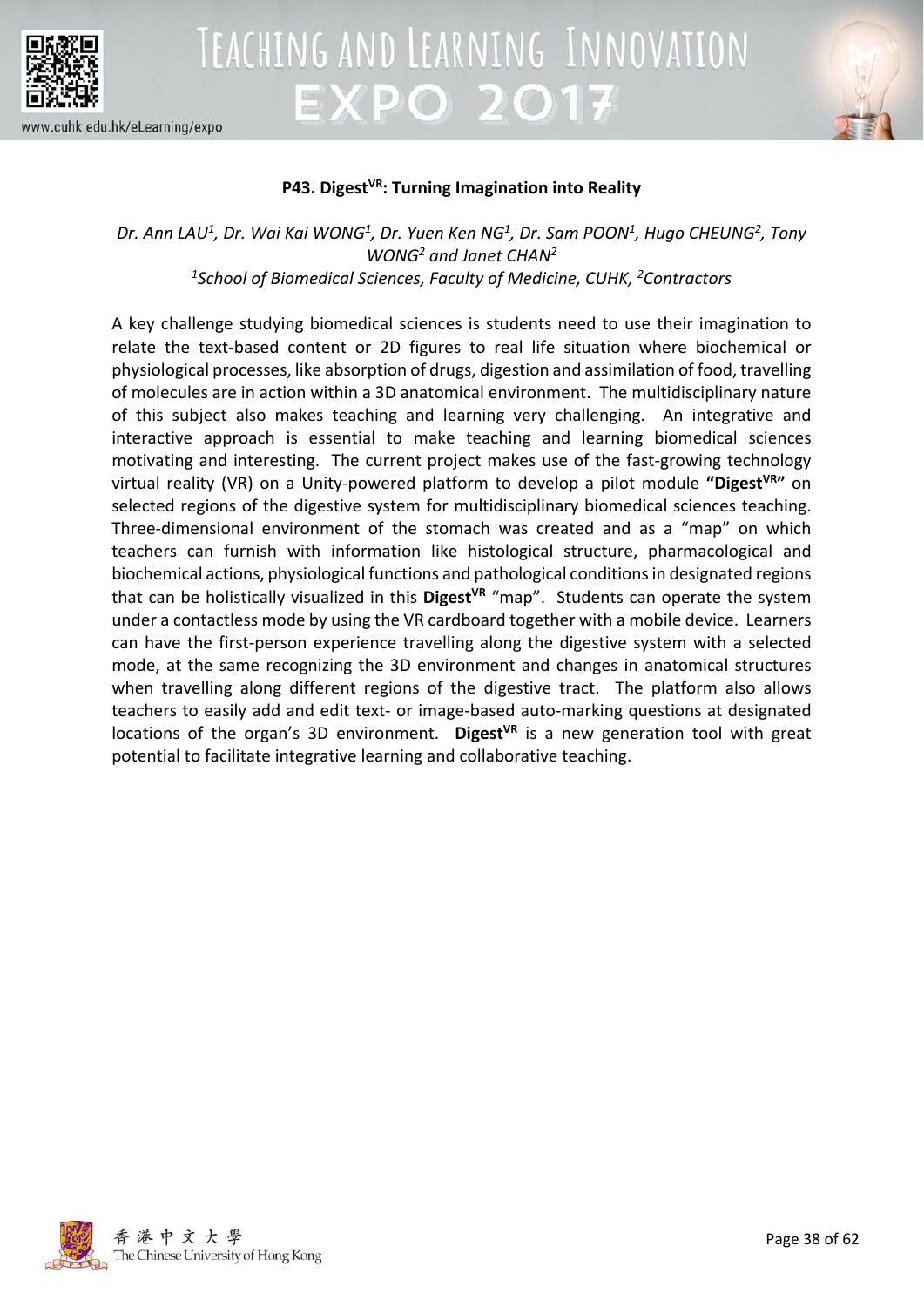## P43. Digest$^{VR}$: Turning Imagination into Reality

*Dr. Ann LAU[1], Dr. Wai Kai WONG[1], Dr. Yuen Ken NG[1], Dr. Sam POON[1], Hugo CHEUNG[2], Tony WONG[2] and Janet CHAN[2]*

*[1]School of Biomedical Sciences, Faculty of Medicine, CUHK, [2]Contractors*

A key challenge studying biomedical sciences is students need to use their imagination to relate the text-based content or 2D figures to real life situation where biochemical or physiological processes, like absorption of drugs, digestion and assimilation of food, travelling of molecules are in action within a 3D anatomical environment. The multidisciplinary nature of this subject also makes teaching and learning very challenging. An integrative and interactive approach is essential to make teaching and learning biomedical sciences motivating and interesting. The current project makes use of the fast-growing technology virtual reality (VR) on a Unity-powered platform to develop a pilot module **"Digest$^{VR}$"** on selected regions of the digestive system for multidisciplinary biomedical sciences teaching. Three-dimensional environment of the stomach was created and as a "map" on which teachers can furnish with information like histological structure, pharmacological and biochemical actions, physiological functions and pathological conditions in designated regions that can be holistically visualized in this **Digest$^{VR}$** "map". Students can operate the system under a contactless mode by using the VR cardboard together with a mobile device. Learners can have the first-person experience travelling along the digestive system with a selected mode, at the same recognizing the 3D environment and changes in anatomical structures when travelling along different regions of the digestive tract. The platform also allows teachers to easily add and edit text- or image-based auto-marking questions at designated locations of the organ's 3D environment. **Digest$^{VR}$** is a new generation tool with great potential to facilitate integrative learning and collaborative teaching.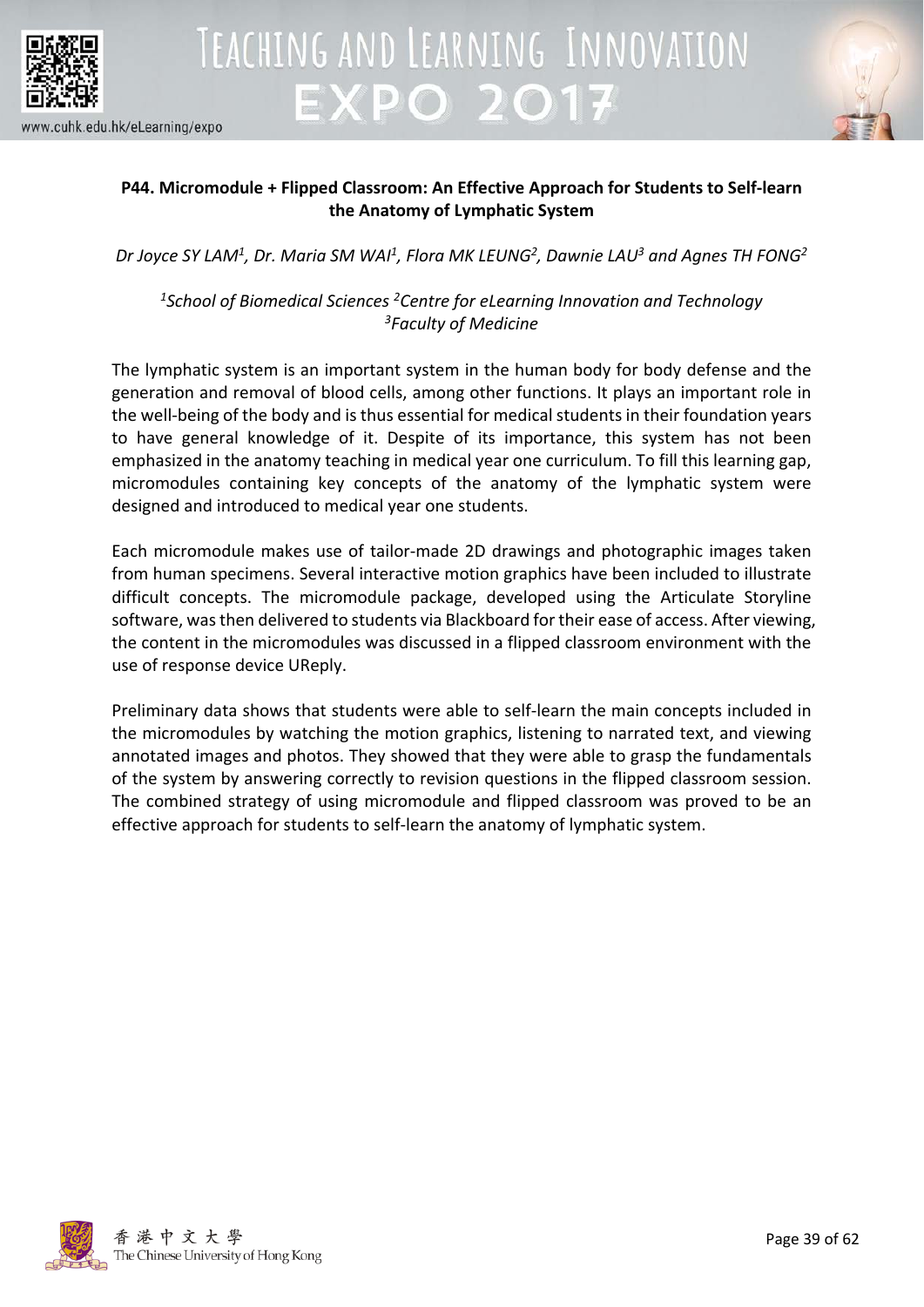## P44. Micromodule + Flipped Classroom: An Effective Approach for Students to Self-learn the Anatomy of Lymphatic System

*Dr Joyce SY LAM[1], Dr. Maria SM WAI[1], Flora MK LEUNG[2], Dawnie LAU[3] and Agnes TH FONG[2]*

*[1]School of Biomedical Sciences [2]Centre for eLearning Innovation and Technology*
*[3]Faculty of Medicine*

The lymphatic system is an important system in the human body for body defense and the generation and removal of blood cells, among other functions. It plays an important role in the well-being of the body and is thus essential for medical students in their foundation years to have general knowledge of it. Despite of its importance, this system has not been emphasized in the anatomy teaching in medical year one curriculum. To fill this learning gap, micromodules containing key concepts of the anatomy of the lymphatic system were designed and introduced to medical year one students.

Each micromodule makes use of tailor-made 2D drawings and photographic images taken from human specimens. Several interactive motion graphics have been included to illustrate difficult concepts. The micromodule package, developed using the Articulate Storyline software, was then delivered to students via Blackboard for their ease of access. After viewing, the content in the micromodules was discussed in a flipped classroom environment with the use of response device UReply.

Preliminary data shows that students were able to self-learn the main concepts included in the micromodules by watching the motion graphics, listening to narrated text, and viewing annotated images and photos. They showed that they were able to grasp the fundamentals of the system by answering correctly to revision questions in the flipped classroom session. The combined strategy of using micromodule and flipped classroom was proved to be an effective approach for students to self-learn the anatomy of lymphatic system.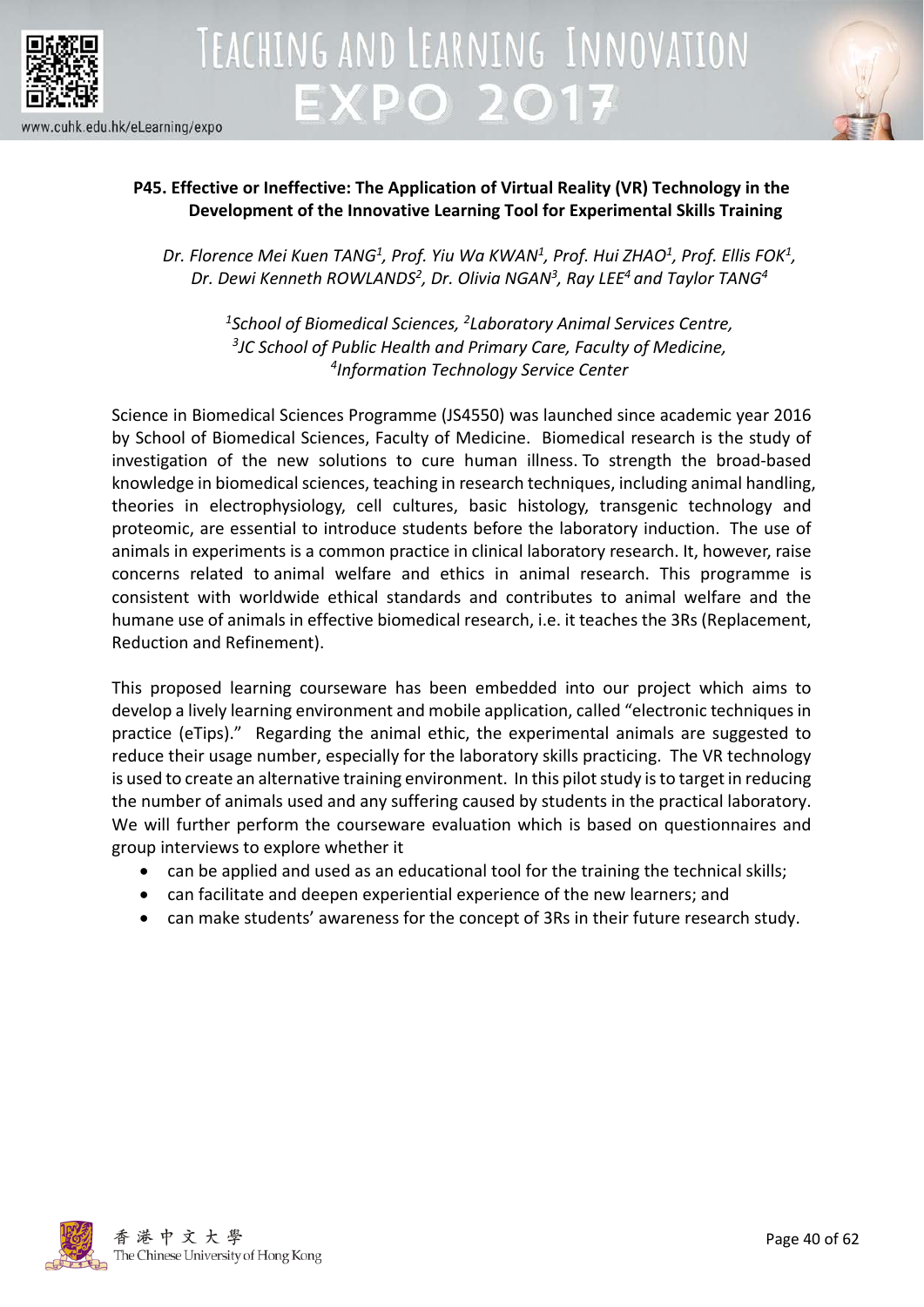**P45. Effective or Ineffective: The Application of Virtual Reality (VR) Technology in the Development of the Innovative Learning Tool for Experimental Skills Training**

*Dr. Florence Mei Kuen TANG[1], Prof. Yiu Wa KWAN[1], Prof. Hui ZHAO[1], Prof. Ellis FOK[1], Dr. Dewi Kenneth ROWLANDS[2], Dr. Olivia NGAN[3], Ray LEE[4] and Taylor TANG[4]*

*[1]School of Biomedical Sciences, [2]Laboratory Animal Services Centre,*
*[3]JC School of Public Health and Primary Care, Faculty of Medicine,*
*[4]Information Technology Service Center*

Science in Biomedical Sciences Programme (JS4550) was launched since academic year 2016 by School of Biomedical Sciences, Faculty of Medicine. Biomedical research is the study of investigation of the new solutions to cure human illness. To strength the broad-based knowledge in biomedical sciences, teaching in research techniques, including animal handling, theories in electrophysiology, cell cultures, basic histology, transgenic technology and proteomic, are essential to introduce students before the laboratory induction. The use of animals in experiments is a common practice in clinical laboratory research. It, however, raise concerns related to animal welfare and ethics in animal research. This programme is consistent with worldwide ethical standards and contributes to animal welfare and the humane use of animals in effective biomedical research, i.e. it teaches the 3Rs (Replacement, Reduction and Refinement).

This proposed learning courseware has been embedded into our project which aims to develop a lively learning environment and mobile application, called "electronic techniques in practice (eTips)." Regarding the animal ethic, the experimental animals are suggested to reduce their usage number, especially for the laboratory skills practicing. The VR technology is used to create an alternative training environment. In this pilot study is to target in reducing the number of animals used and any suffering caused by students in the practical laboratory. We will further perform the courseware evaluation which is based on questionnaires and group interviews to explore whether it

- can be applied and used as an educational tool for the training the technical skills;
- can facilitate and deepen experiential experience of the new learners; and
- can make students' awareness for the concept of 3Rs in their future research study.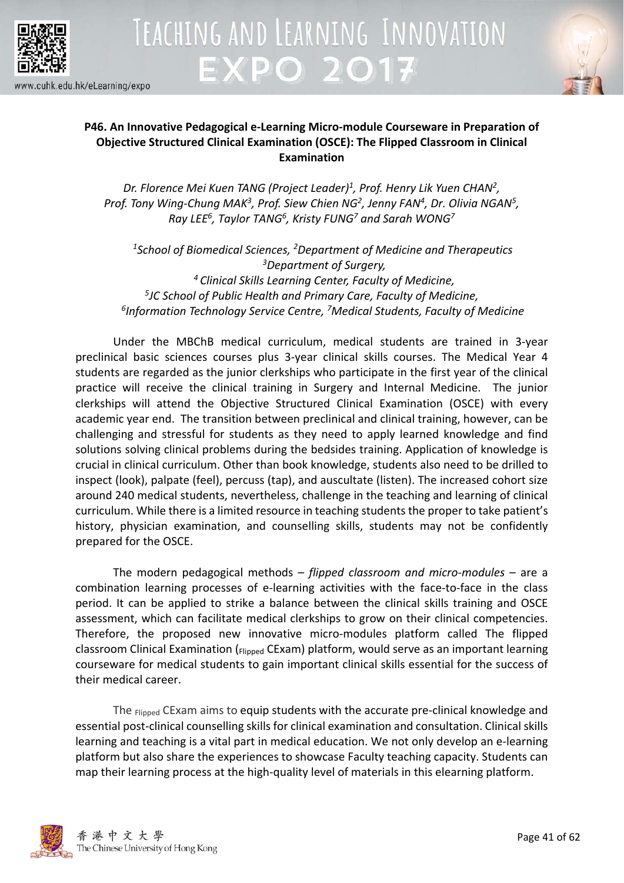## P46. An Innovative Pedagogical e-Learning Micro-module Courseware in Preparation of Objective Structured Clinical Examination (OSCE): The Flipped Classroom in Clinical Examination

*Dr. Florence Mei Kuen TANG (Project Leader)[1], Prof. Henry Lik Yuen CHAN[2], Prof. Tony Wing-Chung MAK[3], Prof. Siew Chien NG[2], Jenny FAN[4], Dr. Olivia NGAN[5], Ray LEE[6], Taylor TANG[6], Kristy FUNG[7] and Sarah WONG[7]*

*[1]School of Biomedical Sciences, [2]Department of Medicine and Therapeutics*
*[3]Department of Surgery,*
*[4] Clinical Skills Learning Center, Faculty of Medicine,*
*[5]JC School of Public Health and Primary Care, Faculty of Medicine,*
*[6]Information Technology Service Centre, [7]Medical Students, Faculty of Medicine*

Under the MBChB medical curriculum, medical students are trained in 3-year preclinical basic sciences courses plus 3-year clinical skills courses. The Medical Year 4 students are regarded as the junior clerkships who participate in the first year of the clinical practice will receive the clinical training in Surgery and Internal Medicine. The junior clerkships will attend the Objective Structured Clinical Examination (OSCE) with every academic year end. The transition between preclinical and clinical training, however, can be challenging and stressful for students as they need to apply learned knowledge and find solutions solving clinical problems during the bedsides training. Application of knowledge is crucial in clinical curriculum. Other than book knowledge, students also need to be drilled to inspect (look), palpate (feel), percuss (tap), and auscultate (listen). The increased cohort size around 240 medical students, nevertheless, challenge in the teaching and learning of clinical curriculum. While there is a limited resource in teaching students the proper to take patient's history, physician examination, and counselling skills, students may not be confidently prepared for the OSCE.

The modern pedagogical methods – *flipped classroom and micro-modules* – are a combination learning processes of e-learning activities with the face-to-face in the class period. It can be applied to strike a balance between the clinical skills training and OSCE assessment, which can facilitate medical clerkships to grow on their clinical competencies. Therefore, the proposed new innovative micro-modules platform called The flipped classroom Clinical Examination ($_{\text{Flipped}}$ CExam) platform, would serve as an important learning courseware for medical students to gain important clinical skills essential for the success of their medical career.

The $_{\text{Flipped}}$ CExam aims to equip students with the accurate pre-clinical knowledge and essential post-clinical counselling skills for clinical examination and consultation. Clinical skills learning and teaching is a vital part in medical education. We not only develop an e-learning platform but also share the experiences to showcase Faculty teaching capacity. Students can map their learning process at the high-quality level of materials in this elearning platform.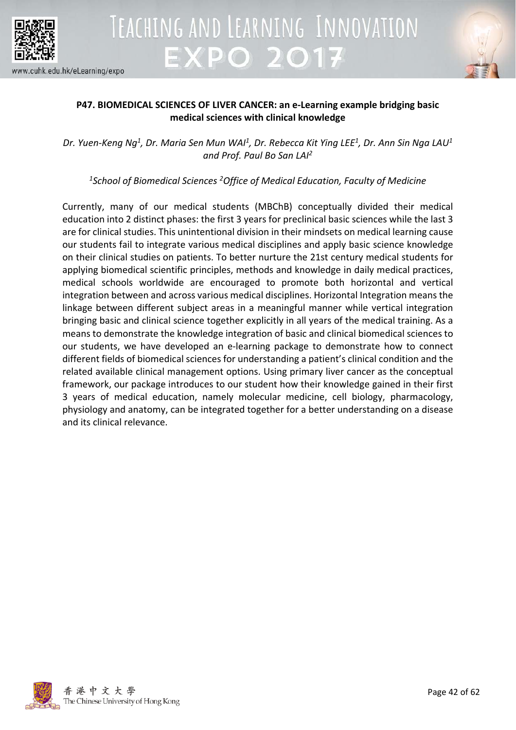**P47. BIOMEDICAL SCIENCES OF LIVER CANCER: an e-Learning example bridging basic medical sciences with clinical knowledge**

*Dr. Yuen-Keng Ng[1], Dr. Maria Sen Mun WAI[1], Dr. Rebecca Kit Ying LEE[1], Dr. Ann Sin Nga LAU[1] and Prof. Paul Bo San LAI[2]*

*[1]School of Biomedical Sciences [2]Office of Medical Education, Faculty of Medicine*

Currently, many of our medical students (MBChB) conceptually divided their medical education into 2 distinct phases: the first 3 years for preclinical basic sciences while the last 3 are for clinical studies. This unintentional division in their mindsets on medical learning cause our students fail to integrate various medical disciplines and apply basic science knowledge on their clinical studies on patients. To better nurture the 21st century medical students for applying biomedical scientific principles, methods and knowledge in daily medical practices, medical schools worldwide are encouraged to promote both horizontal and vertical integration between and across various medical disciplines. Horizontal Integration means the linkage between different subject areas in a meaningful manner while vertical integration bringing basic and clinical science together explicitly in all years of the medical training. As a means to demonstrate the knowledge integration of basic and clinical biomedical sciences to our students, we have developed an e-learning package to demonstrate how to connect different fields of biomedical sciences for understanding a patient's clinical condition and the related available clinical management options. Using primary liver cancer as the conceptual framework, our package introduces to our student how their knowledge gained in their first 3 years of medical education, namely molecular medicine, cell biology, pharmacology, physiology and anatomy, can be integrated together for a better understanding on a disease and its clinical relevance.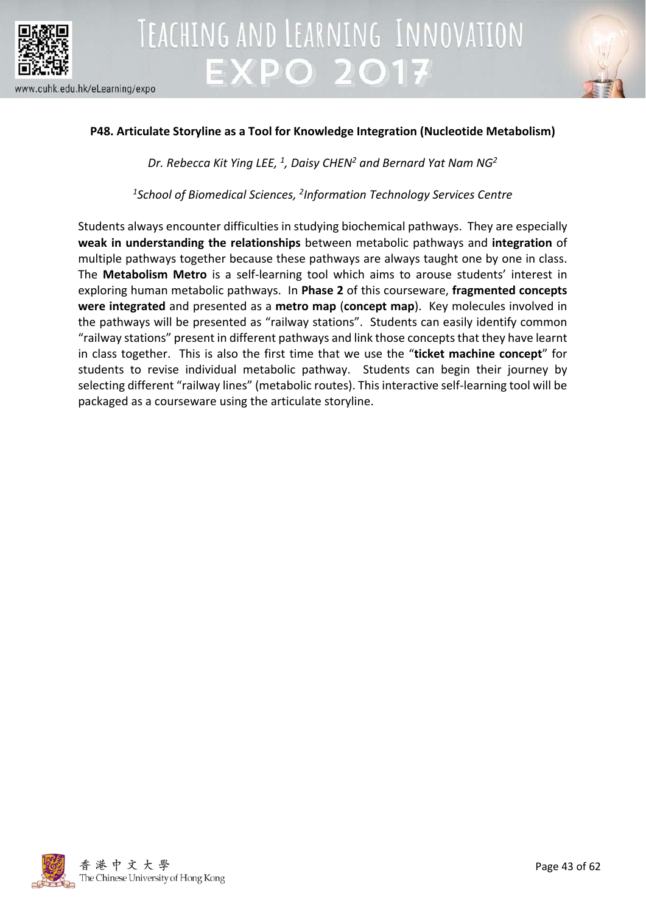### P48. Articulate Storyline as a Tool for Knowledge Integration (Nucleotide Metabolism)

*Dr. Rebecca Kit Ying LEE, [1], Daisy CHEN[2] and Bernard Yat Nam NG[2]*

*[1]School of Biomedical Sciences, [2]Information Technology Services Centre*

Students always encounter difficulties in studying biochemical pathways. They are especially **weak in understanding the relationships** between metabolic pathways and **integration** of multiple pathways together because these pathways are always taught one by one in class. The **Metabolism Metro** is a self-learning tool which aims to arouse students' interest in exploring human metabolic pathways. In **Phase 2** of this courseware, **fragmented concepts were integrated** and presented as a **metro map** (**concept map**). Key molecules involved in the pathways will be presented as "railway stations". Students can easily identify common "railway stations" present in different pathways and link those concepts that they have learnt in class together. This is also the first time that we use the "**ticket machine concept**" for students to revise individual metabolic pathway. Students can begin their journey by selecting different "railway lines" (metabolic routes). This interactive self-learning tool will be packaged as a courseware using the articulate storyline.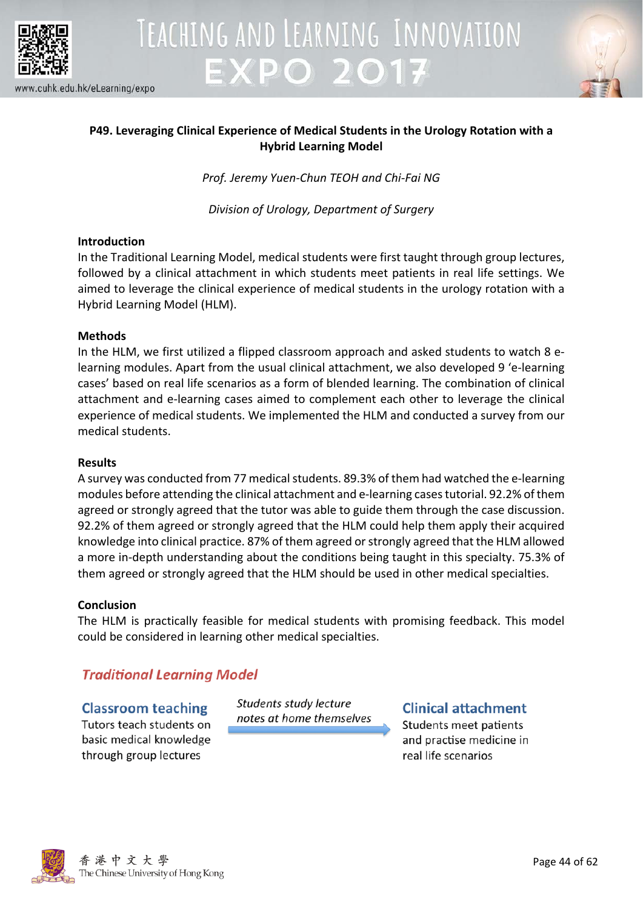## P49. Leveraging Clinical Experience of Medical Students in the Urology Rotation with a Hybrid Learning Model

*Prof. Jeremy Yuen-Chun TEOH and Chi-Fai NG*

*Division of Urology, Department of Surgery*

### Introduction

In the Traditional Learning Model, medical students were first taught through group lectures, followed by a clinical attachment in which students meet patients in real life settings. We aimed to leverage the clinical experience of medical students in the urology rotation with a Hybrid Learning Model (HLM).

### Methods

In the HLM, we first utilized a flipped classroom approach and asked students to watch 8 e-learning modules. Apart from the usual clinical attachment, we also developed 9 'e-learning cases' based on real life scenarios as a form of blended learning. The combination of clinical attachment and e-learning cases aimed to complement each other to leverage the clinical experience of medical students. We implemented the HLM and conducted a survey from our medical students.

### Results

A survey was conducted from 77 medical students. 89.3% of them had watched the e-learning modules before attending the clinical attachment and e-learning cases tutorial. 92.2% of them agreed or strongly agreed that the tutor was able to guide them through the case discussion. 92.2% of them agreed or strongly agreed that the HLM could help them apply their acquired knowledge into clinical practice. 87% of them agreed or strongly agreed that the HLM allowed a more in-depth understanding about the conditions being taught in this specialty. 75.3% of them agreed or strongly agreed that the HLM should be used in other medical specialties.

### Conclusion

The HLM is practically feasible for medical students with promising feedback. This model could be considered in learning other medical specialties.

### *Traditional Learning Model*

**Classroom teaching**
Tutors teach students on basic medical knowledge through group lectures

*Students study lecture notes at home themselves* →

**Clinical attachment**
Students meet patients and practise medicine in real life scenarios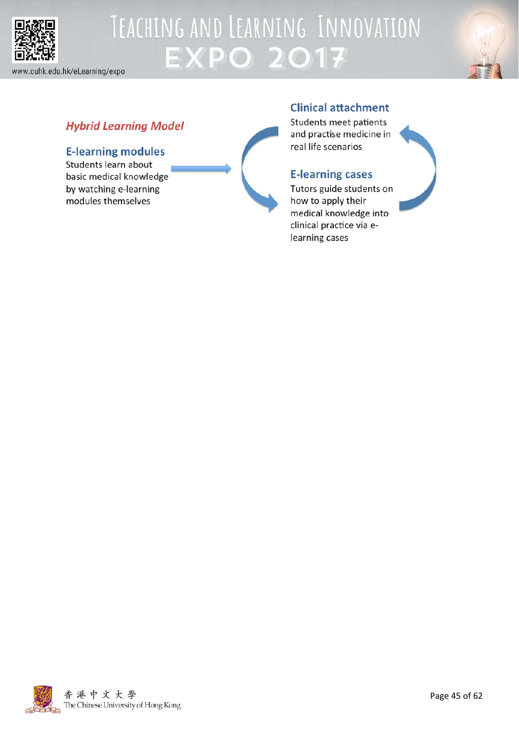***Hybrid Learning Model***

**E-learning modules**

Students learn about basic medical knowledge by watching e-learning modules themselves

**Clinical attachment**

Students meet patients and practise medicine in real life scenarios

**E-learning cases**

Tutors guide students on how to apply their medical knowledge into clinical practice via e-learning cases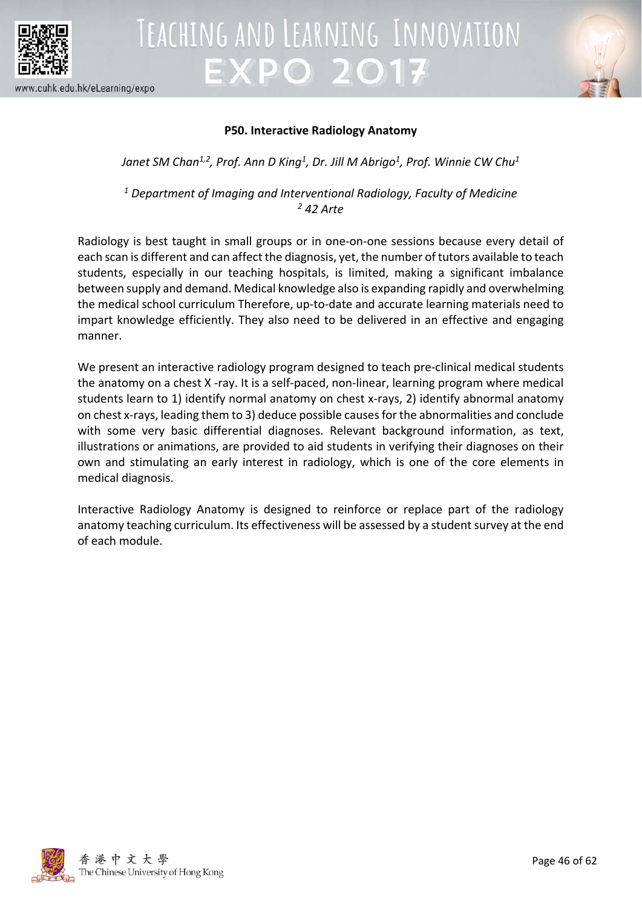**P50. Interactive Radiology Anatomy**

*Janet SM Chan[1,2], Prof. Ann D King[1], Dr. Jill M Abrigo[1], Prof. Winnie CW Chu[1]*

*[1] Department of Imaging and Interventional Radiology, Faculty of Medicine*
*[2] 42 Arte*

Radiology is best taught in small groups or in one-on-one sessions because every detail of each scan is different and can affect the diagnosis, yet, the number of tutors available to teach students, especially in our teaching hospitals, is limited, making a significant imbalance between supply and demand. Medical knowledge also is expanding rapidly and overwhelming the medical school curriculum Therefore, up-to-date and accurate learning materials need to impart knowledge efficiently. They also need to be delivered in an effective and engaging manner.

We present an interactive radiology program designed to teach pre-clinical medical students the anatomy on a chest X -ray. It is a self-paced, non-linear, learning program where medical students learn to 1) identify normal anatomy on chest x-rays, 2) identify abnormal anatomy on chest x-rays, leading them to 3) deduce possible causes for the abnormalities and conclude with some very basic differential diagnoses. Relevant background information, as text, illustrations or animations, are provided to aid students in verifying their diagnoses on their own and stimulating an early interest in radiology, which is one of the core elements in medical diagnosis.

Interactive Radiology Anatomy is designed to reinforce or replace part of the radiology anatomy teaching curriculum. Its effectiveness will be assessed by a student survey at the end of each module.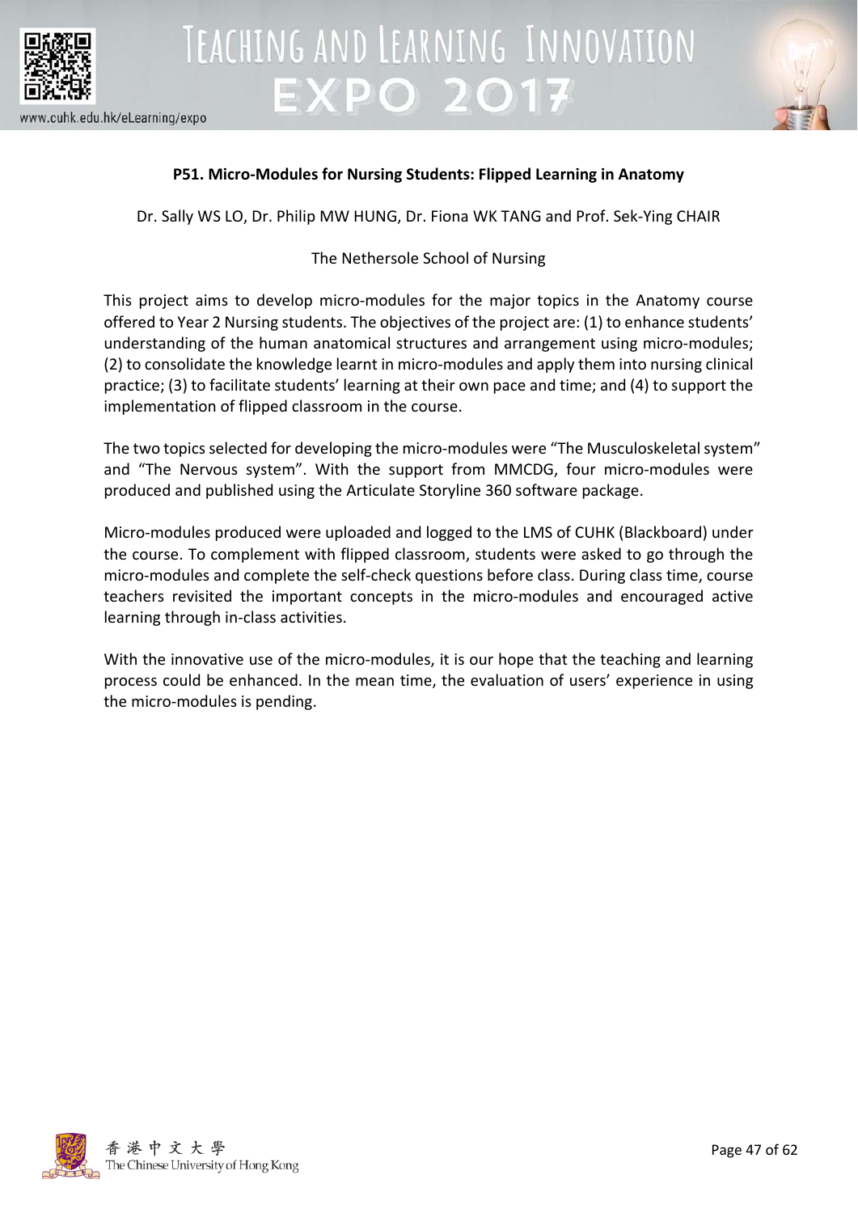## P51. Micro-Modules for Nursing Students: Flipped Learning in Anatomy

Dr. Sally WS LO, Dr. Philip MW HUNG, Dr. Fiona WK TANG and Prof. Sek-Ying CHAIR

The Nethersole School of Nursing

This project aims to develop micro-modules for the major topics in the Anatomy course offered to Year 2 Nursing students. The objectives of the project are: (1) to enhance students' understanding of the human anatomical structures and arrangement using micro-modules; (2) to consolidate the knowledge learnt in micro-modules and apply them into nursing clinical practice; (3) to facilitate students' learning at their own pace and time; and (4) to support the implementation of flipped classroom in the course.

The two topics selected for developing the micro-modules were "The Musculoskeletal system" and "The Nervous system". With the support from MMCDG, four micro-modules were produced and published using the Articulate Storyline 360 software package.

Micro-modules produced were uploaded and logged to the LMS of CUHK (Blackboard) under the course. To complement with flipped classroom, students were asked to go through the micro-modules and complete the self-check questions before class. During class time, course teachers revisited the important concepts in the micro-modules and encouraged active learning through in-class activities.

With the innovative use of the micro-modules, it is our hope that the teaching and learning process could be enhanced. In the mean time, the evaluation of users' experience in using the micro-modules is pending.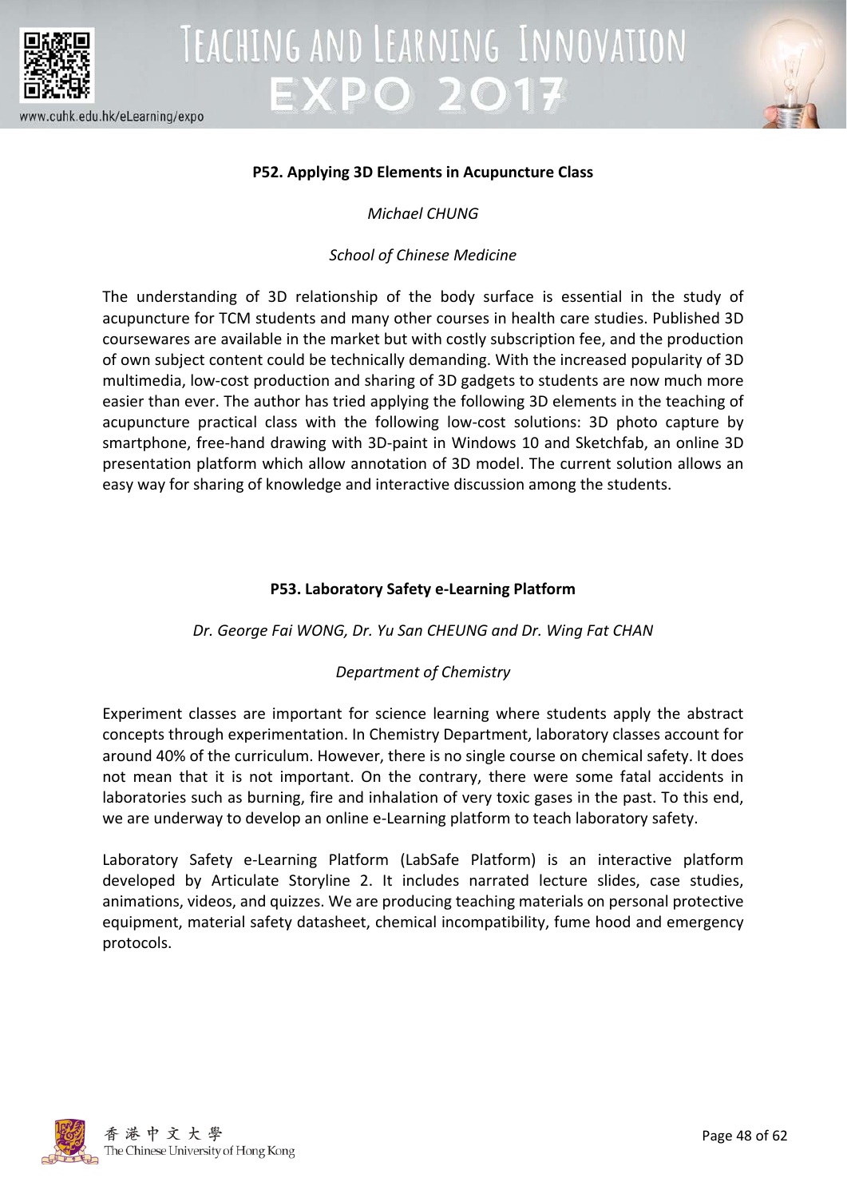### P52. Applying 3D Elements in Acupuncture Class

*Michael CHUNG*

*School of Chinese Medicine*

The understanding of 3D relationship of the body surface is essential in the study of acupuncture for TCM students and many other courses in health care studies. Published 3D coursewares are available in the market but with costly subscription fee, and the production of own subject content could be technically demanding. With the increased popularity of 3D multimedia, low-cost production and sharing of 3D gadgets to students are now much more easier than ever. The author has tried applying the following 3D elements in the teaching of acupuncture practical class with the following low-cost solutions: 3D photo capture by smartphone, free-hand drawing with 3D-paint in Windows 10 and Sketchfab, an online 3D presentation platform which allow annotation of 3D model. The current solution allows an easy way for sharing of knowledge and interactive discussion among the students.

### P53. Laboratory Safety e-Learning Platform

*Dr. George Fai WONG, Dr. Yu San CHEUNG and Dr. Wing Fat CHAN*

*Department of Chemistry*

Experiment classes are important for science learning where students apply the abstract concepts through experimentation. In Chemistry Department, laboratory classes account for around 40% of the curriculum. However, there is no single course on chemical safety. It does not mean that it is not important. On the contrary, there were some fatal accidents in laboratories such as burning, fire and inhalation of very toxic gases in the past. To this end, we are underway to develop an online e-Learning platform to teach laboratory safety.

Laboratory Safety e-Learning Platform (LabSafe Platform) is an interactive platform developed by Articulate Storyline 2. It includes narrated lecture slides, case studies, animations, videos, and quizzes. We are producing teaching materials on personal protective equipment, material safety datasheet, chemical incompatibility, fume hood and emergency protocols.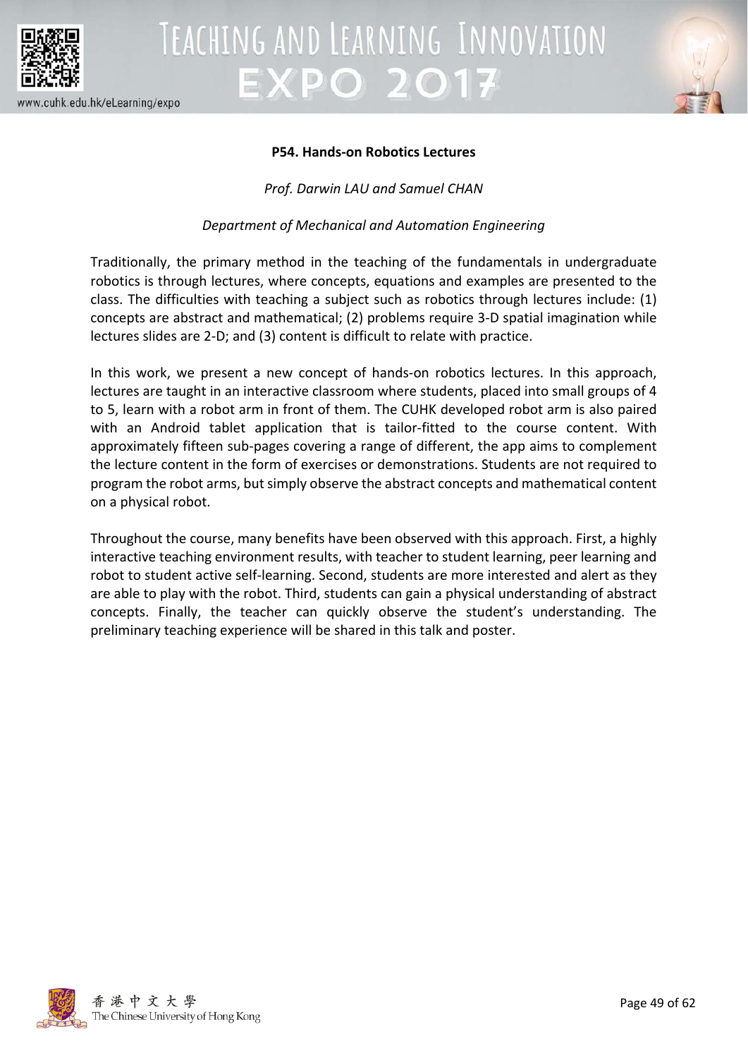**P54. Hands-on Robotics Lectures**

*Prof. Darwin LAU and Samuel CHAN*

*Department of Mechanical and Automation Engineering*

Traditionally, the primary method in the teaching of the fundamentals in undergraduate robotics is through lectures, where concepts, equations and examples are presented to the class. The difficulties with teaching a subject such as robotics through lectures include: (1) concepts are abstract and mathematical; (2) problems require 3-D spatial imagination while lectures slides are 2-D; and (3) content is difficult to relate with practice.

In this work, we present a new concept of hands-on robotics lectures. In this approach, lectures are taught in an interactive classroom where students, placed into small groups of 4 to 5, learn with a robot arm in front of them. The CUHK developed robot arm is also paired with an Android tablet application that is tailor-fitted to the course content. With approximately fifteen sub-pages covering a range of different, the app aims to complement the lecture content in the form of exercises or demonstrations. Students are not required to program the robot arms, but simply observe the abstract concepts and mathematical content on a physical robot.

Throughout the course, many benefits have been observed with this approach. First, a highly interactive teaching environment results, with teacher to student learning, peer learning and robot to student active self-learning. Second, students are more interested and alert as they are able to play with the robot. Third, students can gain a physical understanding of abstract concepts. Finally, the teacher can quickly observe the student's understanding. The preliminary teaching experience will be shared in this talk and poster.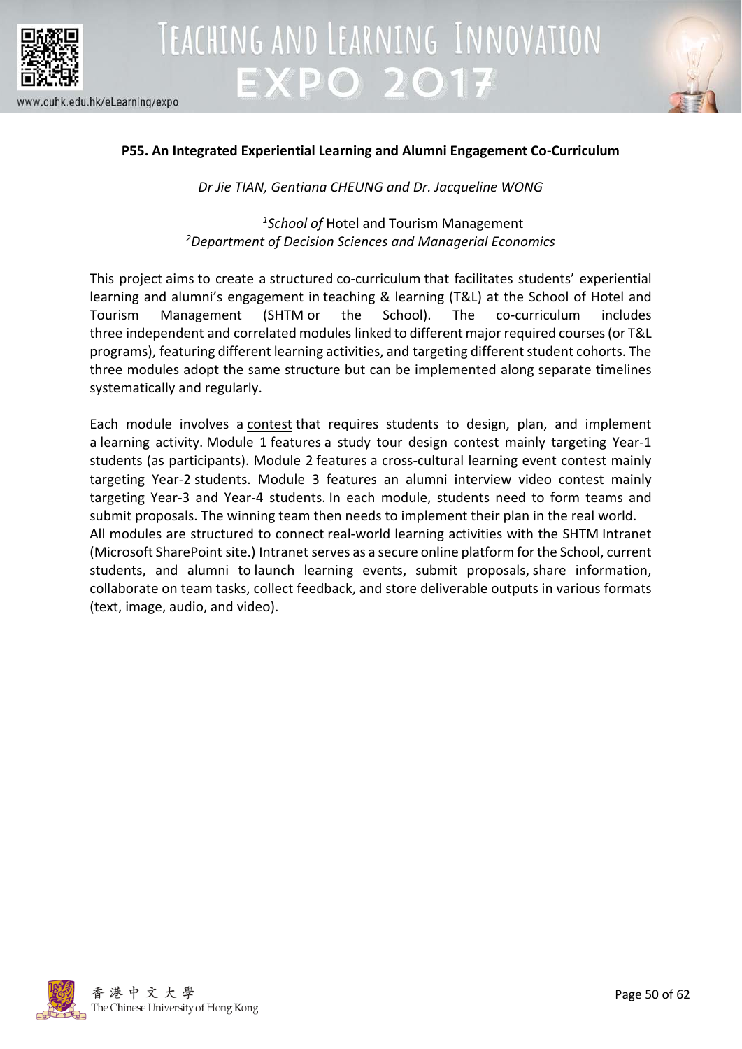**P55. An Integrated Experiential Learning and Alumni Engagement Co-Curriculum**

*Dr Jie TIAN, Gentiana CHEUNG and Dr. Jacqueline WONG*

[1]*School of* Hotel and Tourism Management
[2]*Department of Decision Sciences and Managerial Economics*

This project aims to create a structured co-curriculum that facilitates students' experiential learning and alumni's engagement in teaching & learning (T&L) at the School of Hotel and Tourism Management (SHTM or the School). The co-curriculum includes three independent and correlated modules linked to different major required courses (or T&L programs), featuring different learning activities, and targeting different student cohorts. The three modules adopt the same structure but can be implemented along separate timelines systematically and regularly.

Each module involves a contest that requires students to design, plan, and implement a learning activity. Module 1 features a study tour design contest mainly targeting Year-1 students (as participants). Module 2 features a cross-cultural learning event contest mainly targeting Year-2 students. Module 3 features an alumni interview video contest mainly targeting Year-3 and Year-4 students. In each module, students need to form teams and submit proposals. The winning team then needs to implement their plan in the real world.
All modules are structured to connect real-world learning activities with the SHTM Intranet (Microsoft SharePoint site.) Intranet serves as a secure online platform for the School, current students, and alumni to launch learning events, submit proposals, share information, collaborate on team tasks, collect feedback, and store deliverable outputs in various formats (text, image, audio, and video).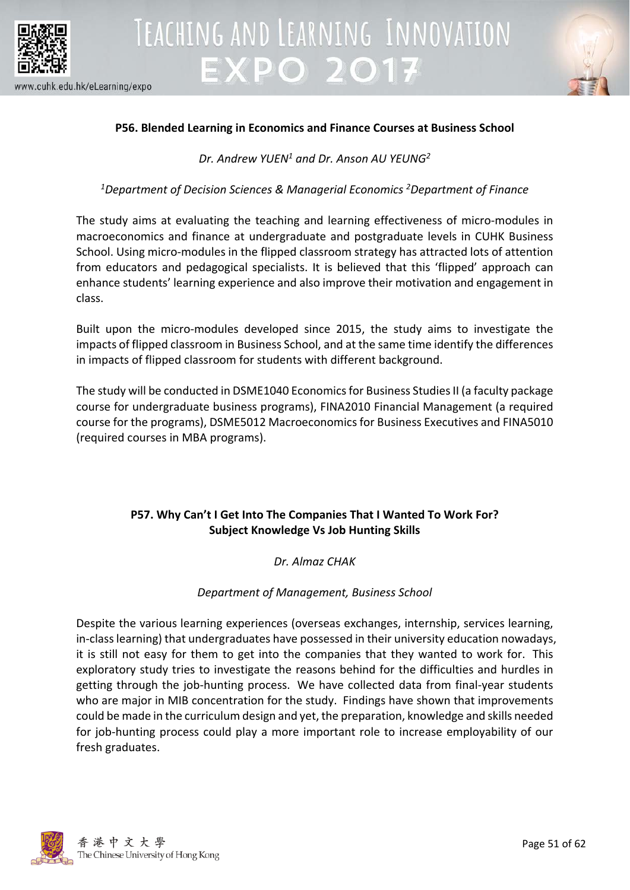### P56. Blended Learning in Economics and Finance Courses at Business School

*Dr. Andrew YUEN[1] and Dr. Anson AU YEUNG[2]*

*[1]Department of Decision Sciences & Managerial Economics [2]Department of Finance*

The study aims at evaluating the teaching and learning effectiveness of micro-modules in macroeconomics and finance at undergraduate and postgraduate levels in CUHK Business School. Using micro-modules in the flipped classroom strategy has attracted lots of attention from educators and pedagogical specialists. It is believed that this 'flipped' approach can enhance students' learning experience and also improve their motivation and engagement in class.

Built upon the micro-modules developed since 2015, the study aims to investigate the impacts of flipped classroom in Business School, and at the same time identify the differences in impacts of flipped classroom for students with different background.

The study will be conducted in DSME1040 Economics for Business Studies II (a faculty package course for undergraduate business programs), FINA2010 Financial Management (a required course for the programs), DSME5012 Macroeconomics for Business Executives and FINA5010 (required courses in MBA programs).

### P57. Why Can't I Get Into The Companies That I Wanted To Work For? Subject Knowledge Vs Job Hunting Skills

*Dr. Almaz CHAK*

*Department of Management, Business School*

Despite the various learning experiences (overseas exchanges, internship, services learning, in-class learning) that undergraduates have possessed in their university education nowadays, it is still not easy for them to get into the companies that they wanted to work for. This exploratory study tries to investigate the reasons behind for the difficulties and hurdles in getting through the job-hunting process. We have collected data from final-year students who are major in MIB concentration for the study. Findings have shown that improvements could be made in the curriculum design and yet, the preparation, knowledge and skills needed for job-hunting process could play a more important role to increase employability of our fresh graduates.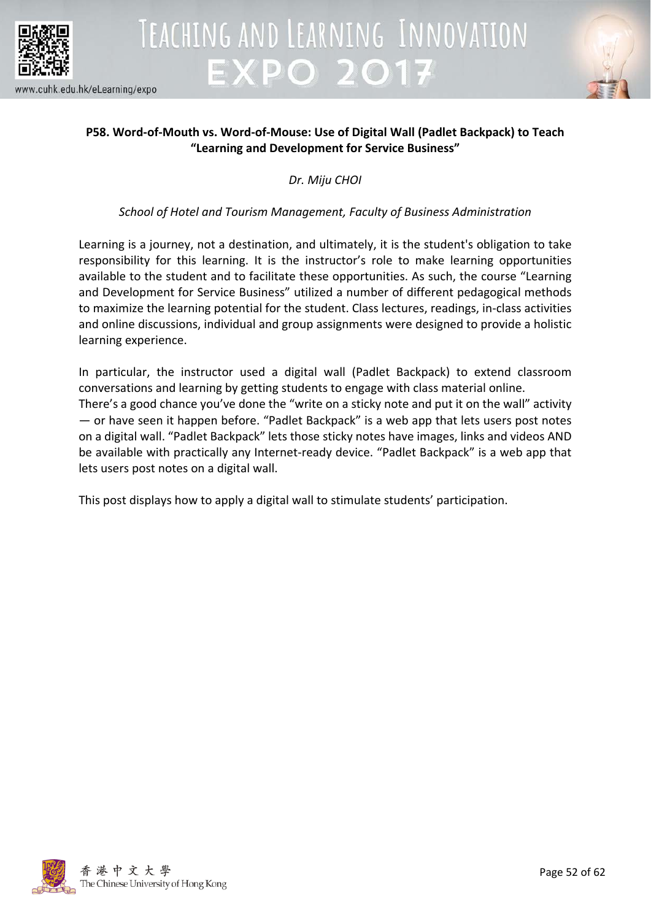**P58. Word-of-Mouth vs. Word-of-Mouse: Use of Digital Wall (Padlet Backpack) to Teach "Learning and Development for Service Business"**

*Dr. Miju CHOI*

*School of Hotel and Tourism Management, Faculty of Business Administration*

Learning is a journey, not a destination, and ultimately, it is the student's obligation to take responsibility for this learning. It is the instructor's role to make learning opportunities available to the student and to facilitate these opportunities. As such, the course "Learning and Development for Service Business" utilized a number of different pedagogical methods to maximize the learning potential for the student. Class lectures, readings, in-class activities and online discussions, individual and group assignments were designed to provide a holistic learning experience.

In particular, the instructor used a digital wall (Padlet Backpack) to extend classroom conversations and learning by getting students to engage with class material online.
There's a good chance you've done the "write on a sticky note and put it on the wall" activity — or have seen it happen before. "Padlet Backpack" is a web app that lets users post notes on a digital wall. "Padlet Backpack" lets those sticky notes have images, links and videos AND be available with practically any Internet-ready device. "Padlet Backpack" is a web app that lets users post notes on a digital wall.

This post displays how to apply a digital wall to stimulate students' participation.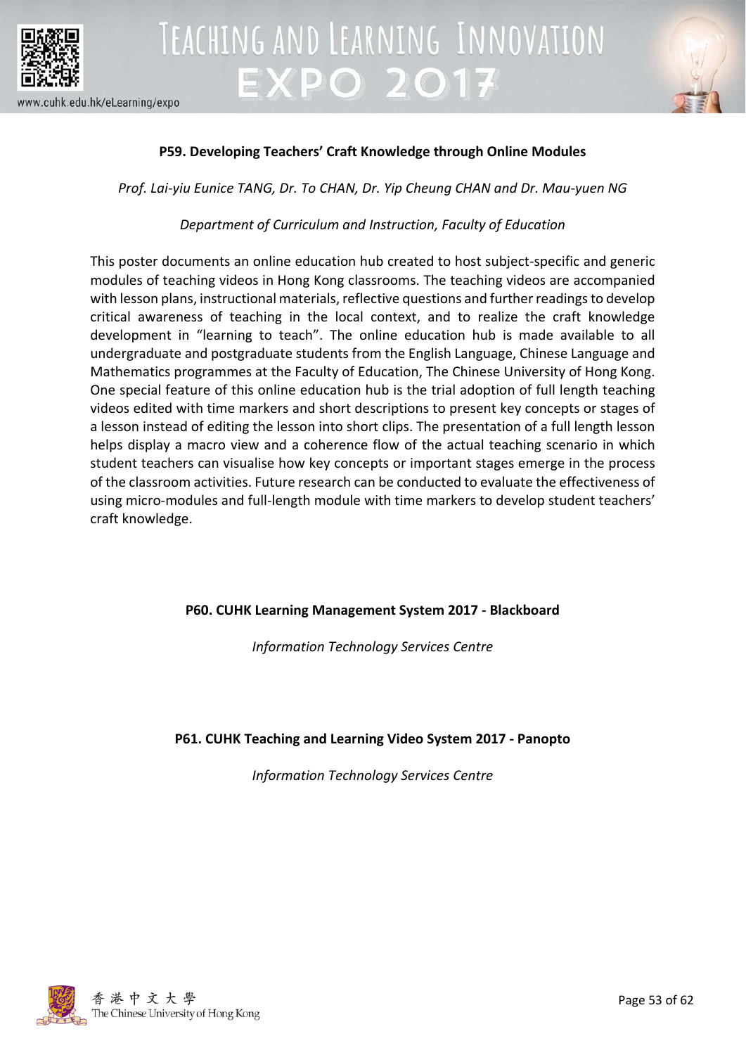### P59. Developing Teachers' Craft Knowledge through Online Modules

*Prof. Lai-yiu Eunice TANG, Dr. To CHAN, Dr. Yip Cheung CHAN and Dr. Mau-yuen NG*

*Department of Curriculum and Instruction, Faculty of Education*

This poster documents an online education hub created to host subject-specific and generic modules of teaching videos in Hong Kong classrooms. The teaching videos are accompanied with lesson plans, instructional materials, reflective questions and further readings to develop critical awareness of teaching in the local context, and to realize the craft knowledge development in "learning to teach". The online education hub is made available to all undergraduate and postgraduate students from the English Language, Chinese Language and Mathematics programmes at the Faculty of Education, The Chinese University of Hong Kong. One special feature of this online education hub is the trial adoption of full length teaching videos edited with time markers and short descriptions to present key concepts or stages of a lesson instead of editing the lesson into short clips. The presentation of a full length lesson helps display a macro view and a coherence flow of the actual teaching scenario in which student teachers can visualise how key concepts or important stages emerge in the process of the classroom activities. Future research can be conducted to evaluate the effectiveness of using micro-modules and full-length module with time markers to develop student teachers' craft knowledge.

### P60. CUHK Learning Management System 2017 - Blackboard

*Information Technology Services Centre*

### P61. CUHK Teaching and Learning Video System 2017 - Panopto

*Information Technology Services Centre*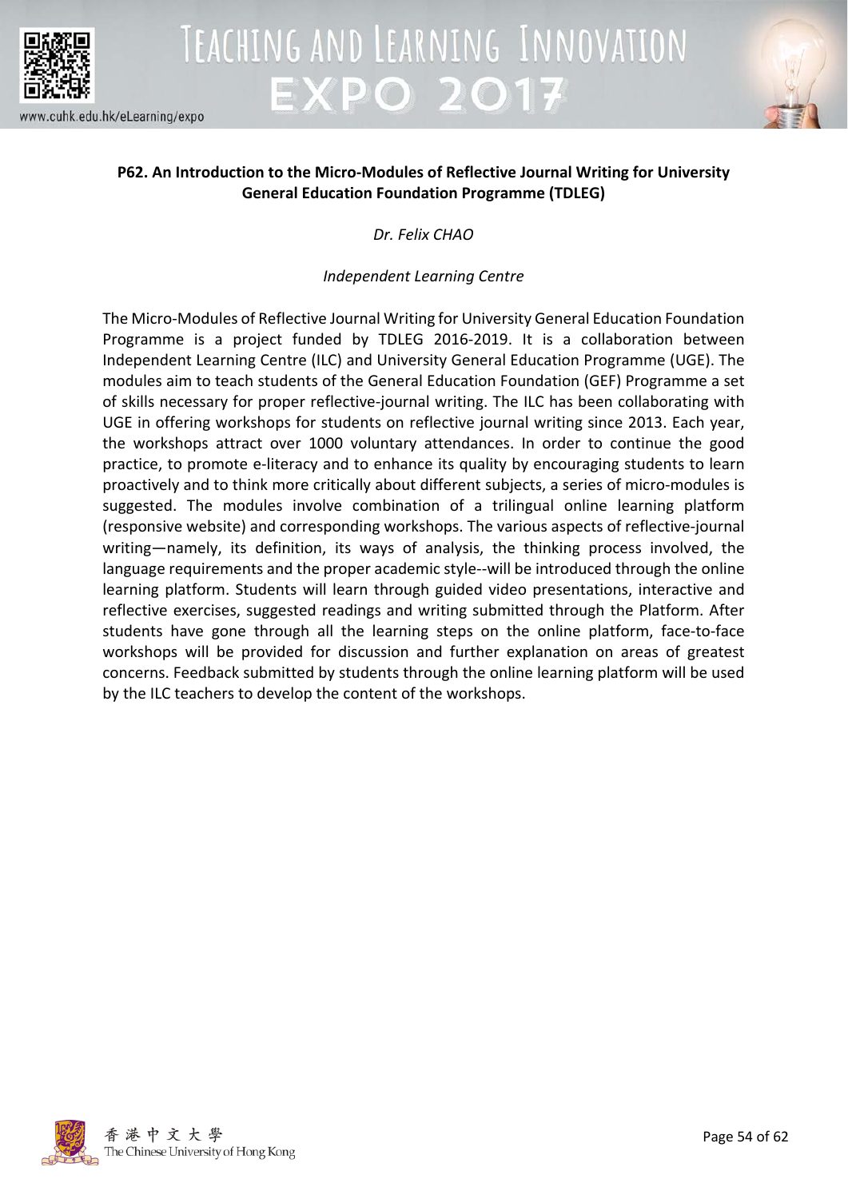## P62. An Introduction to the Micro-Modules of Reflective Journal Writing for University General Education Foundation Programme (TDLEG)

*Dr. Felix CHAO*

*Independent Learning Centre*

The Micro-Modules of Reflective Journal Writing for University General Education Foundation Programme is a project funded by TDLEG 2016-2019. It is a collaboration between Independent Learning Centre (ILC) and University General Education Programme (UGE). The modules aim to teach students of the General Education Foundation (GEF) Programme a set of skills necessary for proper reflective-journal writing. The ILC has been collaborating with UGE in offering workshops for students on reflective journal writing since 2013. Each year, the workshops attract over 1000 voluntary attendances. In order to continue the good practice, to promote e-literacy and to enhance its quality by encouraging students to learn proactively and to think more critically about different subjects, a series of micro-modules is suggested. The modules involve combination of a trilingual online learning platform (responsive website) and corresponding workshops. The various aspects of reflective-journal writing—namely, its definition, its ways of analysis, the thinking process involved, the language requirements and the proper academic style--will be introduced through the online learning platform. Students will learn through guided video presentations, interactive and reflective exercises, suggested readings and writing submitted through the Platform. After students have gone through all the learning steps on the online platform, face-to-face workshops will be provided for discussion and further explanation on areas of greatest concerns. Feedback submitted by students through the online learning platform will be used by the ILC teachers to develop the content of the workshops.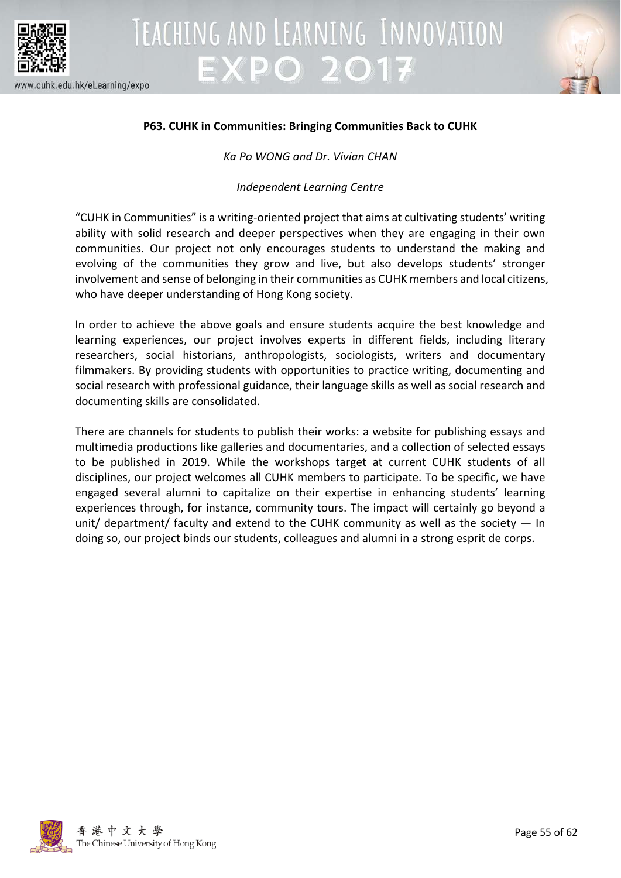**P63. CUHK in Communities: Bringing Communities Back to CUHK**

*Ka Po WONG and Dr. Vivian CHAN*

*Independent Learning Centre*

"CUHK in Communities" is a writing-oriented project that aims at cultivating students' writing ability with solid research and deeper perspectives when they are engaging in their own communities. Our project not only encourages students to understand the making and evolving of the communities they grow and live, but also develops students' stronger involvement and sense of belonging in their communities as CUHK members and local citizens, who have deeper understanding of Hong Kong society.

In order to achieve the above goals and ensure students acquire the best knowledge and learning experiences, our project involves experts in different fields, including literary researchers, social historians, anthropologists, sociologists, writers and documentary filmmakers. By providing students with opportunities to practice writing, documenting and social research with professional guidance, their language skills as well as social research and documenting skills are consolidated.

There are channels for students to publish their works: a website for publishing essays and multimedia productions like galleries and documentaries, and a collection of selected essays to be published in 2019. While the workshops target at current CUHK students of all disciplines, our project welcomes all CUHK members to participate. To be specific, we have engaged several alumni to capitalize on their expertise in enhancing students' learning experiences through, for instance, community tours. The impact will certainly go beyond a unit/ department/ faculty and extend to the CUHK community as well as the society — In doing so, our project binds our students, colleagues and alumni in a strong esprit de corps.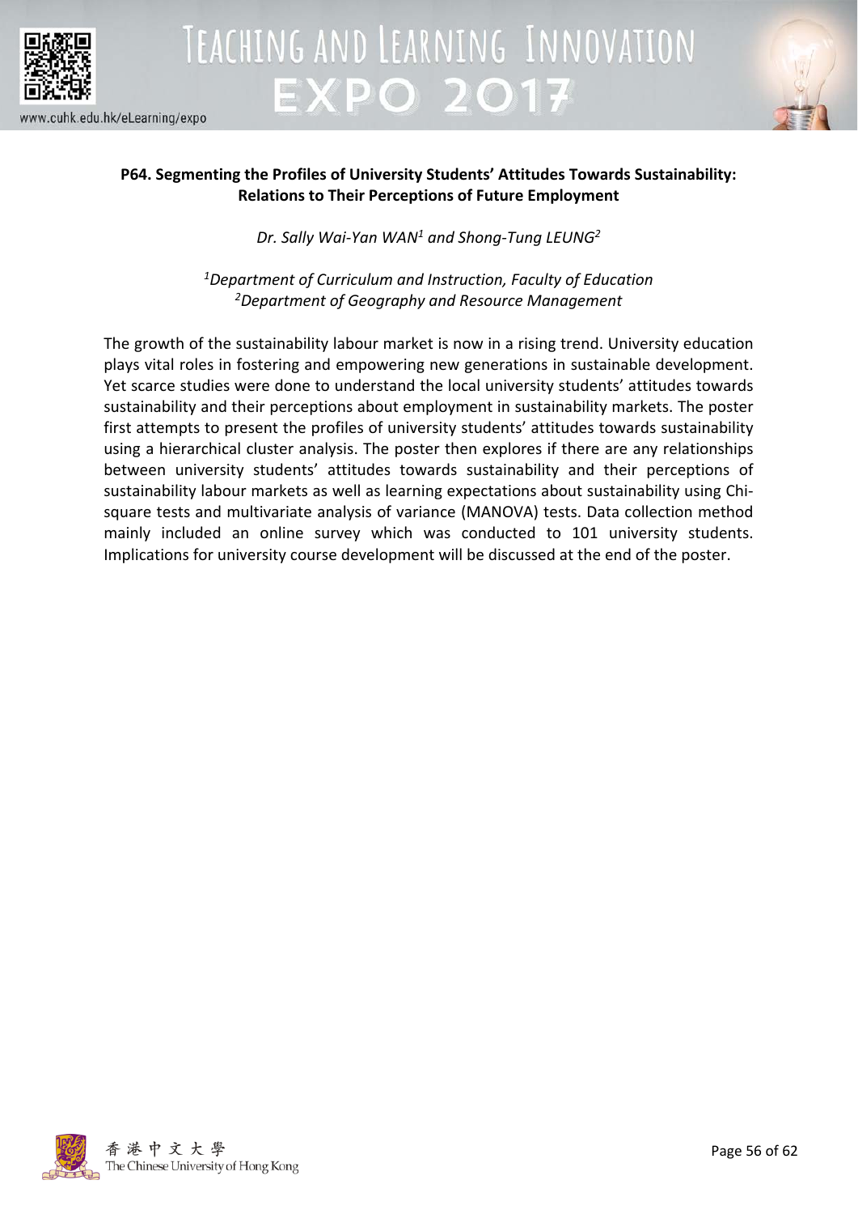## P64. Segmenting the Profiles of University Students' Attitudes Towards Sustainability: Relations to Their Perceptions of Future Employment

*Dr. Sally Wai-Yan WAN[1] and Shong-Tung LEUNG[2]*

*[1]Department of Curriculum and Instruction, Faculty of Education*
*[2]Department of Geography and Resource Management*

The growth of the sustainability labour market is now in a rising trend. University education plays vital roles in fostering and empowering new generations in sustainable development. Yet scarce studies were done to understand the local university students' attitudes towards sustainability and their perceptions about employment in sustainability markets. The poster first attempts to present the profiles of university students' attitudes towards sustainability using a hierarchical cluster analysis. The poster then explores if there are any relationships between university students' attitudes towards sustainability and their perceptions of sustainability labour markets as well as learning expectations about sustainability using Chi-square tests and multivariate analysis of variance (MANOVA) tests. Data collection method mainly included an online survey which was conducted to 101 university students. Implications for university course development will be discussed at the end of the poster.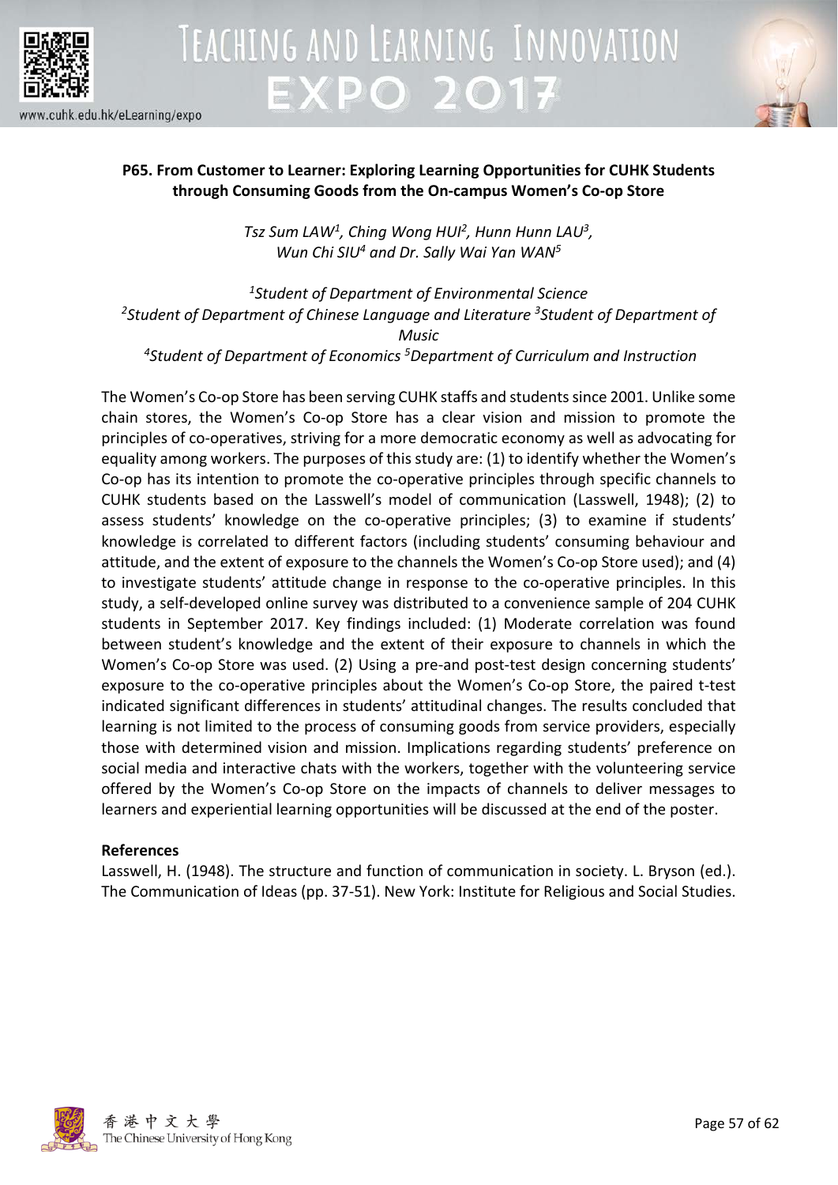**P65. From Customer to Learner: Exploring Learning Opportunities for CUHK Students through Consuming Goods from the On-campus Women's Co-op Store**

*Tsz Sum LAW[1], Ching Wong HUI[2], Hunn Hunn LAU[3], Wun Chi SIU[4] and Dr. Sally Wai Yan WAN[5]*

*[1]Student of Department of Environmental Science*
*[2]Student of Department of Chinese Language and Literature [3]Student of Department of Music*
*[4]Student of Department of Economics [5]Department of Curriculum and Instruction*

The Women's Co-op Store has been serving CUHK staffs and students since 2001. Unlike some chain stores, the Women's Co-op Store has a clear vision and mission to promote the principles of co-operatives, striving for a more democratic economy as well as advocating for equality among workers. The purposes of this study are: (1) to identify whether the Women's Co-op has its intention to promote the co-operative principles through specific channels to CUHK students based on the Lasswell's model of communication (Lasswell, 1948); (2) to assess students' knowledge on the co-operative principles; (3) to examine if students' knowledge is correlated to different factors (including students' consuming behaviour and attitude, and the extent of exposure to the channels the Women's Co-op Store used); and (4) to investigate students' attitude change in response to the co-operative principles. In this study, a self-developed online survey was distributed to a convenience sample of 204 CUHK students in September 2017. Key findings included: (1) Moderate correlation was found between student's knowledge and the extent of their exposure to channels in which the Women's Co-op Store was used. (2) Using a pre-and post-test design concerning students' exposure to the co-operative principles about the Women's Co-op Store, the paired t-test indicated significant differences in students' attitudinal changes. The results concluded that learning is not limited to the process of consuming goods from service providers, especially those with determined vision and mission. Implications regarding students' preference on social media and interactive chats with the workers, together with the volunteering service offered by the Women's Co-op Store on the impacts of channels to deliver messages to learners and experiential learning opportunities will be discussed at the end of the poster.

**References**

Lasswell, H. (1948). The structure and function of communication in society. L. Bryson (ed.). The Communication of Ideas (pp. 37-51). New York: Institute for Religious and Social Studies.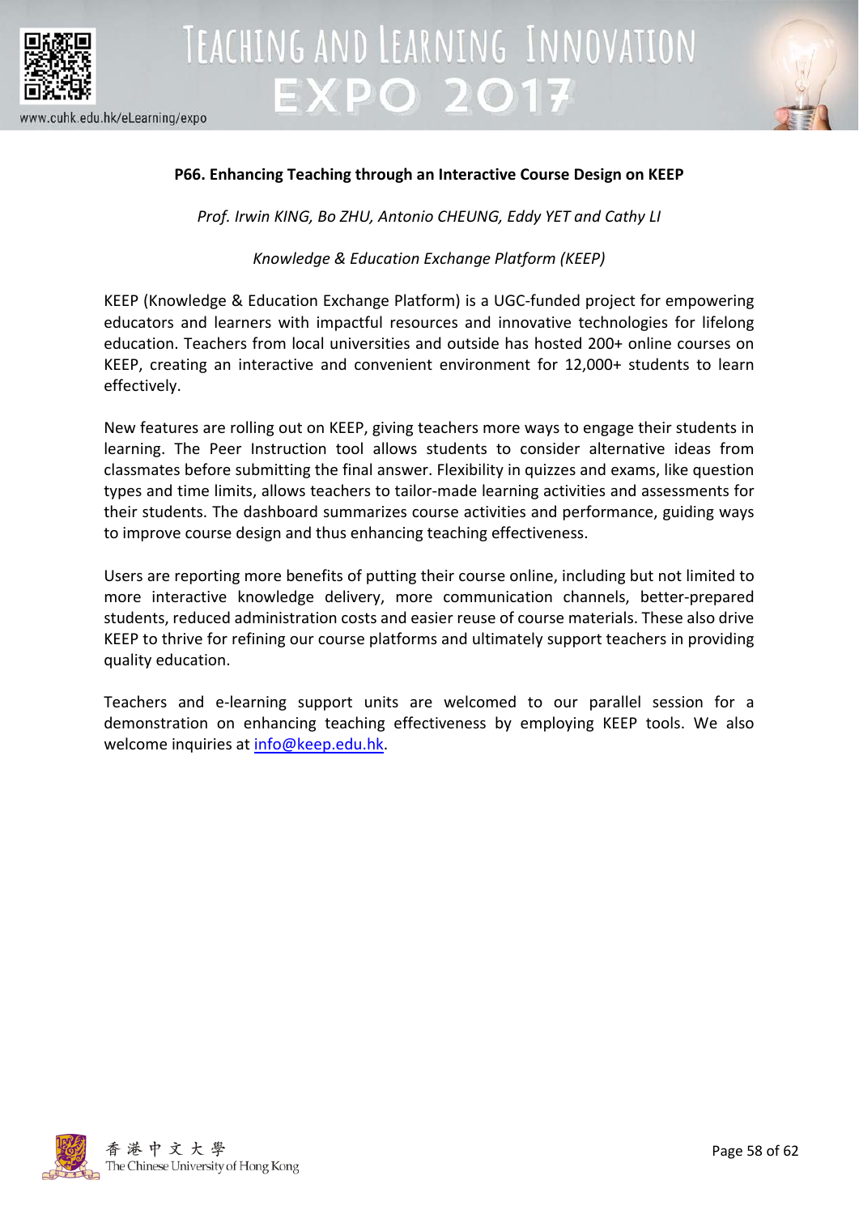### P66. Enhancing Teaching through an Interactive Course Design on KEEP

*Prof. Irwin KING, Bo ZHU, Antonio CHEUNG, Eddy YET and Cathy LI*

*Knowledge & Education Exchange Platform (KEEP)*

KEEP (Knowledge & Education Exchange Platform) is a UGC-funded project for empowering educators and learners with impactful resources and innovative technologies for lifelong education. Teachers from local universities and outside has hosted 200+ online courses on KEEP, creating an interactive and convenient environment for 12,000+ students to learn effectively.

New features are rolling out on KEEP, giving teachers more ways to engage their students in learning. The Peer Instruction tool allows students to consider alternative ideas from classmates before submitting the final answer. Flexibility in quizzes and exams, like question types and time limits, allows teachers to tailor-made learning activities and assessments for their students. The dashboard summarizes course activities and performance, guiding ways to improve course design and thus enhancing teaching effectiveness.

Users are reporting more benefits of putting their course online, including but not limited to more interactive knowledge delivery, more communication channels, better-prepared students, reduced administration costs and easier reuse of course materials. These also drive KEEP to thrive for refining our course platforms and ultimately support teachers in providing quality education.

Teachers and e-learning support units are welcomed to our parallel session for a demonstration on enhancing teaching effectiveness by employing KEEP tools. We also welcome inquiries at info@keep.edu.hk.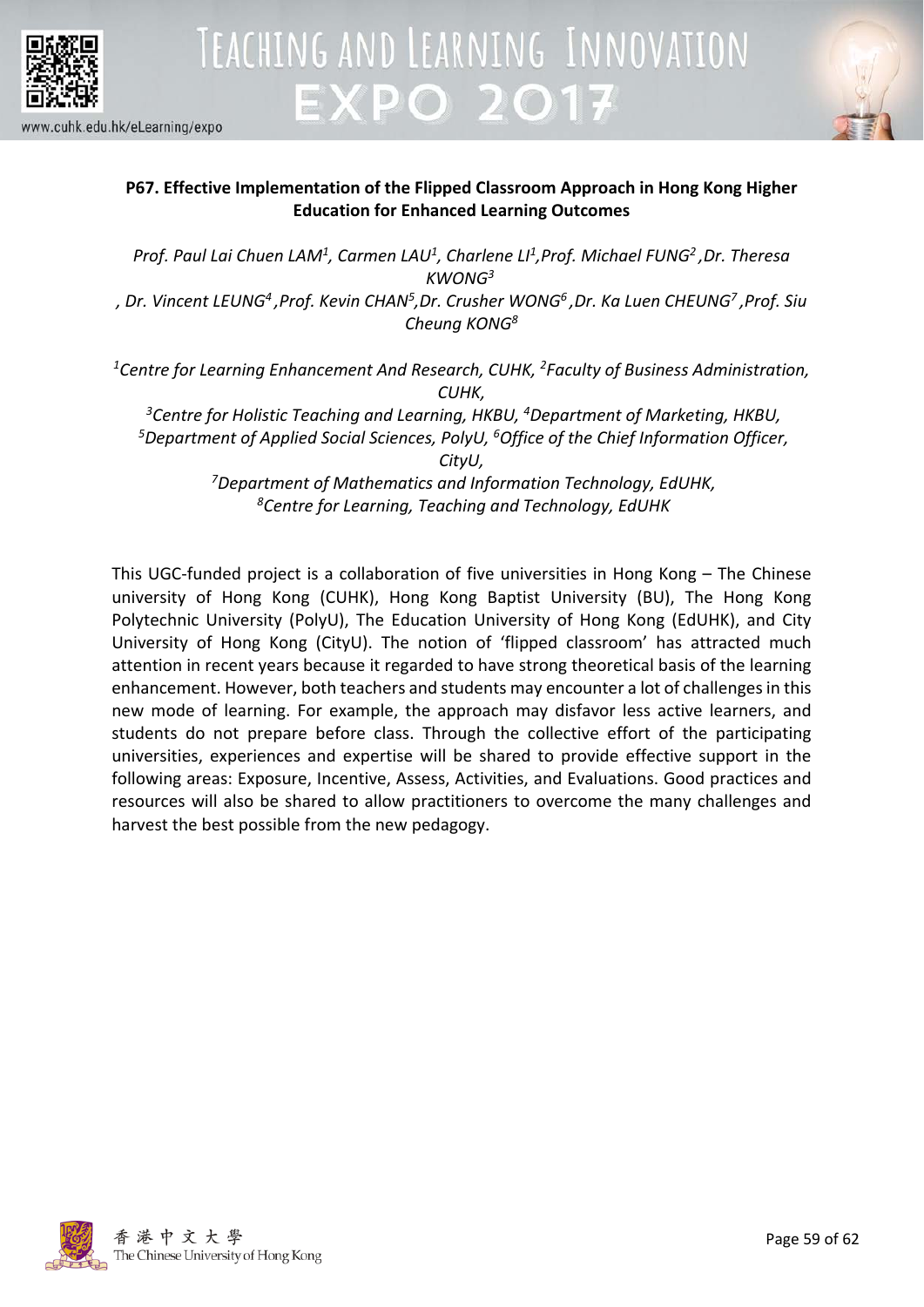**P67. Effective Implementation of the Flipped Classroom Approach in Hong Kong Higher Education for Enhanced Learning Outcomes**

*Prof. Paul Lai Chuen LAM[1], Carmen LAU[1], Charlene LI[1],Prof. Michael FUNG[2] ,Dr. Theresa KWONG[3] , Dr. Vincent LEUNG[4] ,Prof. Kevin CHAN[5],Dr. Crusher WONG[6] ,Dr. Ka Luen CHEUNG[7] ,Prof. Siu Cheung KONG[8]*

*[1]Centre for Learning Enhancement And Research, CUHK, [2]Faculty of Business Administration, CUHK,*
*[3]Centre for Holistic Teaching and Learning, HKBU, [4]Department of Marketing, HKBU,*
*[5]Department of Applied Social Sciences, PolyU, [6]Office of the Chief Information Officer, CityU,*
*[7]Department of Mathematics and Information Technology, EdUHK,*
*[8]Centre for Learning, Teaching and Technology, EdUHK*

This UGC-funded project is a collaboration of five universities in Hong Kong – The Chinese university of Hong Kong (CUHK), Hong Kong Baptist University (BU), The Hong Kong Polytechnic University (PolyU), The Education University of Hong Kong (EdUHK), and City University of Hong Kong (CityU). The notion of 'flipped classroom' has attracted much attention in recent years because it regarded to have strong theoretical basis of the learning enhancement. However, both teachers and students may encounter a lot of challenges in this new mode of learning. For example, the approach may disfavor less active learners, and students do not prepare before class. Through the collective effort of the participating universities, experiences and expertise will be shared to provide effective support in the following areas: Exposure, Incentive, Assess, Activities, and Evaluations. Good practices and resources will also be shared to allow practitioners to overcome the many challenges and harvest the best possible from the new pedagogy.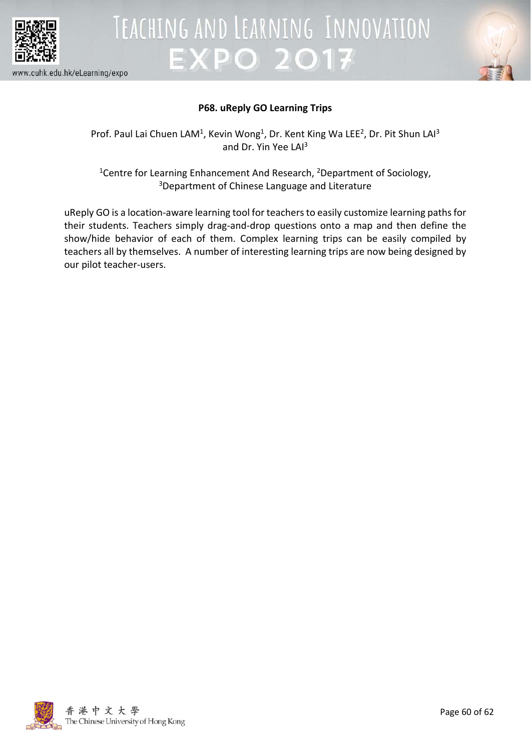## P68. uReply GO Learning Trips

Prof. Paul Lai Chuen LAM[1], Kevin Wong[1], Dr. Kent King Wa LEE[2], Dr. Pit Shun LAI[3] and Dr. Yin Yee LAI[3]

[1]Centre for Learning Enhancement And Research, [2]Department of Sociology, [3]Department of Chinese Language and Literature

uReply GO is a location-aware learning tool for teachers to easily customize learning paths for their students. Teachers simply drag-and-drop questions onto a map and then define the show/hide behavior of each of them. Complex learning trips can be easily compiled by teachers all by themselves. A number of interesting learning trips are now being designed by our pilot teacher-users.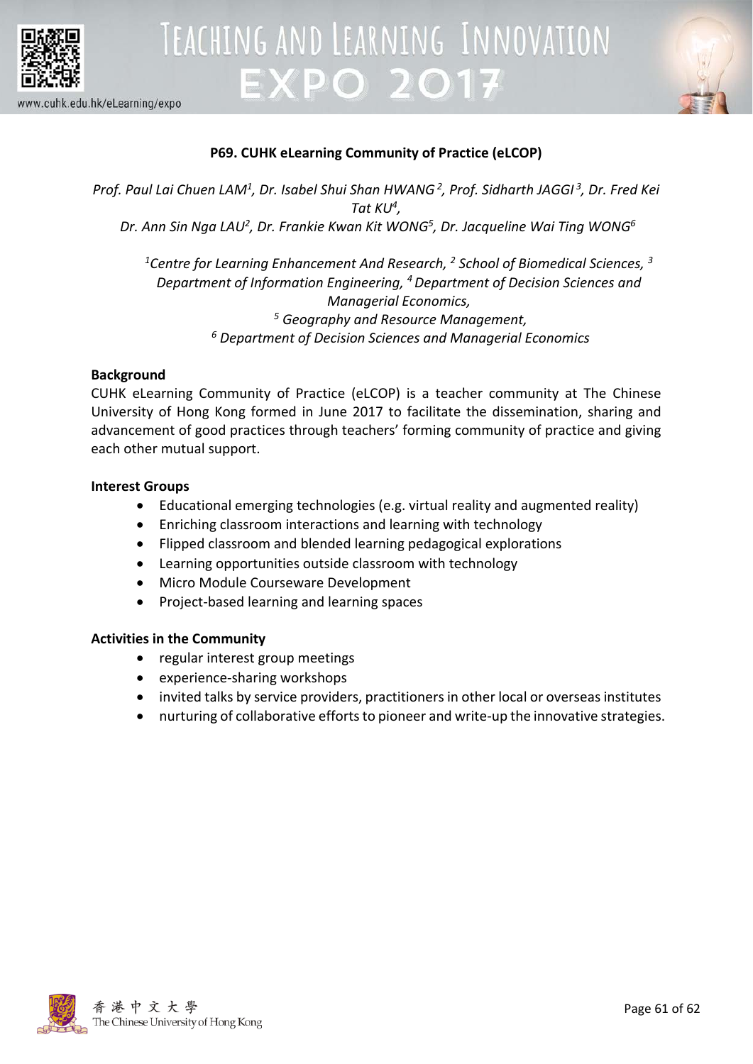**P69. CUHK eLearning Community of Practice (eLCOP)**

*Prof. Paul Lai Chuen LAM[1], Dr. Isabel Shui Shan HWANG[2], Prof. Sidharth JAGGI[3], Dr. Fred Kei Tat KU[4], Dr. Ann Sin Nga LAU[2], Dr. Frankie Kwan Kit WONG[5], Dr. Jacqueline Wai Ting WONG[6]*

*[1]Centre for Learning Enhancement And Research, [2] School of Biomedical Sciences, [3] Department of Information Engineering, [4] Department of Decision Sciences and Managerial Economics, [5] Geography and Resource Management, [6] Department of Decision Sciences and Managerial Economics*

**Background**

CUHK eLearning Community of Practice (eLCOP) is a teacher community at The Chinese University of Hong Kong formed in June 2017 to facilitate the dissemination, sharing and advancement of good practices through teachers' forming community of practice and giving each other mutual support.

**Interest Groups**

- Educational emerging technologies (e.g. virtual reality and augmented reality)
- Enriching classroom interactions and learning with technology
- Flipped classroom and blended learning pedagogical explorations
- Learning opportunities outside classroom with technology
- Micro Module Courseware Development
- Project-based learning and learning spaces

**Activities in the Community**

- regular interest group meetings
- experience-sharing workshops
- invited talks by service providers, practitioners in other local or overseas institutes
- nurturing of collaborative efforts to pioneer and write-up the innovative strategies.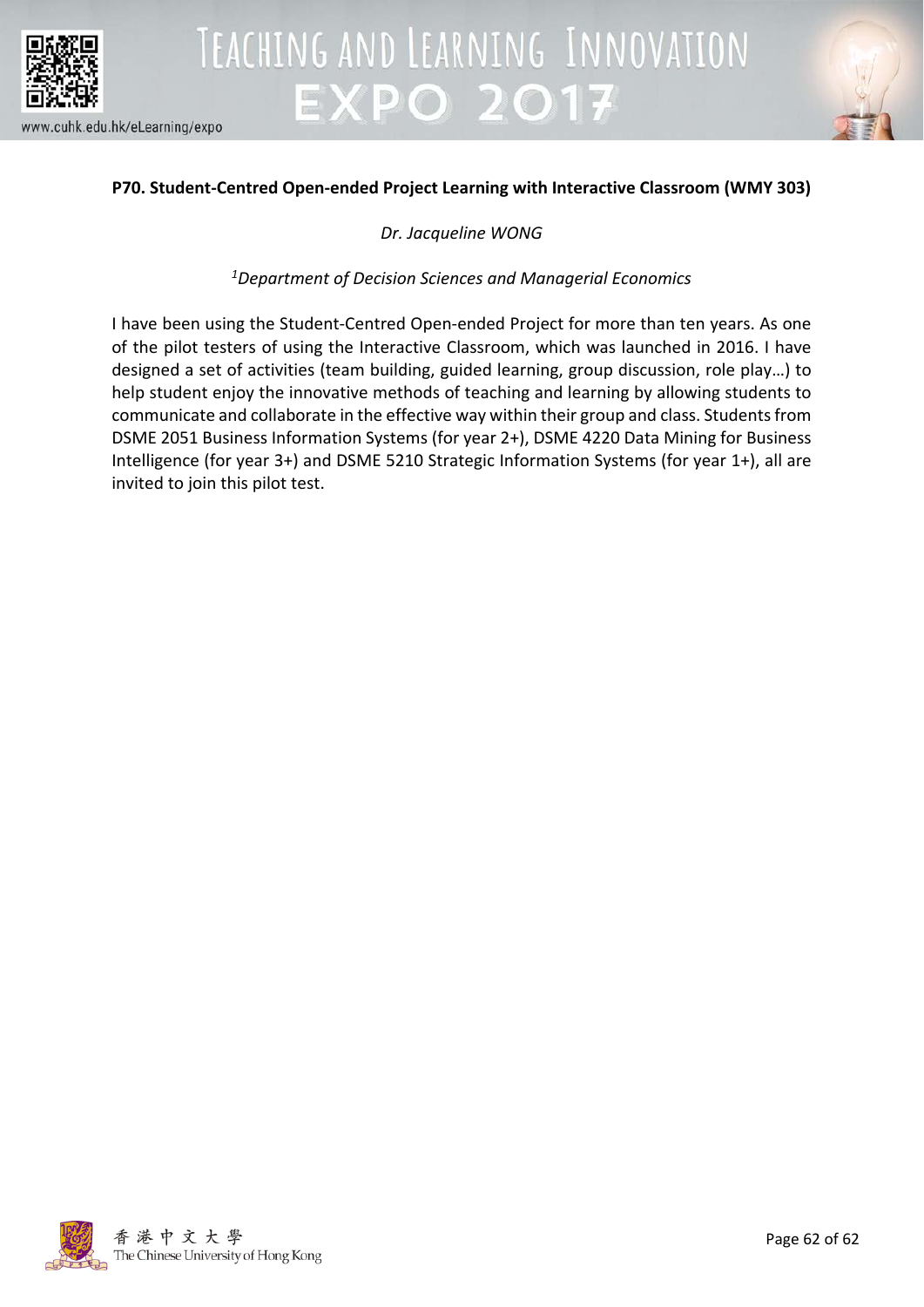**P70. Student-Centred Open-ended Project Learning with Interactive Classroom (WMY 303)**

*Dr. Jacqueline WONG*

[1]*Department of Decision Sciences and Managerial Economics*

I have been using the Student-Centred Open-ended Project for more than ten years. As one of the pilot testers of using the Interactive Classroom, which was launched in 2016. I have designed a set of activities (team building, guided learning, group discussion, role play…) to help student enjoy the innovative methods of teaching and learning by allowing students to communicate and collaborate in the effective way within their group and class. Students from DSME 2051 Business Information Systems (for year 2+), DSME 4220 Data Mining for Business Intelligence (for year 3+) and DSME 5210 Strategic Information Systems (for year 1+), all are invited to join this pilot test.